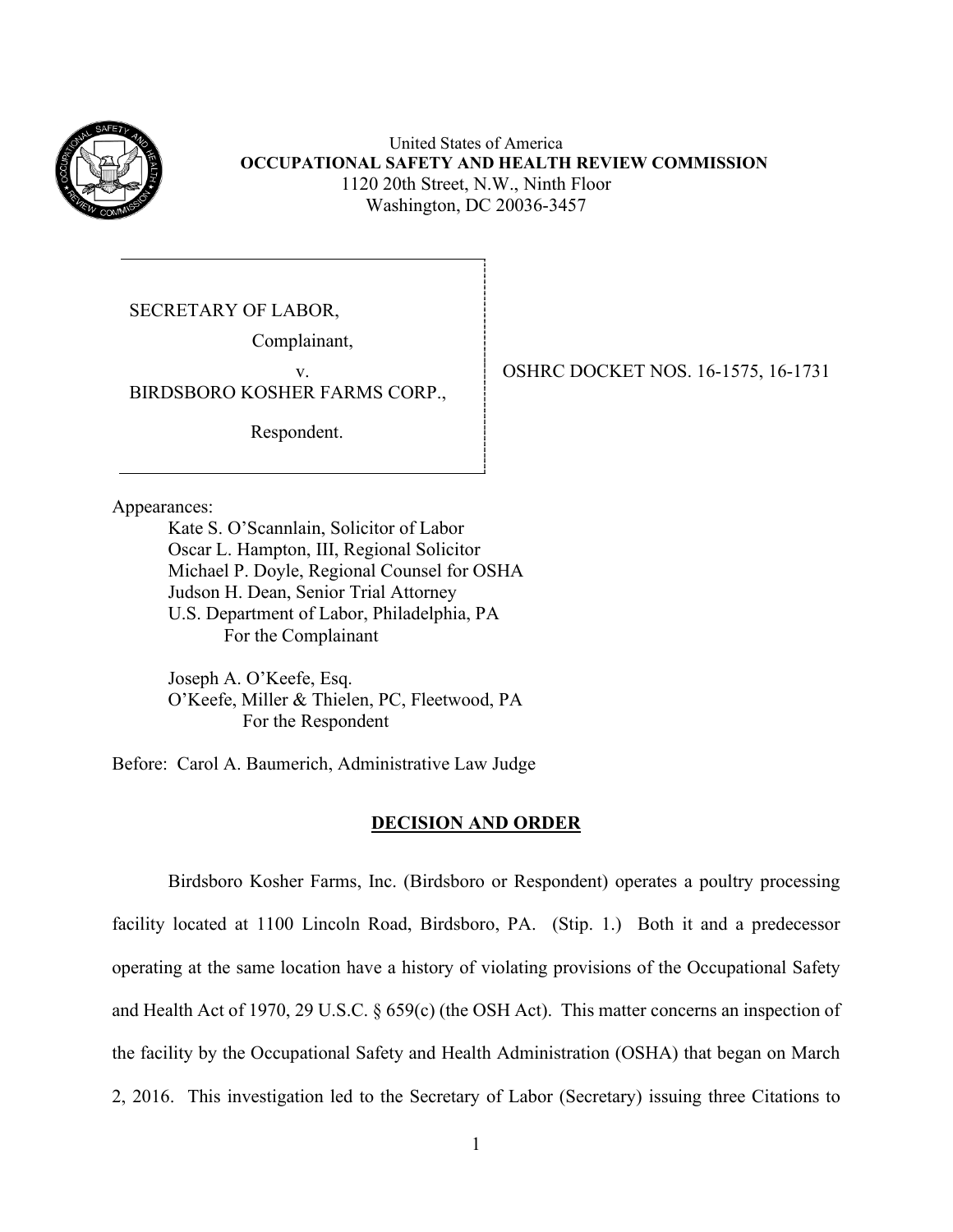United States of America
**OCCUPATIONAL SAFETY AND HEALTH REVIEW COMMISSION**
1120 20th Street, N.W., Ninth Floor
Washington, DC 20036-3457

SECRETARY OF LABOR,

Complainant,

v.

BIRDSBORO KOSHER FARMS CORP.,

Respondent.

OSHRC DOCKET NOS. 16-1575, 16-1731

Appearances:

Kate S. O'Scannlain, Solicitor of Labor
Oscar L. Hampton, III, Regional Solicitor
Michael P. Doyle, Regional Counsel for OSHA
Judson H. Dean, Senior Trial Attorney
U.S. Department of Labor, Philadelphia, PA
For the Complainant

Joseph A. O'Keefe, Esq.
O'Keefe, Miller & Thielen, PC, Fleetwood, PA
For the Respondent

Before: Carol A. Baumerich, Administrative Law Judge

## DECISION AND ORDER

Birdsboro Kosher Farms, Inc. (Birdsboro or Respondent) operates a poultry processing facility located at 1100 Lincoln Road, Birdsboro, PA. (Stip. 1.) Both it and a predecessor operating at the same location have a history of violating provisions of the Occupational Safety and Health Act of 1970, 29 U.S.C. § 659(c) (the OSH Act). This matter concerns an inspection of the facility by the Occupational Safety and Health Administration (OSHA) that began on March 2, 2016. This investigation led to the Secretary of Labor (Secretary) issuing three Citations to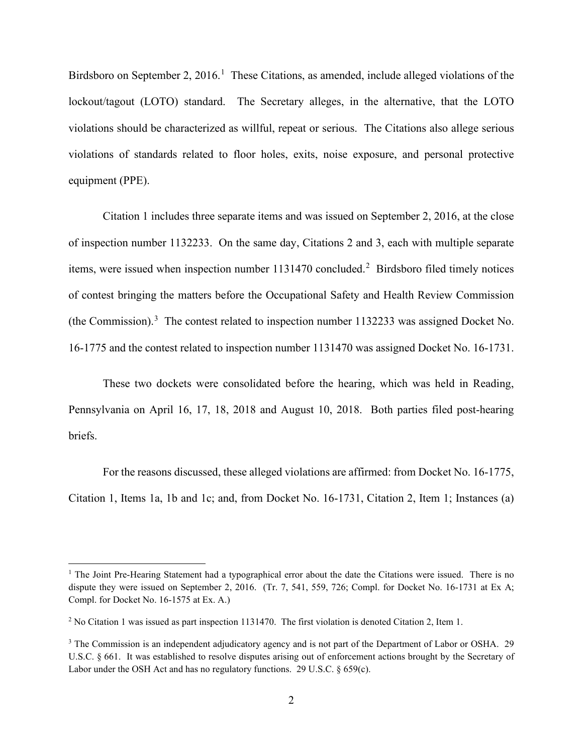Birdsboro on September 2, 2016.[1] These Citations, as amended, include alleged violations of the lockout/tagout (LOTO) standard. The Secretary alleges, in the alternative, that the LOTO violations should be characterized as willful, repeat or serious. The Citations also allege serious violations of standards related to floor holes, exits, noise exposure, and personal protective equipment (PPE).

Citation 1 includes three separate items and was issued on September 2, 2016, at the close of inspection number 1132233. On the same day, Citations 2 and 3, each with multiple separate items, were issued when inspection number 1131470 concluded.[2] Birdsboro filed timely notices of contest bringing the matters before the Occupational Safety and Health Review Commission (the Commission).[3] The contest related to inspection number 1132233 was assigned Docket No. 16-1775 and the contest related to inspection number 1131470 was assigned Docket No. 16-1731.

These two dockets were consolidated before the hearing, which was held in Reading, Pennsylvania on April 16, 17, 18, 2018 and August 10, 2018. Both parties filed post-hearing briefs.

For the reasons discussed, these alleged violations are affirmed: from Docket No. 16-1775, Citation 1, Items 1a, 1b and 1c; and, from Docket No. 16-1731, Citation 2, Item 1; Instances (a)

---

[1] The Joint Pre-Hearing Statement had a typographical error about the date the Citations were issued. There is no dispute they were issued on September 2, 2016. (Tr. 7, 541, 559, 726; Compl. for Docket No. 16-1731 at Ex A; Compl. for Docket No. 16-1575 at Ex. A.)

[2] No Citation 1 was issued as part inspection 1131470. The first violation is denoted Citation 2, Item 1.

[3] The Commission is an independent adjudicatory agency and is not part of the Department of Labor or OSHA. 29 U.S.C. § 661. It was established to resolve disputes arising out of enforcement actions brought by the Secretary of Labor under the OSH Act and has no regulatory functions. 29 U.S.C. § 659(c).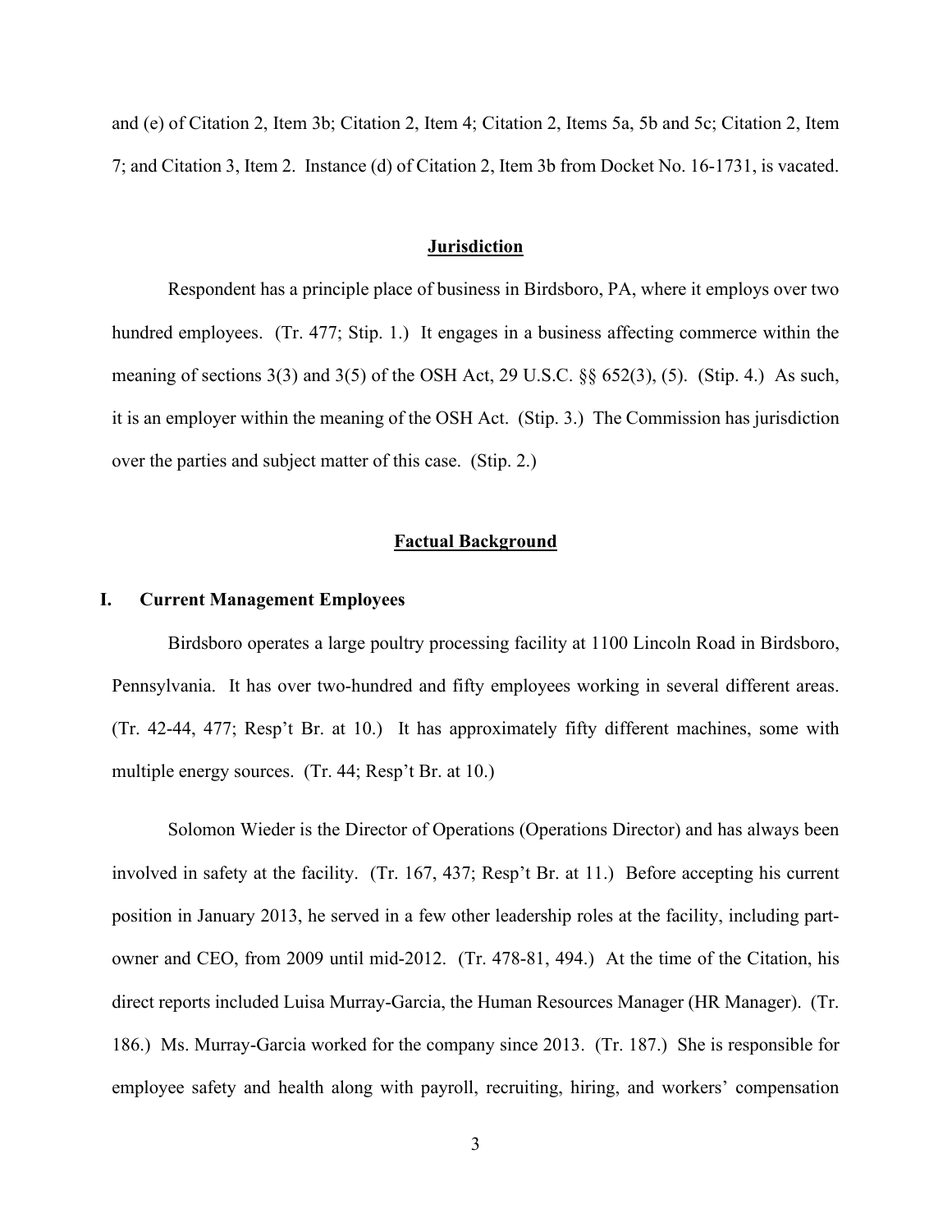and (e) of Citation 2, Item 3b; Citation 2, Item 4; Citation 2, Items 5a, 5b and 5c; Citation 2, Item 7; and Citation 3, Item 2. Instance (d) of Citation 2, Item 3b from Docket No. 16-1731, is vacated.

## Jurisdiction

Respondent has a principle place of business in Birdsboro, PA, where it employs over two hundred employees. (Tr. 477; Stip. 1.) It engages in a business affecting commerce within the meaning of sections 3(3) and 3(5) of the OSH Act, 29 U.S.C. §§ 652(3), (5). (Stip. 4.) As such, it is an employer within the meaning of the OSH Act. (Stip. 3.) The Commission has jurisdiction over the parties and subject matter of this case. (Stip. 2.)

## Factual Background

### I. Current Management Employees

Birdsboro operates a large poultry processing facility at 1100 Lincoln Road in Birdsboro, Pennsylvania. It has over two-hundred and fifty employees working in several different areas. (Tr. 42-44, 477; Resp't Br. at 10.) It has approximately fifty different machines, some with multiple energy sources. (Tr. 44; Resp't Br. at 10.)

Solomon Wieder is the Director of Operations (Operations Director) and has always been involved in safety at the facility. (Tr. 167, 437; Resp't Br. at 11.) Before accepting his current position in January 2013, he served in a few other leadership roles at the facility, including part-owner and CEO, from 2009 until mid-2012. (Tr. 478-81, 494.) At the time of the Citation, his direct reports included Luisa Murray-Garcia, the Human Resources Manager (HR Manager). (Tr. 186.) Ms. Murray-Garcia worked for the company since 2013. (Tr. 187.) She is responsible for employee safety and health along with payroll, recruiting, hiring, and workers' compensation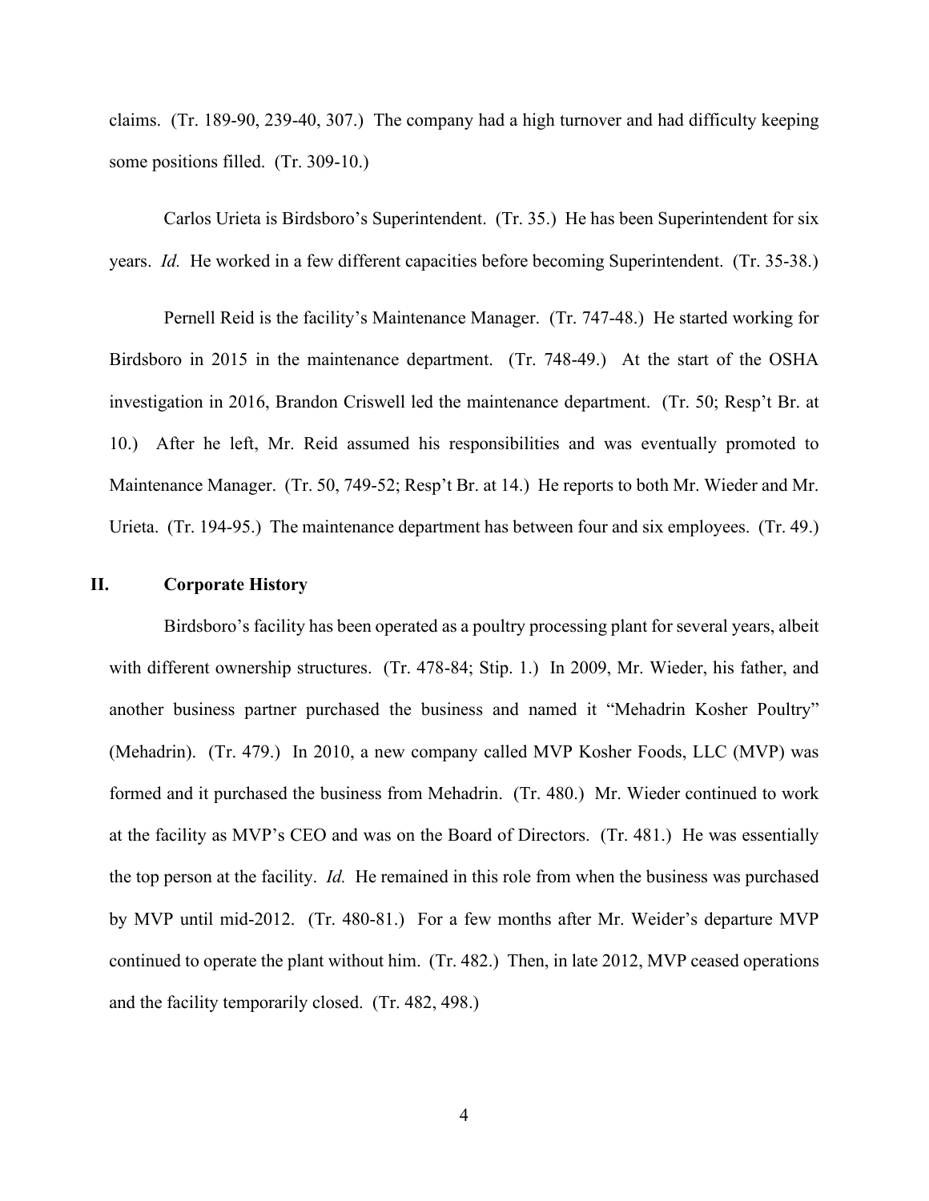claims. (Tr. 189-90, 239-40, 307.) The company had a high turnover and had difficulty keeping some positions filled. (Tr. 309-10.)

Carlos Urieta is Birdsboro's Superintendent. (Tr. 35.) He has been Superintendent for six years. *Id.* He worked in a few different capacities before becoming Superintendent. (Tr. 35-38.)

Pernell Reid is the facility's Maintenance Manager. (Tr. 747-48.) He started working for Birdsboro in 2015 in the maintenance department. (Tr. 748-49.) At the start of the OSHA investigation in 2016, Brandon Criswell led the maintenance department. (Tr. 50; Resp't Br. at 10.) After he left, Mr. Reid assumed his responsibilities and was eventually promoted to Maintenance Manager. (Tr. 50, 749-52; Resp't Br. at 14.) He reports to both Mr. Wieder and Mr. Urieta. (Tr. 194-95.) The maintenance department has between four and six employees. (Tr. 49.)

## II. Corporate History

Birdsboro's facility has been operated as a poultry processing plant for several years, albeit with different ownership structures. (Tr. 478-84; Stip. 1.) In 2009, Mr. Wieder, his father, and another business partner purchased the business and named it "Mehadrin Kosher Poultry" (Mehadrin). (Tr. 479.) In 2010, a new company called MVP Kosher Foods, LLC (MVP) was formed and it purchased the business from Mehadrin. (Tr. 480.) Mr. Wieder continued to work at the facility as MVP's CEO and was on the Board of Directors. (Tr. 481.) He was essentially the top person at the facility. *Id.* He remained in this role from when the business was purchased by MVP until mid-2012. (Tr. 480-81.) For a few months after Mr. Weider's departure MVP continued to operate the plant without him. (Tr. 482.) Then, in late 2012, MVP ceased operations and the facility temporarily closed. (Tr. 482, 498.)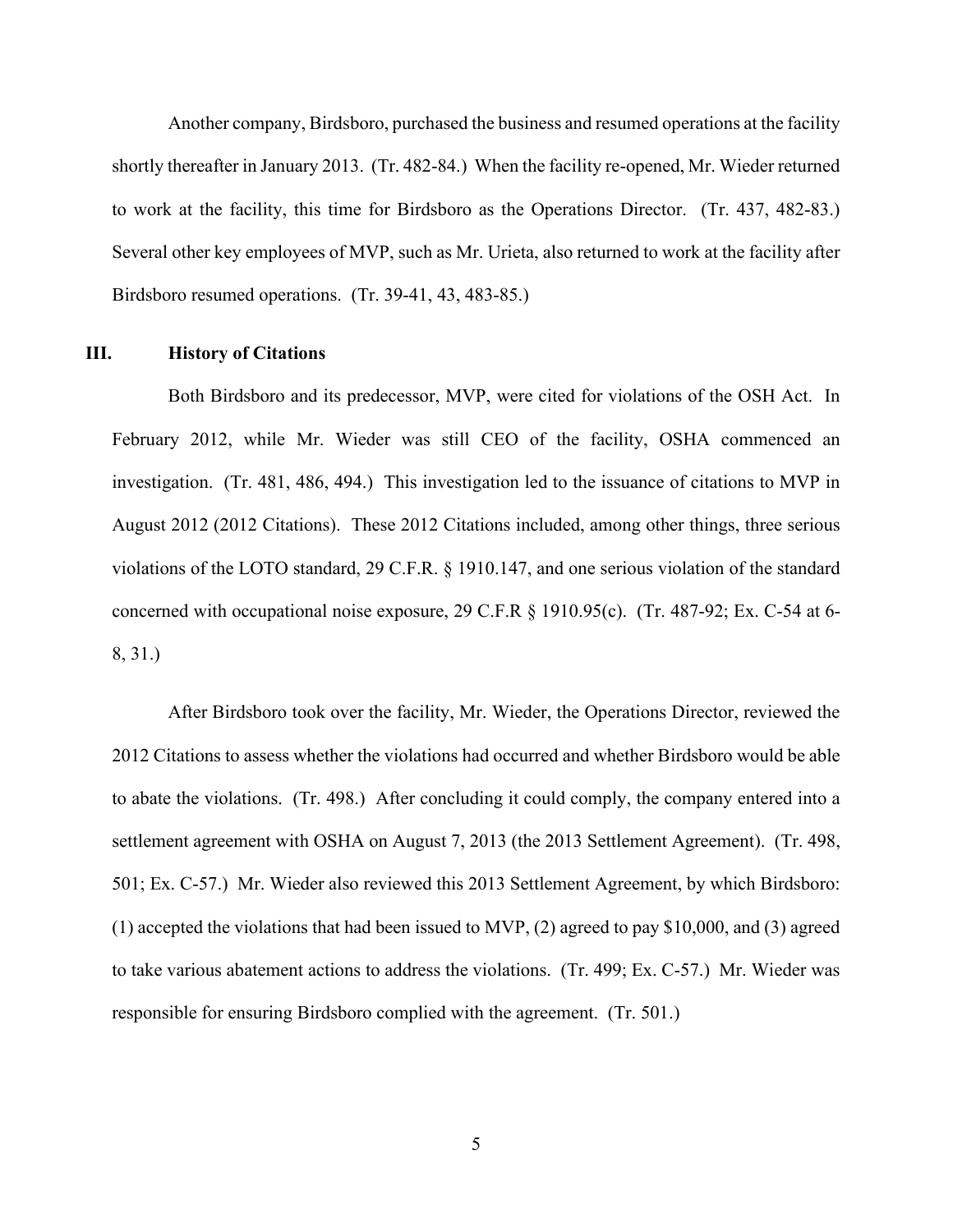Another company, Birdsboro, purchased the business and resumed operations at the facility shortly thereafter in January 2013. (Tr. 482-84.) When the facility re-opened, Mr. Wieder returned to work at the facility, this time for Birdsboro as the Operations Director. (Tr. 437, 482-83.) Several other key employees of MVP, such as Mr. Urieta, also returned to work at the facility after Birdsboro resumed operations. (Tr. 39-41, 43, 483-85.)

## III. History of Citations

Both Birdsboro and its predecessor, MVP, were cited for violations of the OSH Act. In February 2012, while Mr. Wieder was still CEO of the facility, OSHA commenced an investigation. (Tr. 481, 486, 494.) This investigation led to the issuance of citations to MVP in August 2012 (2012 Citations). These 2012 Citations included, among other things, three serious violations of the LOTO standard, 29 C.F.R. § 1910.147, and one serious violation of the standard concerned with occupational noise exposure, 29 C.F.R § 1910.95(c). (Tr. 487-92; Ex. C-54 at 6-8, 31.)

After Birdsboro took over the facility, Mr. Wieder, the Operations Director, reviewed the 2012 Citations to assess whether the violations had occurred and whether Birdsboro would be able to abate the violations. (Tr. 498.) After concluding it could comply, the company entered into a settlement agreement with OSHA on August 7, 2013 (the 2013 Settlement Agreement). (Tr. 498, 501; Ex. C-57.) Mr. Wieder also reviewed this 2013 Settlement Agreement, by which Birdsboro: (1) accepted the violations that had been issued to MVP, (2) agreed to pay $10,000, and (3) agreed to take various abatement actions to address the violations. (Tr. 499; Ex. C-57.) Mr. Wieder was responsible for ensuring Birdsboro complied with the agreement. (Tr. 501.)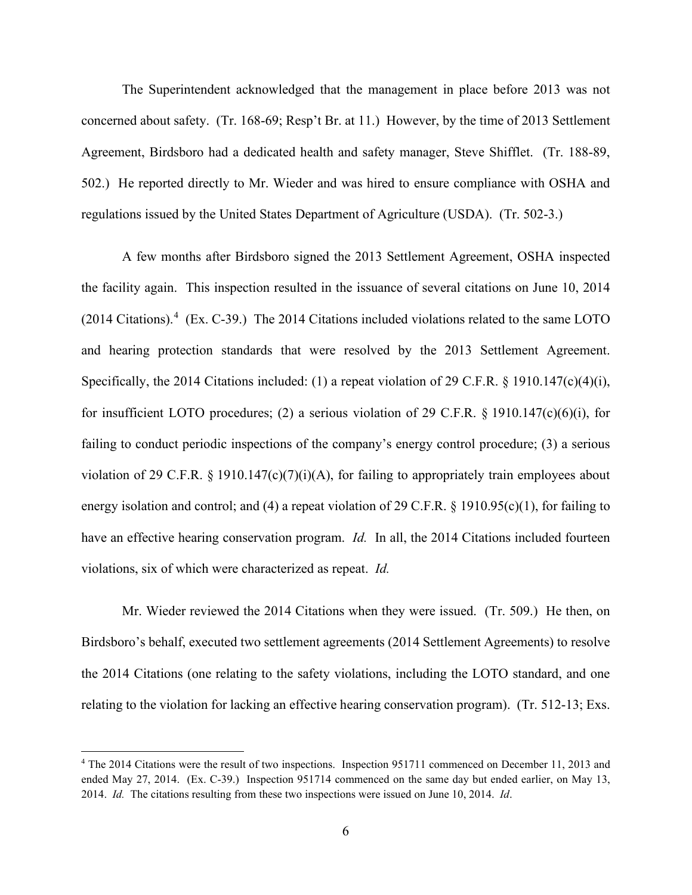The Superintendent acknowledged that the management in place before 2013 was not concerned about safety. (Tr. 168-69; Resp't Br. at 11.) However, by the time of 2013 Settlement Agreement, Birdsboro had a dedicated health and safety manager, Steve Shifflet. (Tr. 188-89, 502.) He reported directly to Mr. Wieder and was hired to ensure compliance with OSHA and regulations issued by the United States Department of Agriculture (USDA). (Tr. 502-3.)

A few months after Birdsboro signed the 2013 Settlement Agreement, OSHA inspected the facility again. This inspection resulted in the issuance of several citations on June 10, 2014 (2014 Citations).[4] (Ex. C-39.) The 2014 Citations included violations related to the same LOTO and hearing protection standards that were resolved by the 2013 Settlement Agreement. Specifically, the 2014 Citations included: (1) a repeat violation of 29 C.F.R. § 1910.147(c)(4)(i), for insufficient LOTO procedures; (2) a serious violation of 29 C.F.R. § 1910.147(c)(6)(i), for failing to conduct periodic inspections of the company's energy control procedure; (3) a serious violation of 29 C.F.R. § 1910.147(c)(7)(i)(A), for failing to appropriately train employees about energy isolation and control; and (4) a repeat violation of 29 C.F.R. § 1910.95(c)(1), for failing to have an effective hearing conservation program. *Id.* In all, the 2014 Citations included fourteen violations, six of which were characterized as repeat. *Id.*

Mr. Wieder reviewed the 2014 Citations when they were issued. (Tr. 509.) He then, on Birdsboro's behalf, executed two settlement agreements (2014 Settlement Agreements) to resolve the 2014 Citations (one relating to the safety violations, including the LOTO standard, and one relating to the violation for lacking an effective hearing conservation program). (Tr. 512-13; Exs.

[4] The 2014 Citations were the result of two inspections. Inspection 951711 commenced on December 11, 2013 and ended May 27, 2014. (Ex. C-39.) Inspection 951714 commenced on the same day but ended earlier, on May 13, 2014. *Id.* The citations resulting from these two inspections were issued on June 10, 2014. *Id*.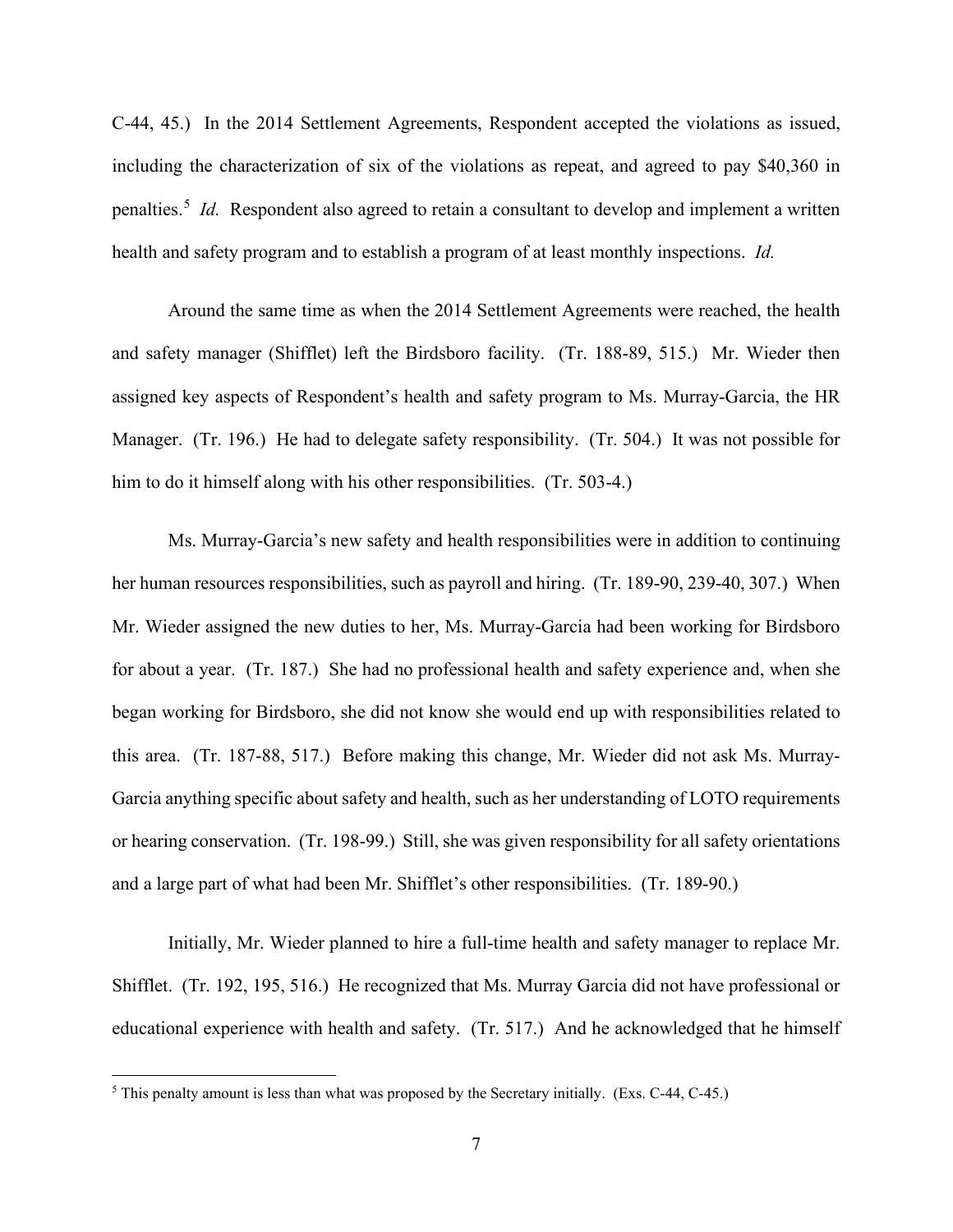C-44, 45.) In the 2014 Settlement Agreements, Respondent accepted the violations as issued, including the characterization of six of the violations as repeat, and agreed to pay $40,360 in penalties.[5] *Id.* Respondent also agreed to retain a consultant to develop and implement a written health and safety program and to establish a program of at least monthly inspections. *Id.*

Around the same time as when the 2014 Settlement Agreements were reached, the health and safety manager (Shifflet) left the Birdsboro facility. (Tr. 188-89, 515.) Mr. Wieder then assigned key aspects of Respondent's health and safety program to Ms. Murray-Garcia, the HR Manager. (Tr. 196.) He had to delegate safety responsibility. (Tr. 504.) It was not possible for him to do it himself along with his other responsibilities. (Tr. 503-4.)

Ms. Murray-Garcia's new safety and health responsibilities were in addition to continuing her human resources responsibilities, such as payroll and hiring. (Tr. 189-90, 239-40, 307.) When Mr. Wieder assigned the new duties to her, Ms. Murray-Garcia had been working for Birdsboro for about a year. (Tr. 187.) She had no professional health and safety experience and, when she began working for Birdsboro, she did not know she would end up with responsibilities related to this area. (Tr. 187-88, 517.) Before making this change, Mr. Wieder did not ask Ms. Murray-Garcia anything specific about safety and health, such as her understanding of LOTO requirements or hearing conservation. (Tr. 198-99.) Still, she was given responsibility for all safety orientations and a large part of what had been Mr. Shifflet's other responsibilities. (Tr. 189-90.)

Initially, Mr. Wieder planned to hire a full-time health and safety manager to replace Mr. Shifflet. (Tr. 192, 195, 516.) He recognized that Ms. Murray Garcia did not have professional or educational experience with health and safety. (Tr. 517.) And he acknowledged that he himself

[5] This penalty amount is less than what was proposed by the Secretary initially. (Exs. C-44, C-45.)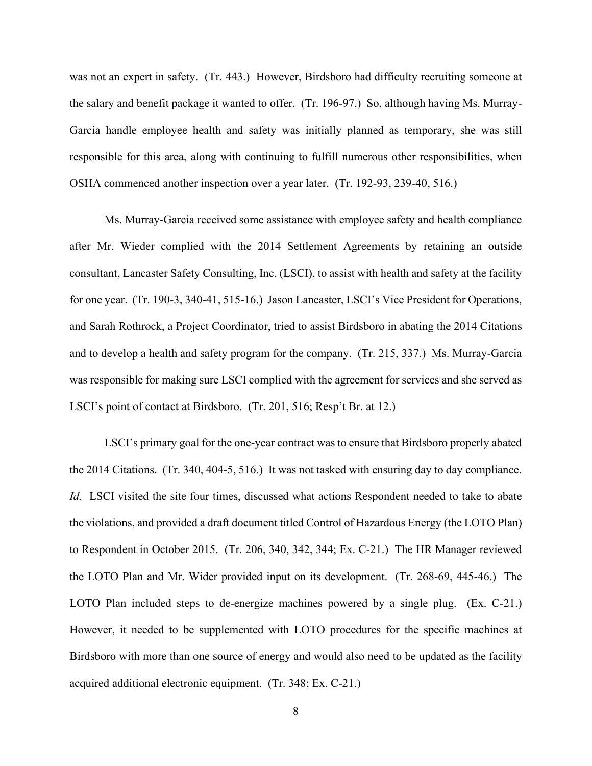was not an expert in safety. (Tr. 443.) However, Birdsboro had difficulty recruiting someone at the salary and benefit package it wanted to offer. (Tr. 196-97.) So, although having Ms. Murray-Garcia handle employee health and safety was initially planned as temporary, she was still responsible for this area, along with continuing to fulfill numerous other responsibilities, when OSHA commenced another inspection over a year later. (Tr. 192-93, 239-40, 516.)

Ms. Murray-Garcia received some assistance with employee safety and health compliance after Mr. Wieder complied with the 2014 Settlement Agreements by retaining an outside consultant, Lancaster Safety Consulting, Inc. (LSCI), to assist with health and safety at the facility for one year. (Tr. 190-3, 340-41, 515-16.) Jason Lancaster, LSCI's Vice President for Operations, and Sarah Rothrock, a Project Coordinator, tried to assist Birdsboro in abating the 2014 Citations and to develop a health and safety program for the company. (Tr. 215, 337.) Ms. Murray-Garcia was responsible for making sure LSCI complied with the agreement for services and she served as LSCI's point of contact at Birdsboro. (Tr. 201, 516; Resp't Br. at 12.)

LSCI's primary goal for the one-year contract was to ensure that Birdsboro properly abated the 2014 Citations. (Tr. 340, 404-5, 516.) It was not tasked with ensuring day to day compliance. *Id.* LSCI visited the site four times, discussed what actions Respondent needed to take to abate the violations, and provided a draft document titled Control of Hazardous Energy (the LOTO Plan) to Respondent in October 2015. (Tr. 206, 340, 342, 344; Ex. C-21.) The HR Manager reviewed the LOTO Plan and Mr. Wider provided input on its development. (Tr. 268-69, 445-46.) The LOTO Plan included steps to de-energize machines powered by a single plug. (Ex. C-21.) However, it needed to be supplemented with LOTO procedures for the specific machines at Birdsboro with more than one source of energy and would also need to be updated as the facility acquired additional electronic equipment. (Tr. 348; Ex. C-21.)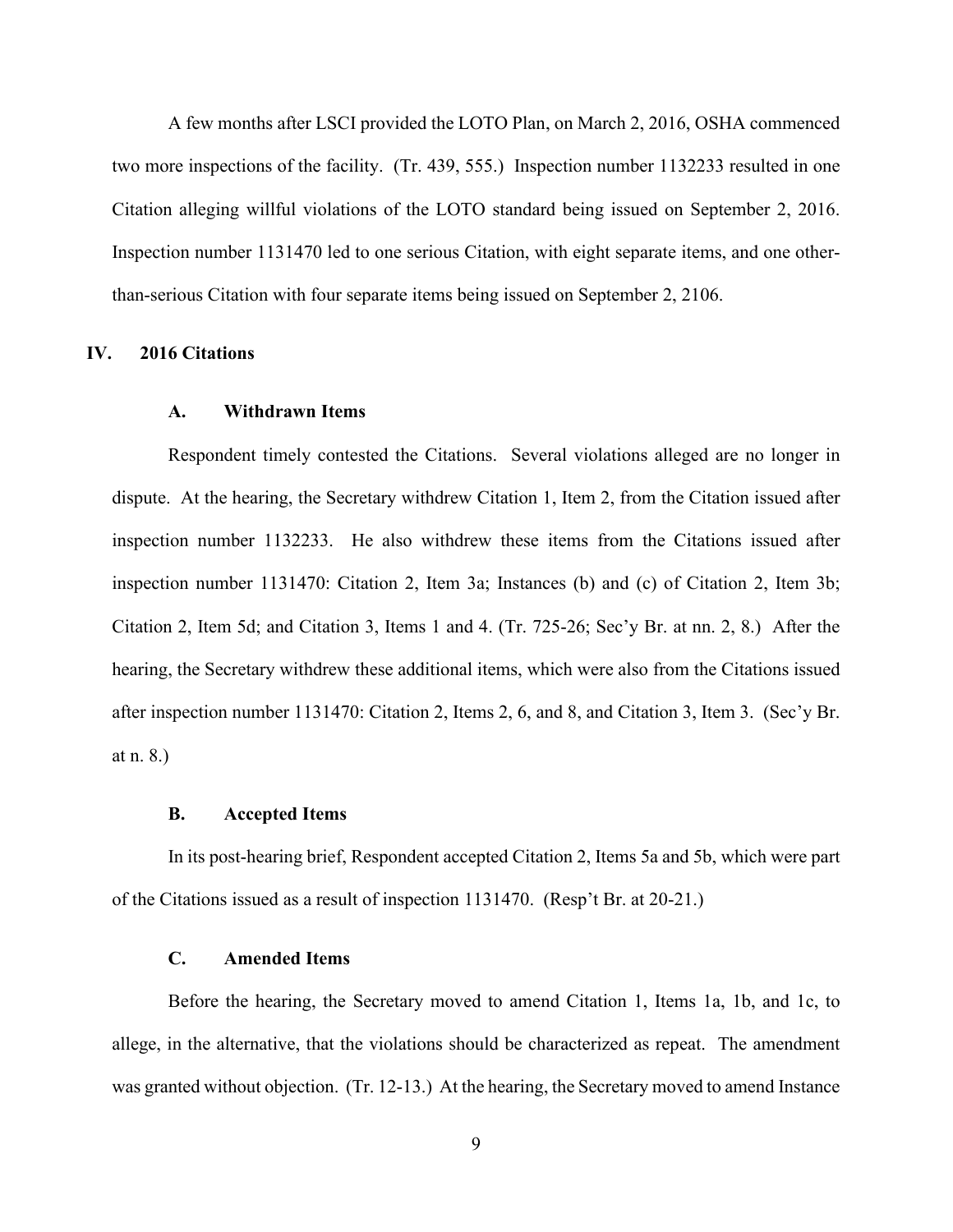A few months after LSCI provided the LOTO Plan, on March 2, 2016, OSHA commenced two more inspections of the facility. (Tr. 439, 555.) Inspection number 1132233 resulted in one Citation alleging willful violations of the LOTO standard being issued on September 2, 2016. Inspection number 1131470 led to one serious Citation, with eight separate items, and one other-than-serious Citation with four separate items being issued on September 2, 2106.

## IV. 2016 Citations

### A. Withdrawn Items

Respondent timely contested the Citations. Several violations alleged are no longer in dispute. At the hearing, the Secretary withdrew Citation 1, Item 2, from the Citation issued after inspection number 1132233. He also withdrew these items from the Citations issued after inspection number 1131470: Citation 2, Item 3a; Instances (b) and (c) of Citation 2, Item 3b; Citation 2, Item 5d; and Citation 3, Items 1 and 4. (Tr. 725-26; Sec'y Br. at nn. 2, 8.) After the hearing, the Secretary withdrew these additional items, which were also from the Citations issued after inspection number 1131470: Citation 2, Items 2, 6, and 8, and Citation 3, Item 3. (Sec'y Br. at n. 8.)

### B. Accepted Items

In its post-hearing brief, Respondent accepted Citation 2, Items 5a and 5b, which were part of the Citations issued as a result of inspection 1131470. (Resp't Br. at 20-21.)

### C. Amended Items

Before the hearing, the Secretary moved to amend Citation 1, Items 1a, 1b, and 1c, to allege, in the alternative, that the violations should be characterized as repeat. The amendment was granted without objection. (Tr. 12-13.) At the hearing, the Secretary moved to amend Instance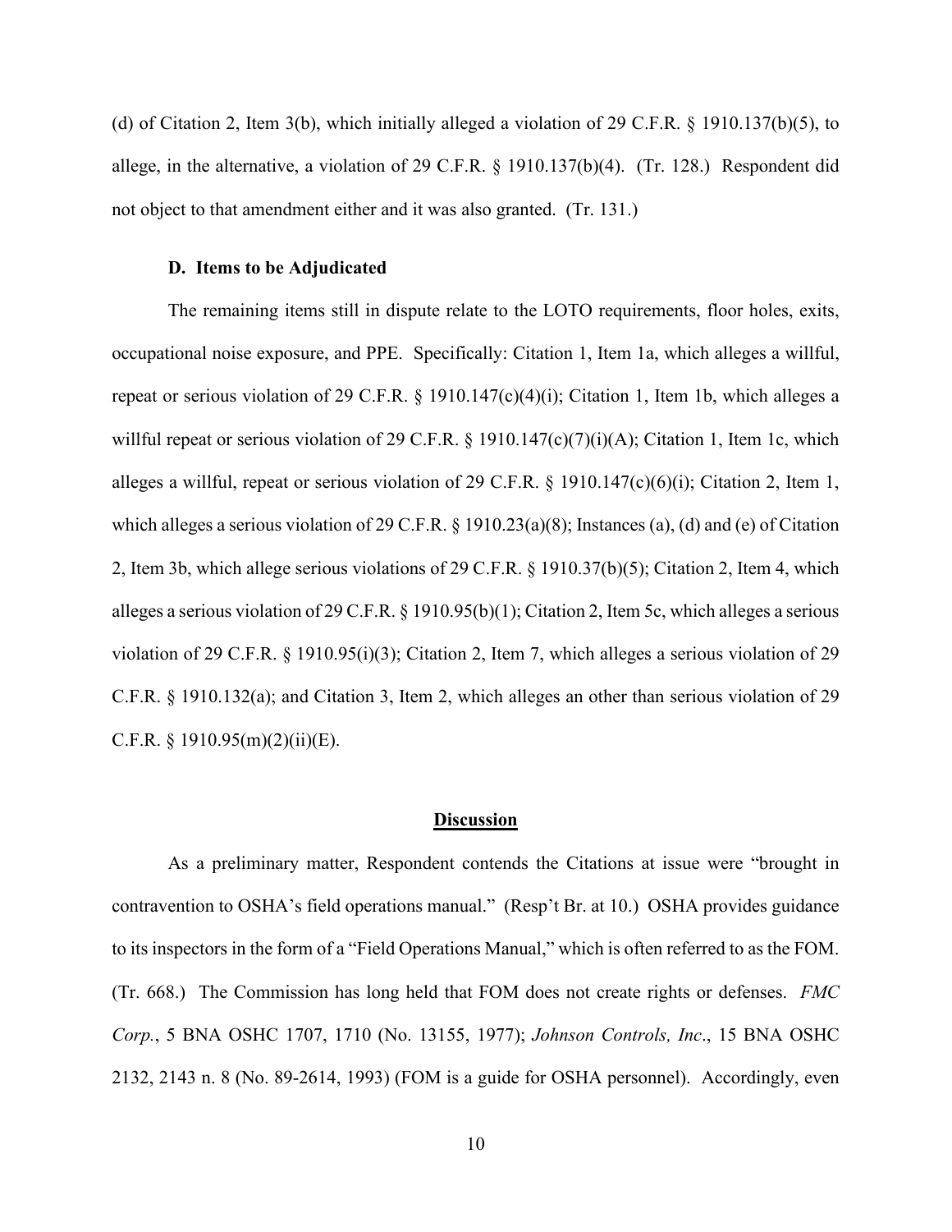(d) of Citation 2, Item 3(b), which initially alleged a violation of 29 C.F.R. § 1910.137(b)(5), to allege, in the alternative, a violation of 29 C.F.R. § 1910.137(b)(4). (Tr. 128.) Respondent did not object to that amendment either and it was also granted. (Tr. 131.)

### D. Items to be Adjudicated

The remaining items still in dispute relate to the LOTO requirements, floor holes, exits, occupational noise exposure, and PPE. Specifically: Citation 1, Item 1a, which alleges a willful, repeat or serious violation of 29 C.F.R. § 1910.147(c)(4)(i); Citation 1, Item 1b, which alleges a willful repeat or serious violation of 29 C.F.R. § 1910.147(c)(7)(i)(A); Citation 1, Item 1c, which alleges a willful, repeat or serious violation of 29 C.F.R. § 1910.147(c)(6)(i); Citation 2, Item 1, which alleges a serious violation of 29 C.F.R. § 1910.23(a)(8); Instances (a), (d) and (e) of Citation 2, Item 3b, which allege serious violations of 29 C.F.R. § 1910.37(b)(5); Citation 2, Item 4, which alleges a serious violation of 29 C.F.R. § 1910.95(b)(1); Citation 2, Item 5c, which alleges a serious violation of 29 C.F.R. § 1910.95(i)(3); Citation 2, Item 7, which alleges a serious violation of 29 C.F.R. § 1910.132(a); and Citation 3, Item 2, which alleges an other than serious violation of 29 C.F.R. § 1910.95(m)(2)(ii)(E).

## Discussion

As a preliminary matter, Respondent contends the Citations at issue were "brought in contravention to OSHA's field operations manual." (Resp't Br. at 10.) OSHA provides guidance to its inspectors in the form of a "Field Operations Manual," which is often referred to as the FOM. (Tr. 668.) The Commission has long held that FOM does not create rights or defenses. *FMC Corp.*, 5 BNA OSHC 1707, 1710 (No. 13155, 1977); *Johnson Controls, Inc.*, 15 BNA OSHC 2132, 2143 n. 8 (No. 89-2614, 1993) (FOM is a guide for OSHA personnel). Accordingly, even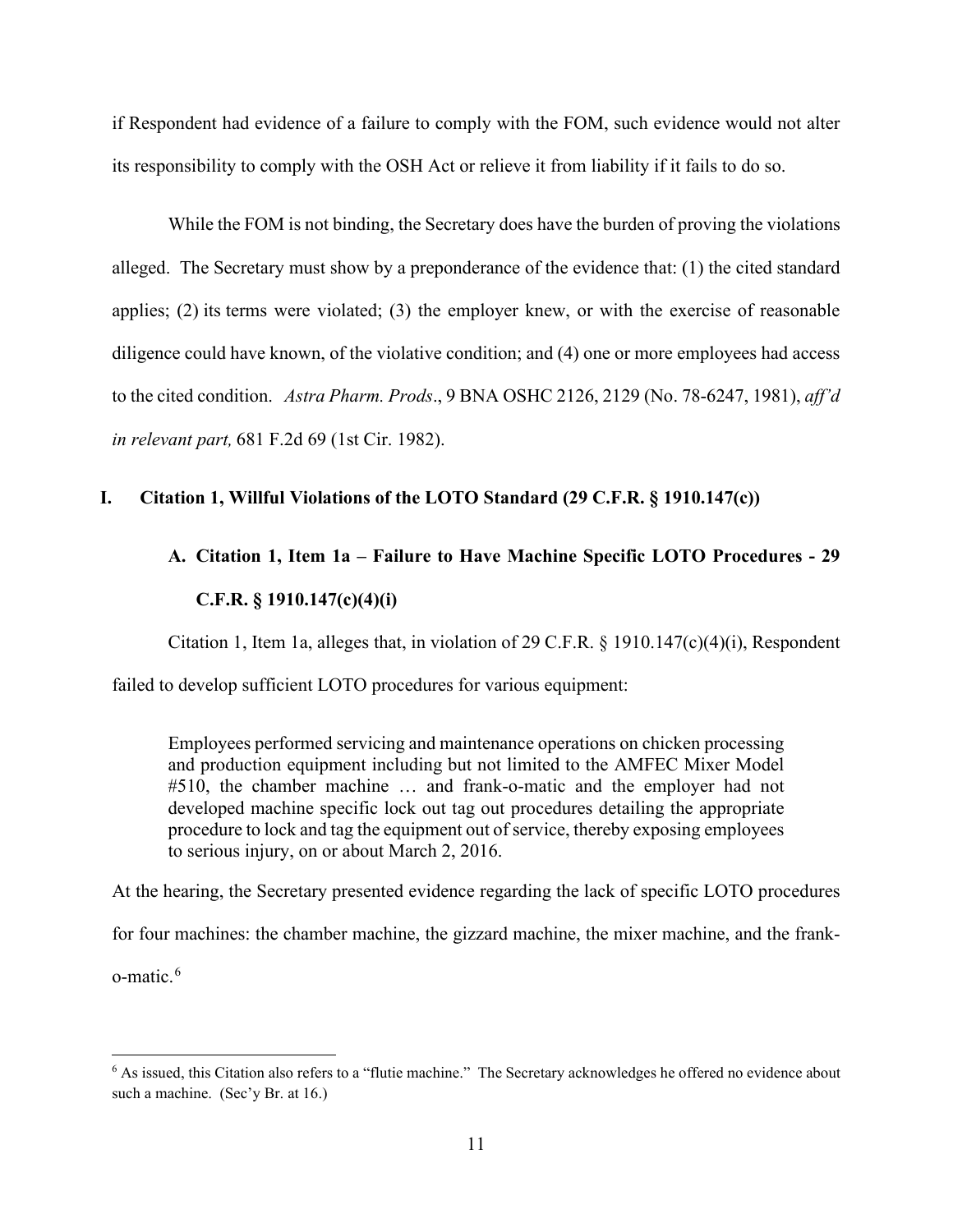if Respondent had evidence of a failure to comply with the FOM, such evidence would not alter its responsibility to comply with the OSH Act or relieve it from liability if it fails to do so.

While the FOM is not binding, the Secretary does have the burden of proving the violations alleged. The Secretary must show by a preponderance of the evidence that: (1) the cited standard applies; (2) its terms were violated; (3) the employer knew, or with the exercise of reasonable diligence could have known, of the violative condition; and (4) one or more employees had access to the cited condition. *Astra Pharm. Prods*., 9 BNA OSHC 2126, 2129 (No. 78-6247, 1981), *aff'd in relevant part,* 681 F.2d 69 (1st Cir. 1982).

## I. Citation 1, Willful Violations of the LOTO Standard (29 C.F.R. § 1910.147(c))

### A. Citation 1, Item 1a – Failure to Have Machine Specific LOTO Procedures - 29 C.F.R. § 1910.147(c)(4)(i)

Citation 1, Item 1a, alleges that, in violation of 29 C.F.R. § 1910.147(c)(4)(i), Respondent failed to develop sufficient LOTO procedures for various equipment:

> Employees performed servicing and maintenance operations on chicken processing and production equipment including but not limited to the AMFEC Mixer Model #510, the chamber machine … and frank-o-matic and the employer had not developed machine specific lock out tag out procedures detailing the appropriate procedure to lock and tag the equipment out of service, thereby exposing employees to serious injury, on or about March 2, 2016.

At the hearing, the Secretary presented evidence regarding the lack of specific LOTO procedures for four machines: the chamber machine, the gizzard machine, the mixer machine, and the frank-o-matic.[6]

[6] As issued, this Citation also refers to a "flutie machine." The Secretary acknowledges he offered no evidence about such a machine. (Sec'y Br. at 16.)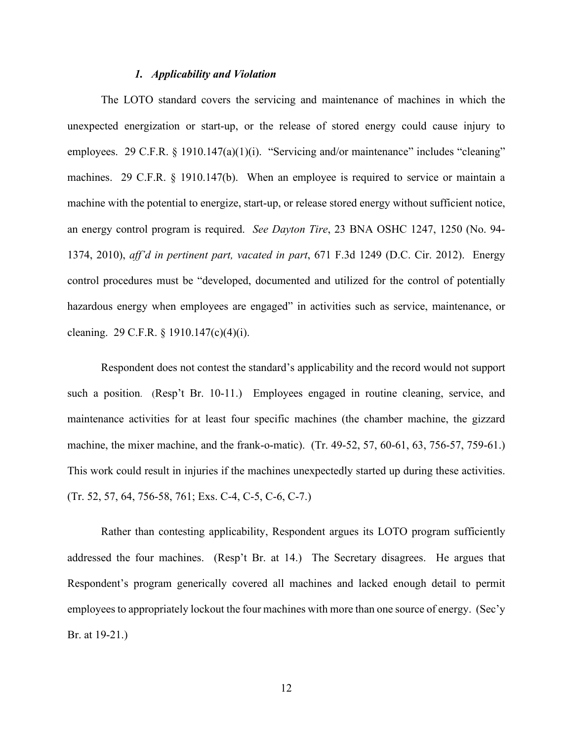### *1. Applicability and Violation*

The LOTO standard covers the servicing and maintenance of machines in which the unexpected energization or start-up, or the release of stored energy could cause injury to employees. 29 C.F.R. § 1910.147(a)(1)(i). "Servicing and/or maintenance" includes "cleaning" machines. 29 C.F.R. § 1910.147(b). When an employee is required to service or maintain a machine with the potential to energize, start-up, or release stored energy without sufficient notice, an energy control program is required. *See Dayton Tire*, 23 BNA OSHC 1247, 1250 (No. 94-1374, 2010), *aff'd in pertinent part, vacated in part*, 671 F.3d 1249 (D.C. Cir. 2012). Energy control procedures must be "developed, documented and utilized for the control of potentially hazardous energy when employees are engaged" in activities such as service, maintenance, or cleaning. 29 C.F.R. § 1910.147(c)(4)(i).

Respondent does not contest the standard's applicability and the record would not support such a position. (Resp't Br. 10-11.) Employees engaged in routine cleaning, service, and maintenance activities for at least four specific machines (the chamber machine, the gizzard machine, the mixer machine, and the frank-o-matic). (Tr. 49-52, 57, 60-61, 63, 756-57, 759-61.) This work could result in injuries if the machines unexpectedly started up during these activities. (Tr. 52, 57, 64, 756-58, 761; Exs. C-4, C-5, C-6, C-7.)

Rather than contesting applicability, Respondent argues its LOTO program sufficiently addressed the four machines. (Resp't Br. at 14.) The Secretary disagrees. He argues that Respondent's program generically covered all machines and lacked enough detail to permit employees to appropriately lockout the four machines with more than one source of energy. (Sec'y Br. at 19-21.)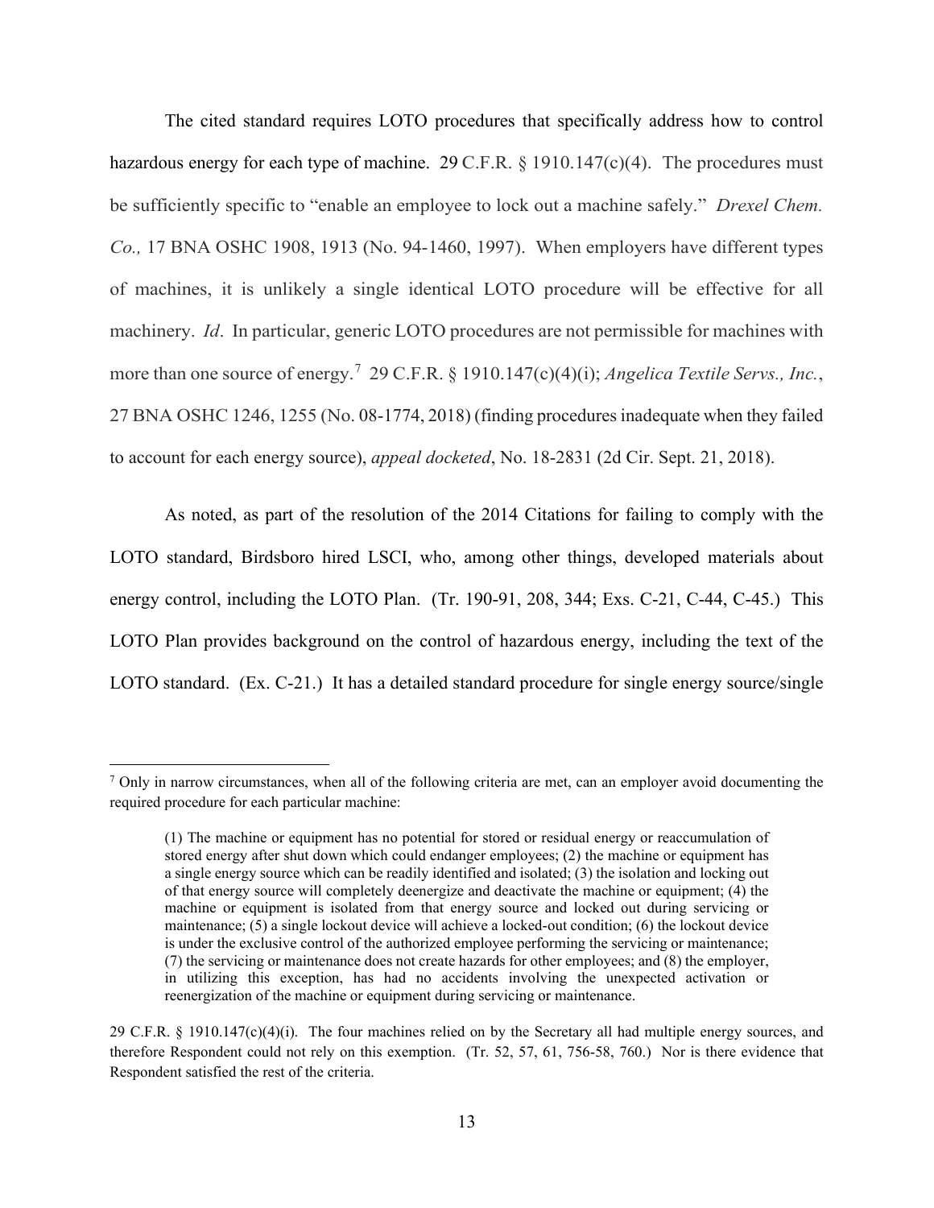The cited standard requires LOTO procedures that specifically address how to control hazardous energy for each type of machine. 29 C.F.R. § 1910.147(c)(4). The procedures must be sufficiently specific to "enable an employee to lock out a machine safely." *Drexel Chem. Co.,* 17 BNA OSHC 1908, 1913 (No. 94-1460, 1997). When employers have different types of machines, it is unlikely a single identical LOTO procedure will be effective for all machinery. *Id*. In particular, generic LOTO procedures are not permissible for machines with more than one source of energy.[7] 29 C.F.R. § 1910.147(c)(4)(i); *Angelica Textile Servs., Inc.*, 27 BNA OSHC 1246, 1255 (No. 08-1774, 2018) (finding procedures inadequate when they failed to account for each energy source), *appeal docketed*, No. 18-2831 (2d Cir. Sept. 21, 2018).

As noted, as part of the resolution of the 2014 Citations for failing to comply with the LOTO standard, Birdsboro hired LSCI, who, among other things, developed materials about energy control, including the LOTO Plan. (Tr. 190-91, 208, 344; Exs. C-21, C-44, C-45.) This LOTO Plan provides background on the control of hazardous energy, including the text of the LOTO standard. (Ex. C-21.) It has a detailed standard procedure for single energy source/single

---

[7] Only in narrow circumstances, when all of the following criteria are met, can an employer avoid documenting the required procedure for each particular machine:

> (1) The machine or equipment has no potential for stored or residual energy or reaccumulation of stored energy after shut down which could endanger employees; (2) the machine or equipment has a single energy source which can be readily identified and isolated; (3) the isolation and locking out of that energy source will completely deenergize and deactivate the machine or equipment; (4) the machine or equipment is isolated from that energy source and locked out during servicing or maintenance; (5) a single lockout device will achieve a locked-out condition; (6) the lockout device is under the exclusive control of the authorized employee performing the servicing or maintenance; (7) the servicing or maintenance does not create hazards for other employees; and (8) the employer, in utilizing this exception, has had no accidents involving the unexpected activation or reenergization of the machine or equipment during servicing or maintenance.

29 C.F.R. § 1910.147(c)(4)(i). The four machines relied on by the Secretary all had multiple energy sources, and therefore Respondent could not rely on this exemption. (Tr. 52, 57, 61, 756-58, 760.) Nor is there evidence that Respondent satisfied the rest of the criteria.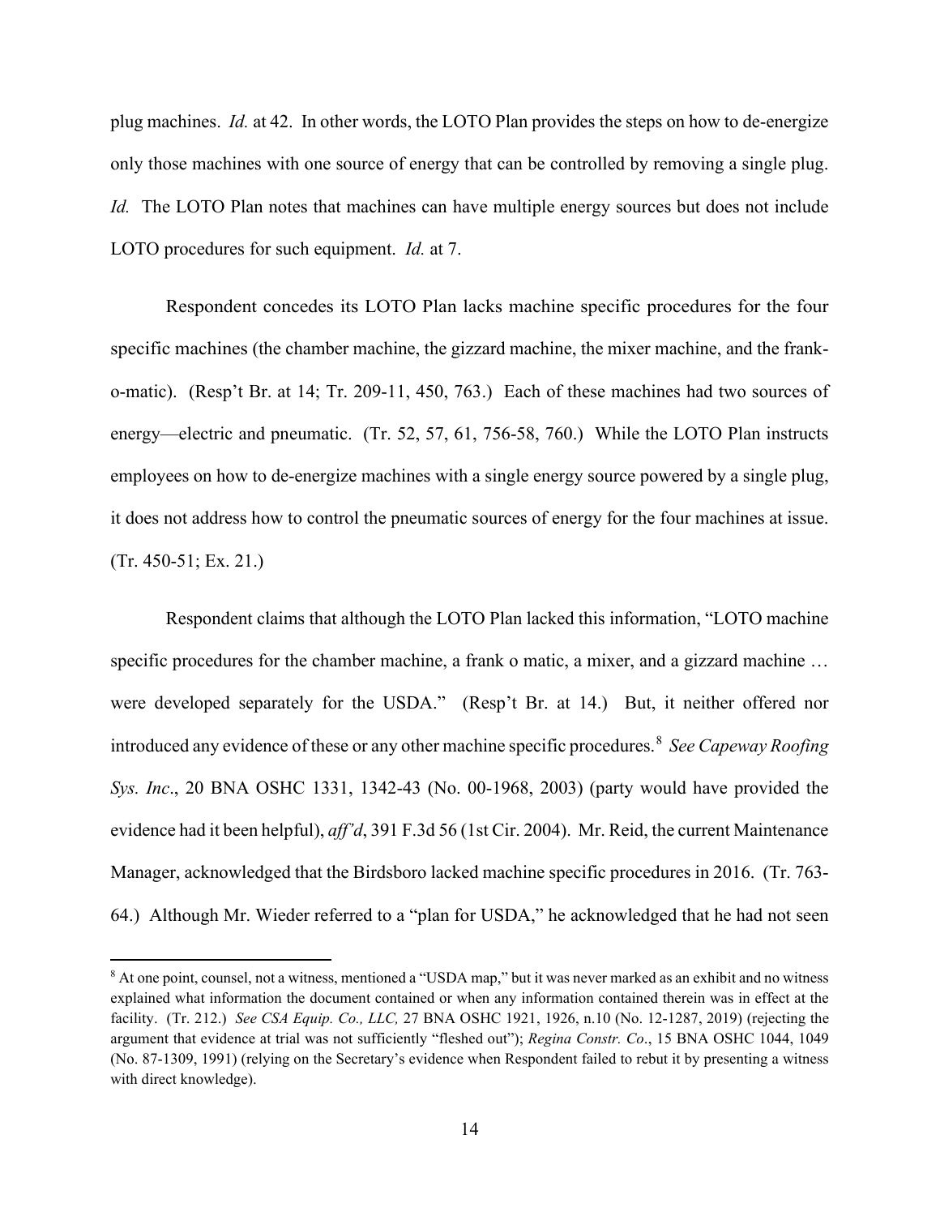plug machines. *Id.* at 42. In other words, the LOTO Plan provides the steps on how to de-energize only those machines with one source of energy that can be controlled by removing a single plug. *Id.* The LOTO Plan notes that machines can have multiple energy sources but does not include LOTO procedures for such equipment. *Id.* at 7.

Respondent concedes its LOTO Plan lacks machine specific procedures for the four specific machines (the chamber machine, the gizzard machine, the mixer machine, and the frank-o-matic). (Resp't Br. at 14; Tr. 209-11, 450, 763.) Each of these machines had two sources of energy—electric and pneumatic. (Tr. 52, 57, 61, 756-58, 760.) While the LOTO Plan instructs employees on how to de-energize machines with a single energy source powered by a single plug, it does not address how to control the pneumatic sources of energy for the four machines at issue. (Tr. 450-51; Ex. 21.)

Respondent claims that although the LOTO Plan lacked this information, "LOTO machine specific procedures for the chamber machine, a frank o matic, a mixer, and a gizzard machine … were developed separately for the USDA." (Resp't Br. at 14.) But, it neither offered nor introduced any evidence of these or any other machine specific procedures.[8] *See Capeway Roofing Sys. Inc*., 20 BNA OSHC 1331, 1342-43 (No. 00-1968, 2003) (party would have provided the evidence had it been helpful), *aff'd*, 391 F.3d 56 (1st Cir. 2004). Mr. Reid, the current Maintenance Manager, acknowledged that the Birdsboro lacked machine specific procedures in 2016. (Tr. 763-64.) Although Mr. Wieder referred to a "plan for USDA," he acknowledged that he had not seen

[8] At one point, counsel, not a witness, mentioned a "USDA map," but it was never marked as an exhibit and no witness explained what information the document contained or when any information contained therein was in effect at the facility. (Tr. 212.) *See CSA Equip. Co., LLC,* 27 BNA OSHC 1921, 1926, n.10 (No. 12-1287, 2019) (rejecting the argument that evidence at trial was not sufficiently "fleshed out"); *Regina Constr. Co*., 15 BNA OSHC 1044, 1049 (No. 87-1309, 1991) (relying on the Secretary's evidence when Respondent failed to rebut it by presenting a witness with direct knowledge).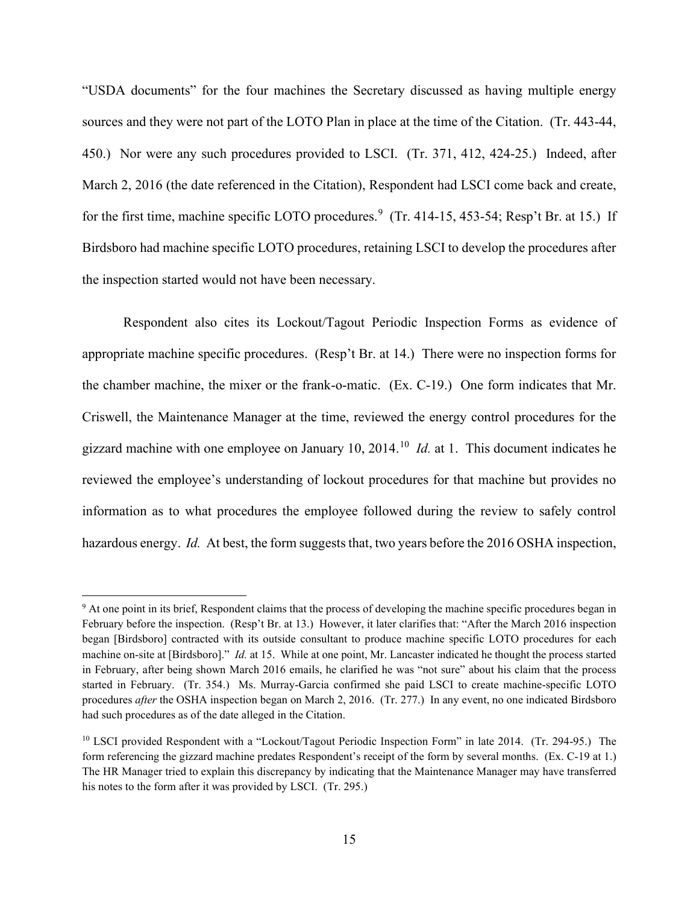"USDA documents" for the four machines the Secretary discussed as having multiple energy sources and they were not part of the LOTO Plan in place at the time of the Citation. (Tr. 443-44, 450.) Nor were any such procedures provided to LSCI. (Tr. 371, 412, 424-25.) Indeed, after March 2, 2016 (the date referenced in the Citation), Respondent had LSCI come back and create, for the first time, machine specific LOTO procedures.[9] (Tr. 414-15, 453-54; Resp't Br. at 15.) If Birdsboro had machine specific LOTO procedures, retaining LSCI to develop the procedures after the inspection started would not have been necessary.

Respondent also cites its Lockout/Tagout Periodic Inspection Forms as evidence of appropriate machine specific procedures. (Resp't Br. at 14.) There were no inspection forms for the chamber machine, the mixer or the frank-o-matic. (Ex. C-19.) One form indicates that Mr. Criswell, the Maintenance Manager at the time, reviewed the energy control procedures for the gizzard machine with one employee on January 10, 2014.[10] *Id.* at 1. This document indicates he reviewed the employee's understanding of lockout procedures for that machine but provides no information as to what procedures the employee followed during the review to safely control hazardous energy. *Id.* At best, the form suggests that, two years before the 2016 OSHA inspection,

---

[9] At one point in its brief, Respondent claims that the process of developing the machine specific procedures began in February before the inspection. (Resp't Br. at 13.) However, it later clarifies that: "After the March 2016 inspection began [Birdsboro] contracted with its outside consultant to produce machine specific LOTO procedures for each machine on-site at [Birdsboro]." *Id.* at 15. While at one point, Mr. Lancaster indicated he thought the process started in February, after being shown March 2016 emails, he clarified he was "not sure" about his claim that the process started in February. (Tr. 354.) Ms. Murray-Garcia confirmed she paid LSCI to create machine-specific LOTO procedures *after* the OSHA inspection began on March 2, 2016. (Tr. 277.) In any event, no one indicated Birdsboro had such procedures as of the date alleged in the Citation.

[10] LSCI provided Respondent with a "Lockout/Tagout Periodic Inspection Form" in late 2014. (Tr. 294-95.) The form referencing the gizzard machine predates Respondent's receipt of the form by several months. (Ex. C-19 at 1.) The HR Manager tried to explain this discrepancy by indicating that the Maintenance Manager may have transferred his notes to the form after it was provided by LSCI. (Tr. 295.)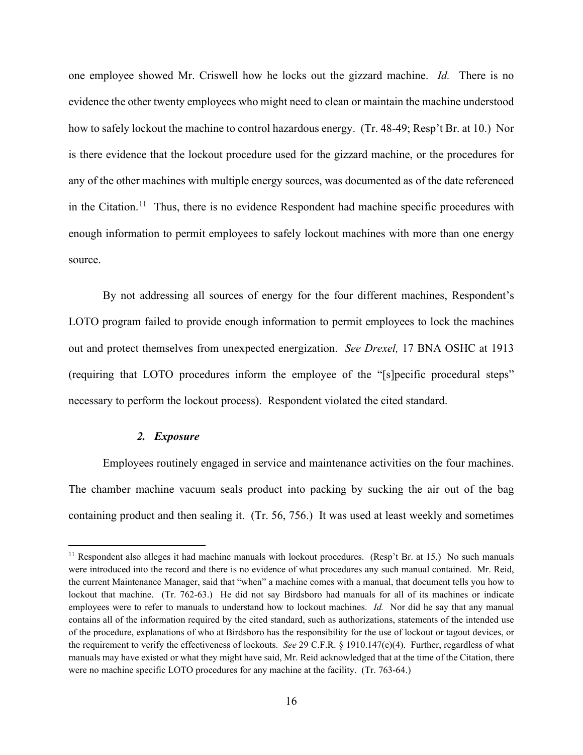one employee showed Mr. Criswell how he locks out the gizzard machine. *Id.* There is no evidence the other twenty employees who might need to clean or maintain the machine understood how to safely lockout the machine to control hazardous energy. (Tr. 48-49; Resp't Br. at 10.) Nor is there evidence that the lockout procedure used for the gizzard machine, or the procedures for any of the other machines with multiple energy sources, was documented as of the date referenced in the Citation.[11] Thus, there is no evidence Respondent had machine specific procedures with enough information to permit employees to safely lockout machines with more than one energy source.

By not addressing all sources of energy for the four different machines, Respondent's LOTO program failed to provide enough information to permit employees to lock the machines out and protect themselves from unexpected energization. *See Drexel,* 17 BNA OSHC at 1913 (requiring that LOTO procedures inform the employee of the "[s]pecific procedural steps" necessary to perform the lockout process). Respondent violated the cited standard.

### *2. Exposure*

Employees routinely engaged in service and maintenance activities on the four machines. The chamber machine vacuum seals product into packing by sucking the air out of the bag containing product and then sealing it. (Tr. 56, 756.) It was used at least weekly and sometimes

[11] Respondent also alleges it had machine manuals with lockout procedures. (Resp't Br. at 15.) No such manuals were introduced into the record and there is no evidence of what procedures any such manual contained. Mr. Reid, the current Maintenance Manager, said that "when" a machine comes with a manual, that document tells you how to lockout that machine. (Tr. 762-63.) He did not say Birdsboro had manuals for all of its machines or indicate employees were to refer to manuals to understand how to lockout machines. *Id.* Nor did he say that any manual contains all of the information required by the cited standard, such as authorizations, statements of the intended use of the procedure, explanations of who at Birdsboro has the responsibility for the use of lockout or tagout devices, or the requirement to verify the effectiveness of lockouts. *See* 29 C.F.R. § 1910.147(c)(4). Further, regardless of what manuals may have existed or what they might have said, Mr. Reid acknowledged that at the time of the Citation, there were no machine specific LOTO procedures for any machine at the facility. (Tr. 763-64.)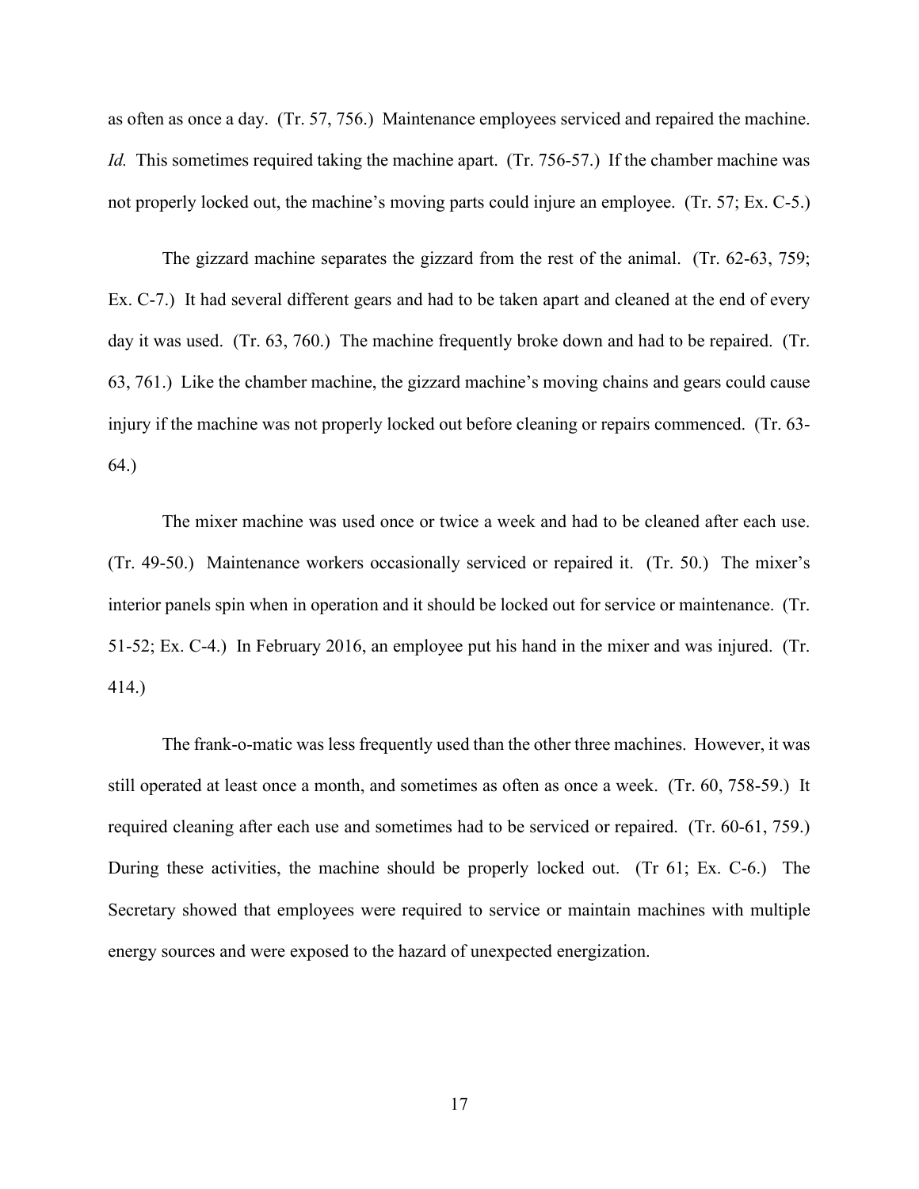as often as once a day. (Tr. 57, 756.) Maintenance employees serviced and repaired the machine. *Id.* This sometimes required taking the machine apart. (Tr. 756-57.) If the chamber machine was not properly locked out, the machine's moving parts could injure an employee. (Tr. 57; Ex. C-5.)

The gizzard machine separates the gizzard from the rest of the animal. (Tr. 62-63, 759; Ex. C-7.) It had several different gears and had to be taken apart and cleaned at the end of every day it was used. (Tr. 63, 760.) The machine frequently broke down and had to be repaired. (Tr. 63, 761.) Like the chamber machine, the gizzard machine's moving chains and gears could cause injury if the machine was not properly locked out before cleaning or repairs commenced. (Tr. 63-64.)

The mixer machine was used once or twice a week and had to be cleaned after each use. (Tr. 49-50.) Maintenance workers occasionally serviced or repaired it. (Tr. 50.) The mixer's interior panels spin when in operation and it should be locked out for service or maintenance. (Tr. 51-52; Ex. C-4.) In February 2016, an employee put his hand in the mixer and was injured. (Tr. 414.)

The frank-o-matic was less frequently used than the other three machines. However, it was still operated at least once a month, and sometimes as often as once a week. (Tr. 60, 758-59.) It required cleaning after each use and sometimes had to be serviced or repaired. (Tr. 60-61, 759.) During these activities, the machine should be properly locked out. (Tr 61; Ex. C-6.) The Secretary showed that employees were required to service or maintain machines with multiple energy sources and were exposed to the hazard of unexpected energization.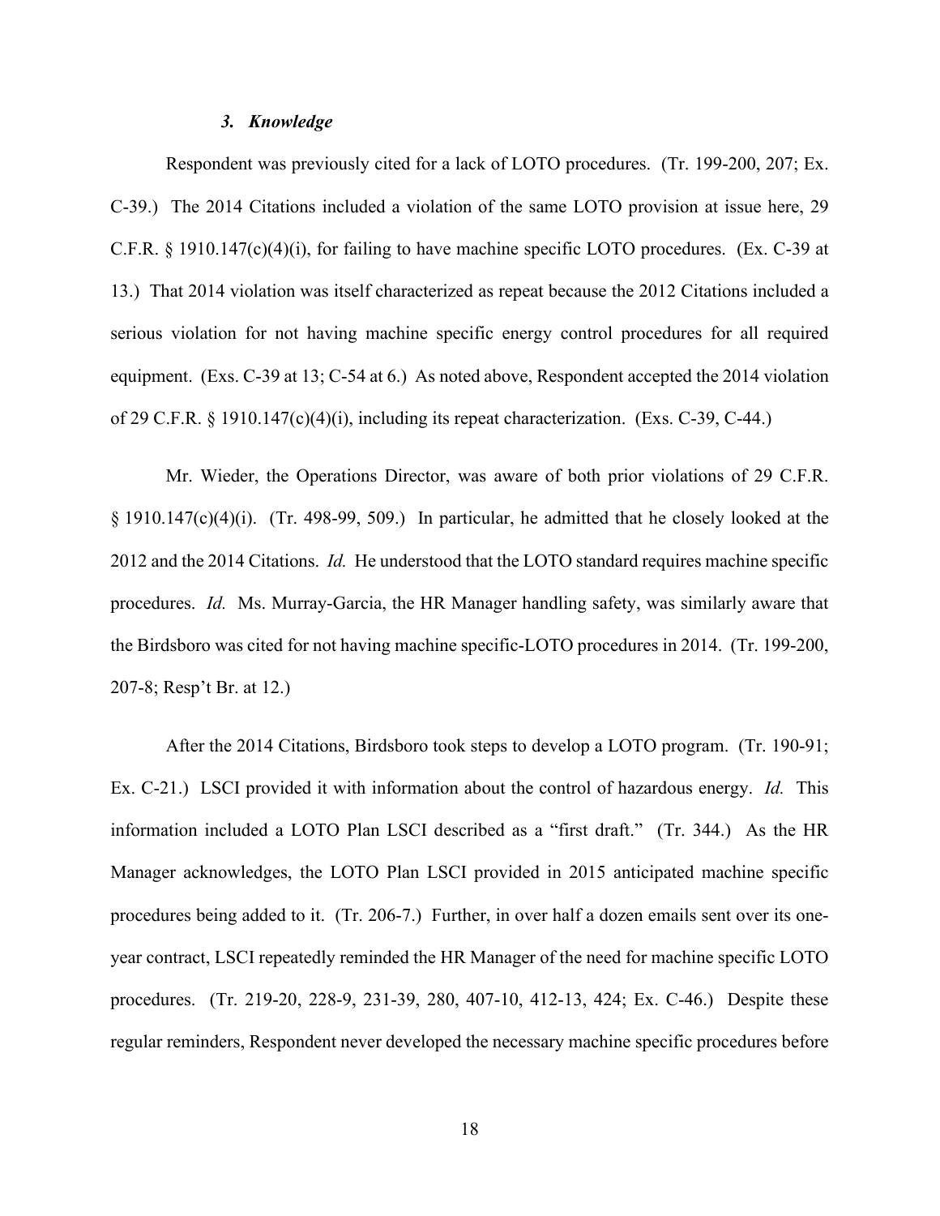### *3. Knowledge*

Respondent was previously cited for a lack of LOTO procedures. (Tr. 199-200, 207; Ex. C-39.) The 2014 Citations included a violation of the same LOTO provision at issue here, 29 C.F.R. § 1910.147(c)(4)(i), for failing to have machine specific LOTO procedures. (Ex. C-39 at 13.) That 2014 violation was itself characterized as repeat because the 2012 Citations included a serious violation for not having machine specific energy control procedures for all required equipment. (Exs. C-39 at 13; C-54 at 6.) As noted above, Respondent accepted the 2014 violation of 29 C.F.R. § 1910.147(c)(4)(i), including its repeat characterization. (Exs. C-39, C-44.)

Mr. Wieder, the Operations Director, was aware of both prior violations of 29 C.F.R. § 1910.147(c)(4)(i). (Tr. 498-99, 509.) In particular, he admitted that he closely looked at the 2012 and the 2014 Citations. *Id.* He understood that the LOTO standard requires machine specific procedures. *Id.* Ms. Murray-Garcia, the HR Manager handling safety, was similarly aware that the Birdsboro was cited for not having machine specific-LOTO procedures in 2014. (Tr. 199-200, 207-8; Resp't Br. at 12.)

After the 2014 Citations, Birdsboro took steps to develop a LOTO program. (Tr. 190-91; Ex. C-21.) LSCI provided it with information about the control of hazardous energy. *Id.* This information included a LOTO Plan LSCI described as a "first draft." (Tr. 344.) As the HR Manager acknowledges, the LOTO Plan LSCI provided in 2015 anticipated machine specific procedures being added to it. (Tr. 206-7.) Further, in over half a dozen emails sent over its one-year contract, LSCI repeatedly reminded the HR Manager of the need for machine specific LOTO procedures. (Tr. 219-20, 228-9, 231-39, 280, 407-10, 412-13, 424; Ex. C-46.) Despite these regular reminders, Respondent never developed the necessary machine specific procedures before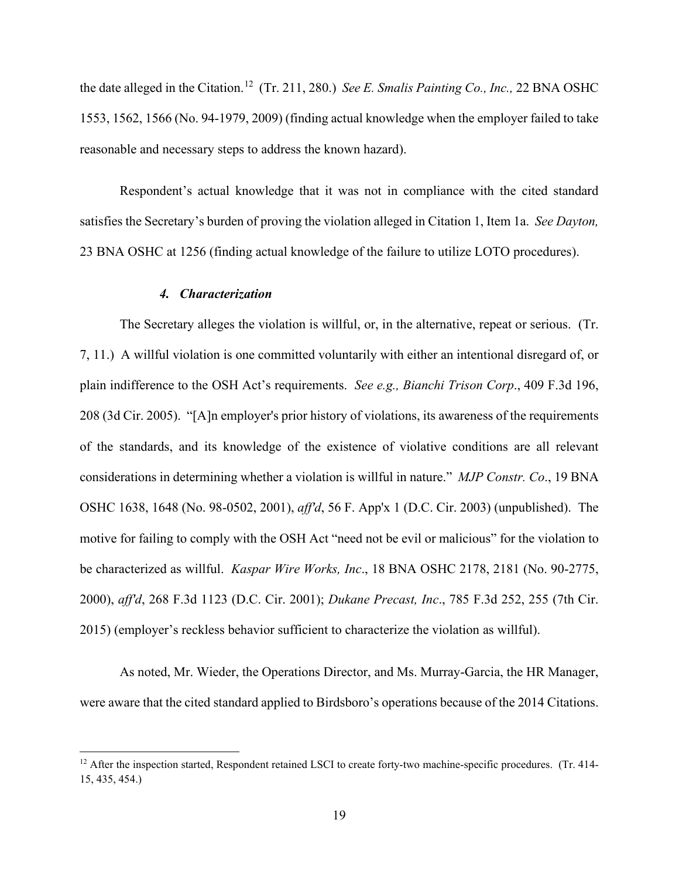the date alleged in the Citation.[12] (Tr. 211, 280.) *See E. Smalis Painting Co., Inc.,* 22 BNA OSHC 1553, 1562, 1566 (No. 94-1979, 2009) (finding actual knowledge when the employer failed to take reasonable and necessary steps to address the known hazard).

Respondent's actual knowledge that it was not in compliance with the cited standard satisfies the Secretary's burden of proving the violation alleged in Citation 1, Item 1a. *See Dayton,* 23 BNA OSHC at 1256 (finding actual knowledge of the failure to utilize LOTO procedures).

#### *4. Characterization*

The Secretary alleges the violation is willful, or, in the alternative, repeat or serious. (Tr. 7, 11.) A willful violation is one committed voluntarily with either an intentional disregard of, or plain indifference to the OSH Act's requirements. *See e.g., Bianchi Trison Corp*., 409 F.3d 196, 208 (3d Cir. 2005). "[A]n employer's prior history of violations, its awareness of the requirements of the standards, and its knowledge of the existence of violative conditions are all relevant considerations in determining whether a violation is willful in nature." *MJP Constr. Co*., 19 BNA OSHC 1638, 1648 (No. 98-0502, 2001), *aff'd*, 56 F. App'x 1 (D.C. Cir. 2003) (unpublished). The motive for failing to comply with the OSH Act "need not be evil or malicious" for the violation to be characterized as willful. *Kaspar Wire Works, Inc*., 18 BNA OSHC 2178, 2181 (No. 90-2775, 2000), *aff'd*, 268 F.3d 1123 (D.C. Cir. 2001); *Dukane Precast, Inc*., 785 F.3d 252, 255 (7th Cir. 2015) (employer's reckless behavior sufficient to characterize the violation as willful).

As noted, Mr. Wieder, the Operations Director, and Ms. Murray-Garcia, the HR Manager, were aware that the cited standard applied to Birdsboro's operations because of the 2014 Citations.

---

[12] After the inspection started, Respondent retained LSCI to create forty-two machine-specific procedures. (Tr. 414-15, 435, 454.)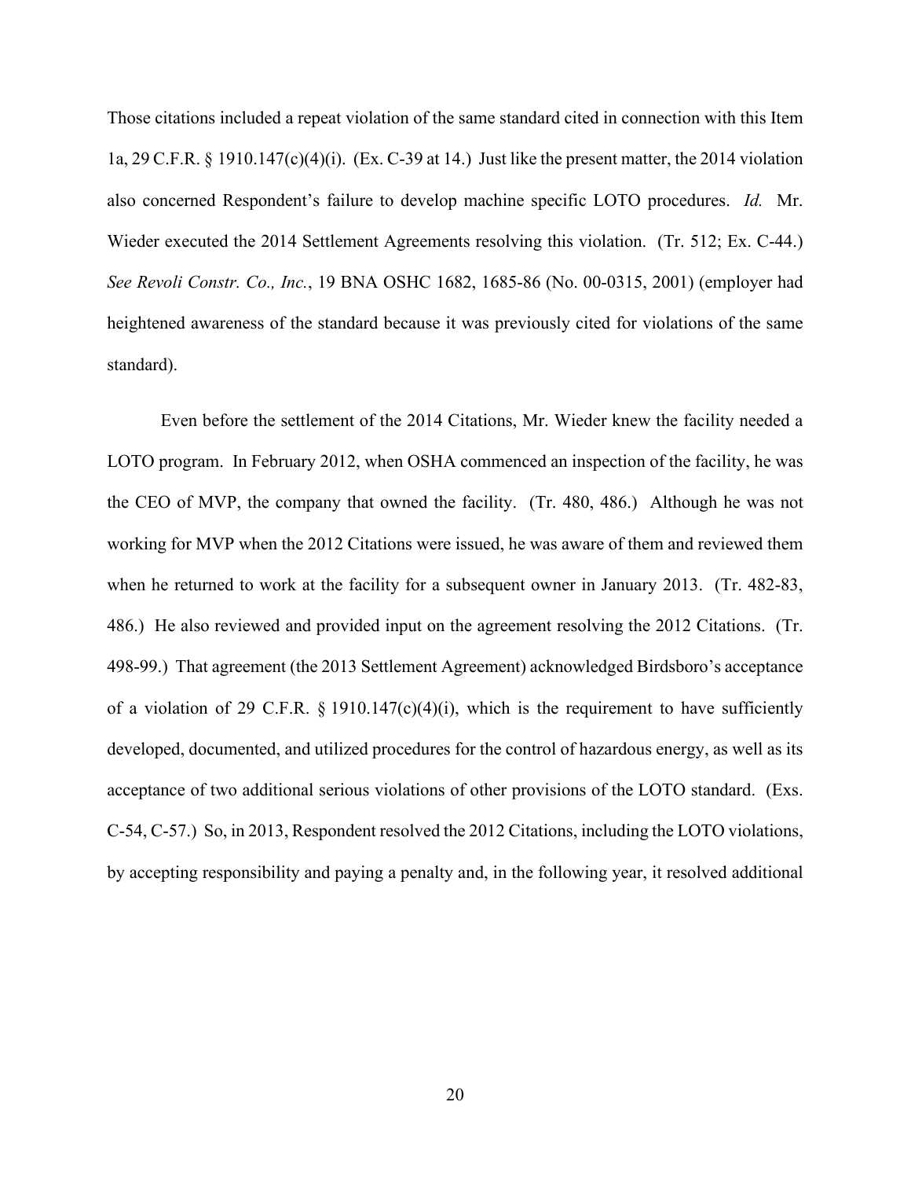Those citations included a repeat violation of the same standard cited in connection with this Item 1a, 29 C.F.R. § 1910.147(c)(4)(i). (Ex. C-39 at 14.) Just like the present matter, the 2014 violation also concerned Respondent's failure to develop machine specific LOTO procedures. *Id.* Mr. Wieder executed the 2014 Settlement Agreements resolving this violation. (Tr. 512; Ex. C-44.) *See Revoli Constr. Co., Inc.*, 19 BNA OSHC 1682, 1685-86 (No. 00-0315, 2001) (employer had heightened awareness of the standard because it was previously cited for violations of the same standard).

Even before the settlement of the 2014 Citations, Mr. Wieder knew the facility needed a LOTO program. In February 2012, when OSHA commenced an inspection of the facility, he was the CEO of MVP, the company that owned the facility. (Tr. 480, 486.) Although he was not working for MVP when the 2012 Citations were issued, he was aware of them and reviewed them when he returned to work at the facility for a subsequent owner in January 2013. (Tr. 482-83, 486.) He also reviewed and provided input on the agreement resolving the 2012 Citations. (Tr. 498-99.) That agreement (the 2013 Settlement Agreement) acknowledged Birdsboro's acceptance of a violation of 29 C.F.R. § 1910.147(c)(4)(i), which is the requirement to have sufficiently developed, documented, and utilized procedures for the control of hazardous energy, as well as its acceptance of two additional serious violations of other provisions of the LOTO standard. (Exs. C-54, C-57.) So, in 2013, Respondent resolved the 2012 Citations, including the LOTO violations, by accepting responsibility and paying a penalty and, in the following year, it resolved additional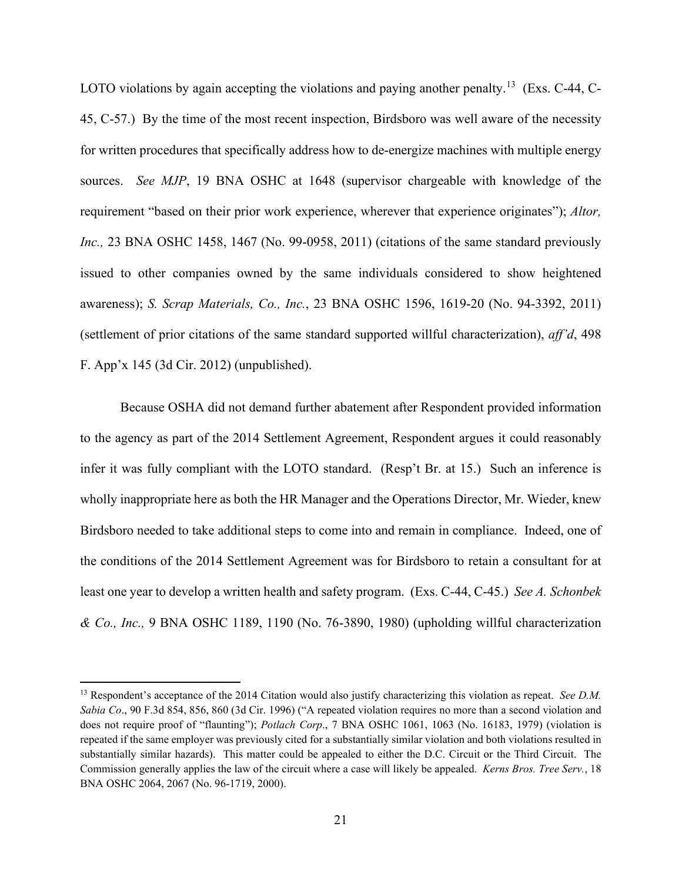LOTO violations by again accepting the violations and paying another penalty.[13] (Exs. C-44, C-45, C-57.) By the time of the most recent inspection, Birdsboro was well aware of the necessity for written procedures that specifically address how to de-energize machines with multiple energy sources. *See MJP*, 19 BNA OSHC at 1648 (supervisor chargeable with knowledge of the requirement "based on their prior work experience, wherever that experience originates"); *Altor, Inc.,* 23 BNA OSHC 1458, 1467 (No. 99-0958, 2011) (citations of the same standard previously issued to other companies owned by the same individuals considered to show heightened awareness); *S. Scrap Materials, Co., Inc.*, 23 BNA OSHC 1596, 1619-20 (No. 94-3392, 2011) (settlement of prior citations of the same standard supported willful characterization), *aff'd*, 498 F. App'x 145 (3d Cir. 2012) (unpublished).

Because OSHA did not demand further abatement after Respondent provided information to the agency as part of the 2014 Settlement Agreement, Respondent argues it could reasonably infer it was fully compliant with the LOTO standard. (Resp't Br. at 15.) Such an inference is wholly inappropriate here as both the HR Manager and the Operations Director, Mr. Wieder, knew Birdsboro needed to take additional steps to come into and remain in compliance. Indeed, one of the conditions of the 2014 Settlement Agreement was for Birdsboro to retain a consultant for at least one year to develop a written health and safety program. (Exs. C-44, C-45.) *See A. Schonbek & Co., Inc.,* 9 BNA OSHC 1189, 1190 (No. 76-3890, 1980) (upholding willful characterization

---

[13] Respondent's acceptance of the 2014 Citation would also justify characterizing this violation as repeat. *See D.M. Sabia Co*., 90 F.3d 854, 856, 860 (3d Cir. 1996) ("A repeated violation requires no more than a second violation and does not require proof of "flaunting"); *Potlach Corp*., 7 BNA OSHC 1061, 1063 (No. 16183, 1979) (violation is repeated if the same employer was previously cited for a substantially similar violation and both violations resulted in substantially similar hazards). This matter could be appealed to either the D.C. Circuit or the Third Circuit. The Commission generally applies the law of the circuit where a case will likely be appealed. *Kerns Bros. Tree Serv.*, 18 BNA OSHC 2064, 2067 (No. 96-1719, 2000).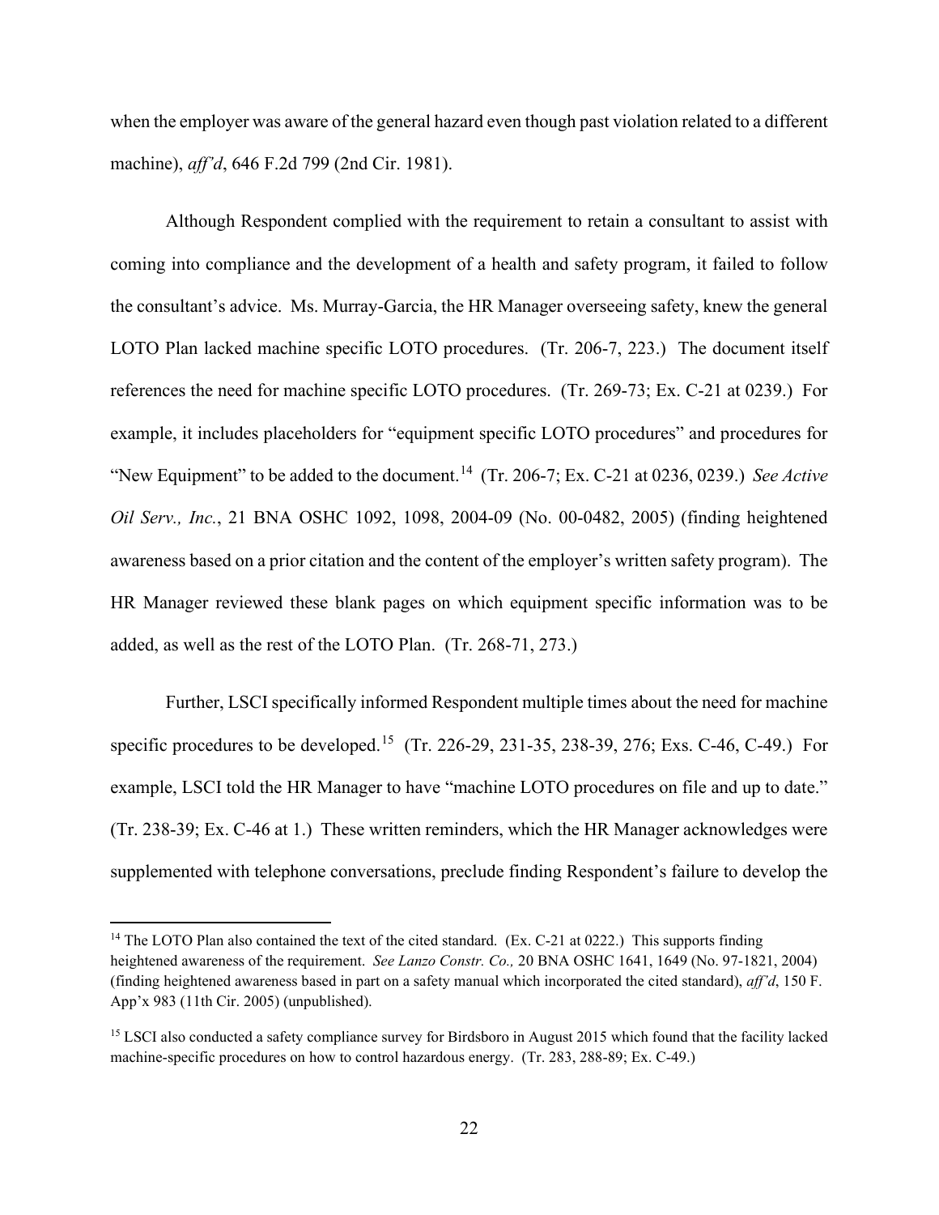when the employer was aware of the general hazard even though past violation related to a different machine), *aff'd*, 646 F.2d 799 (2nd Cir. 1981).

Although Respondent complied with the requirement to retain a consultant to assist with coming into compliance and the development of a health and safety program, it failed to follow the consultant's advice. Ms. Murray-Garcia, the HR Manager overseeing safety, knew the general LOTO Plan lacked machine specific LOTO procedures. (Tr. 206-7, 223.) The document itself references the need for machine specific LOTO procedures. (Tr. 269-73; Ex. C-21 at 0239.) For example, it includes placeholders for "equipment specific LOTO procedures" and procedures for "New Equipment" to be added to the document.[14] (Tr. 206-7; Ex. C-21 at 0236, 0239.) *See Active Oil Serv., Inc.*, 21 BNA OSHC 1092, 1098, 2004-09 (No. 00-0482, 2005) (finding heightened awareness based on a prior citation and the content of the employer's written safety program). The HR Manager reviewed these blank pages on which equipment specific information was to be added, as well as the rest of the LOTO Plan. (Tr. 268-71, 273.)

Further, LSCI specifically informed Respondent multiple times about the need for machine specific procedures to be developed.[15] (Tr. 226-29, 231-35, 238-39, 276; Exs. C-46, C-49.) For example, LSCI told the HR Manager to have "machine LOTO procedures on file and up to date." (Tr. 238-39; Ex. C-46 at 1.) These written reminders, which the HR Manager acknowledges were supplemented with telephone conversations, preclude finding Respondent's failure to develop the

---

[14] The LOTO Plan also contained the text of the cited standard. (Ex. C-21 at 0222.) This supports finding heightened awareness of the requirement. *See Lanzo Constr. Co.,* 20 BNA OSHC 1641, 1649 (No. 97-1821, 2004) (finding heightened awareness based in part on a safety manual which incorporated the cited standard), *aff'd*, 150 F. App'x 983 (11th Cir. 2005) (unpublished).

[15] LSCI also conducted a safety compliance survey for Birdsboro in August 2015 which found that the facility lacked machine-specific procedures on how to control hazardous energy. (Tr. 283, 288-89; Ex. C-49.)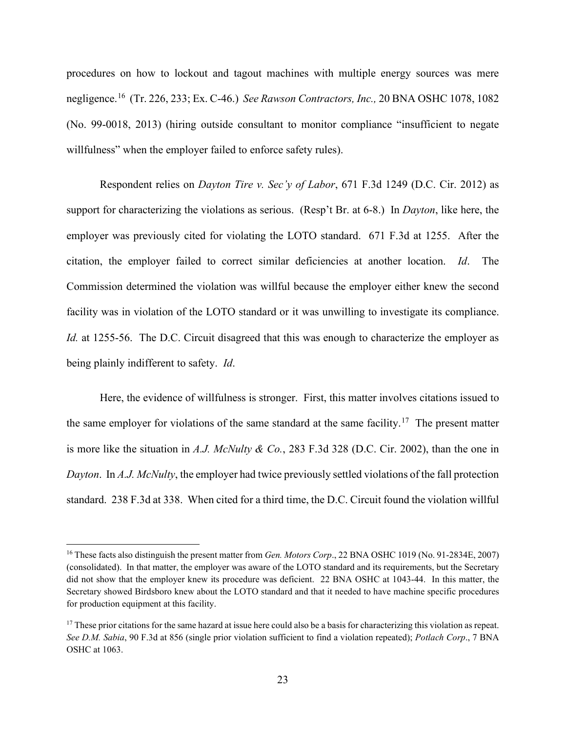procedures on how to lockout and tagout machines with multiple energy sources was mere negligence.[16] (Tr. 226, 233; Ex. C-46.) *See Rawson Contractors, Inc.,* 20 BNA OSHC 1078, 1082 (No. 99-0018, 2013) (hiring outside consultant to monitor compliance "insufficient to negate willfulness" when the employer failed to enforce safety rules).

Respondent relies on *Dayton Tire v. Sec'y of Labor*, 671 F.3d 1249 (D.C. Cir. 2012) as support for characterizing the violations as serious. (Resp't Br. at 6-8.) In *Dayton*, like here, the employer was previously cited for violating the LOTO standard. 671 F.3d at 1255. After the citation, the employer failed to correct similar deficiencies at another location. *Id*. The Commission determined the violation was willful because the employer either knew the second facility was in violation of the LOTO standard or it was unwilling to investigate its compliance. *Id.* at 1255-56. The D.C. Circuit disagreed that this was enough to characterize the employer as being plainly indifferent to safety. *Id*.

Here, the evidence of willfulness is stronger. First, this matter involves citations issued to the same employer for violations of the same standard at the same facility.[17] The present matter is more like the situation in *A.J. McNulty & Co.*, 283 F.3d 328 (D.C. Cir. 2002), than the one in *Dayton*. In *A.J. McNulty*, the employer had twice previously settled violations of the fall protection standard. 238 F.3d at 338. When cited for a third time, the D.C. Circuit found the violation willful

---

[16] These facts also distinguish the present matter from *Gen. Motors Corp*., 22 BNA OSHC 1019 (No. 91-2834E, 2007) (consolidated). In that matter, the employer was aware of the LOTO standard and its requirements, but the Secretary did not show that the employer knew its procedure was deficient. 22 BNA OSHC at 1043-44. In this matter, the Secretary showed Birdsboro knew about the LOTO standard and that it needed to have machine specific procedures for production equipment at this facility.

[17] These prior citations for the same hazard at issue here could also be a basis for characterizing this violation as repeat. *See D.M. Sabia*, 90 F.3d at 856 (single prior violation sufficient to find a violation repeated); *Potlach Corp*., 7 BNA OSHC at 1063.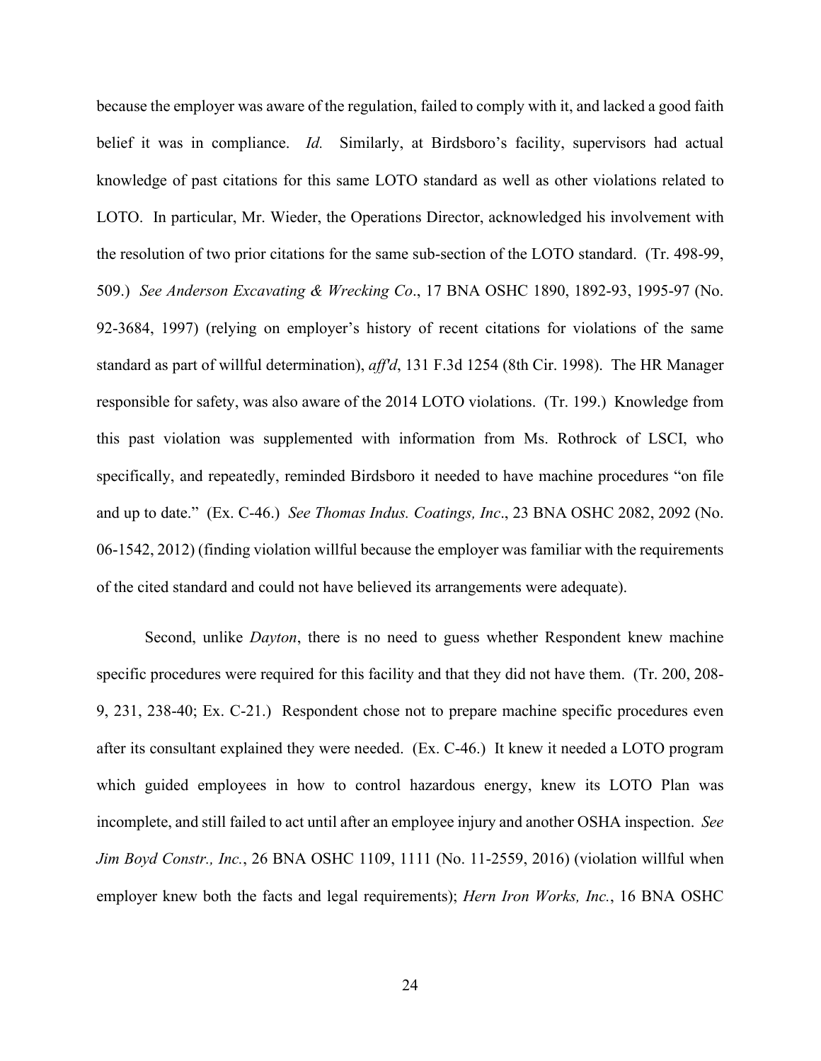because the employer was aware of the regulation, failed to comply with it, and lacked a good faith belief it was in compliance. *Id.* Similarly, at Birdsboro's facility, supervisors had actual knowledge of past citations for this same LOTO standard as well as other violations related to LOTO. In particular, Mr. Wieder, the Operations Director, acknowledged his involvement with the resolution of two prior citations for the same sub-section of the LOTO standard. (Tr. 498-99, 509.) *See Anderson Excavating & Wrecking Co*., 17 BNA OSHC 1890, 1892-93, 1995-97 (No. 92-3684, 1997) (relying on employer's history of recent citations for violations of the same standard as part of willful determination), *aff'd*, 131 F.3d 1254 (8th Cir. 1998). The HR Manager responsible for safety, was also aware of the 2014 LOTO violations. (Tr. 199.) Knowledge from this past violation was supplemented with information from Ms. Rothrock of LSCI, who specifically, and repeatedly, reminded Birdsboro it needed to have machine procedures "on file and up to date." (Ex. C-46.) *See Thomas Indus. Coatings, Inc*., 23 BNA OSHC 2082, 2092 (No. 06-1542, 2012) (finding violation willful because the employer was familiar with the requirements of the cited standard and could not have believed its arrangements were adequate).

Second, unlike *Dayton*, there is no need to guess whether Respondent knew machine specific procedures were required for this facility and that they did not have them. (Tr. 200, 208-9, 231, 238-40; Ex. C-21.) Respondent chose not to prepare machine specific procedures even after its consultant explained they were needed. (Ex. C-46.) It knew it needed a LOTO program which guided employees in how to control hazardous energy, knew its LOTO Plan was incomplete, and still failed to act until after an employee injury and another OSHA inspection. *See Jim Boyd Constr., Inc.*, 26 BNA OSHC 1109, 1111 (No. 11-2559, 2016) (violation willful when employer knew both the facts and legal requirements); *Hern Iron Works, Inc.*, 16 BNA OSHC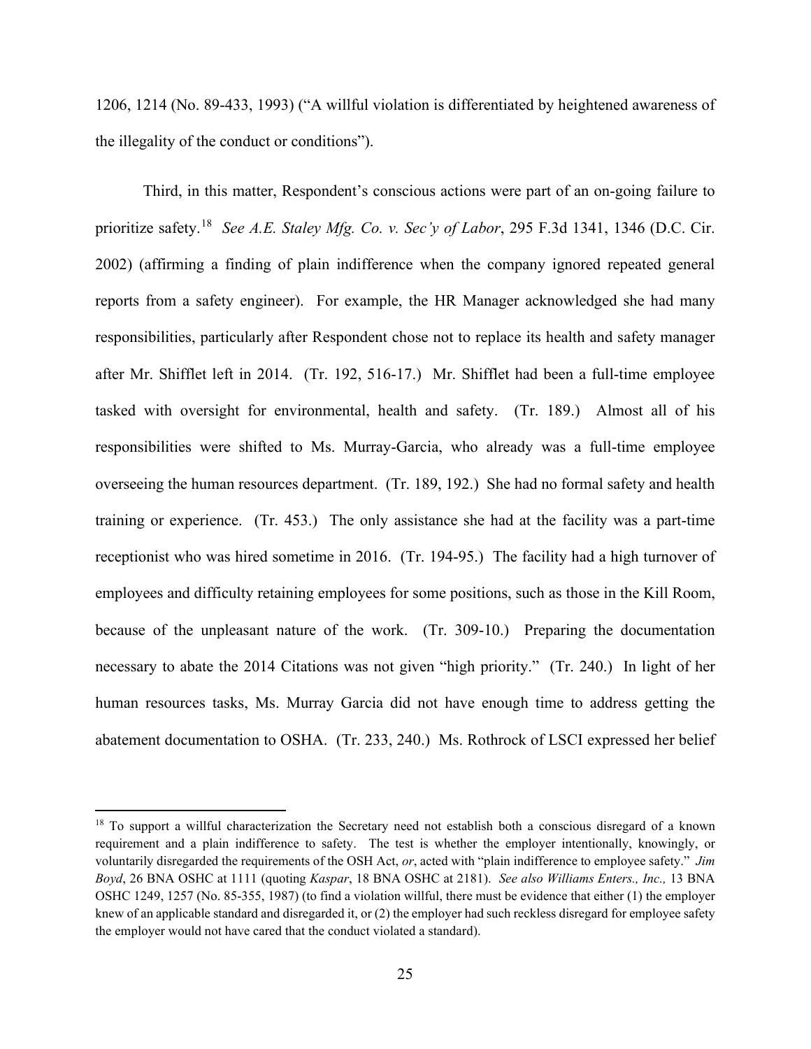1206, 1214 (No. 89-433, 1993) ("A willful violation is differentiated by heightened awareness of the illegality of the conduct or conditions").

Third, in this matter, Respondent's conscious actions were part of an on-going failure to prioritize safety.[18] *See A.E. Staley Mfg. Co. v. Sec'y of Labor*, 295 F.3d 1341, 1346 (D.C. Cir. 2002) (affirming a finding of plain indifference when the company ignored repeated general reports from a safety engineer). For example, the HR Manager acknowledged she had many responsibilities, particularly after Respondent chose not to replace its health and safety manager after Mr. Shifflet left in 2014. (Tr. 192, 516-17.) Mr. Shifflet had been a full-time employee tasked with oversight for environmental, health and safety. (Tr. 189.) Almost all of his responsibilities were shifted to Ms. Murray-Garcia, who already was a full-time employee overseeing the human resources department. (Tr. 189, 192.) She had no formal safety and health training or experience. (Tr. 453.) The only assistance she had at the facility was a part-time receptionist who was hired sometime in 2016. (Tr. 194-95.) The facility had a high turnover of employees and difficulty retaining employees for some positions, such as those in the Kill Room, because of the unpleasant nature of the work. (Tr. 309-10.) Preparing the documentation necessary to abate the 2014 Citations was not given "high priority." (Tr. 240.) In light of her human resources tasks, Ms. Murray Garcia did not have enough time to address getting the abatement documentation to OSHA. (Tr. 233, 240.) Ms. Rothrock of LSCI expressed her belief

---

[18] To support a willful characterization the Secretary need not establish both a conscious disregard of a known requirement and a plain indifference to safety. The test is whether the employer intentionally, knowingly, or voluntarily disregarded the requirements of the OSH Act, *or*, acted with "plain indifference to employee safety." *Jim Boyd*, 26 BNA OSHC at 1111 (quoting *Kaspar*, 18 BNA OSHC at 2181). *See also Williams Enters., Inc.,* 13 BNA OSHC 1249, 1257 (No. 85-355, 1987) (to find a violation willful, there must be evidence that either (1) the employer knew of an applicable standard and disregarded it, or (2) the employer had such reckless disregard for employee safety the employer would not have cared that the conduct violated a standard).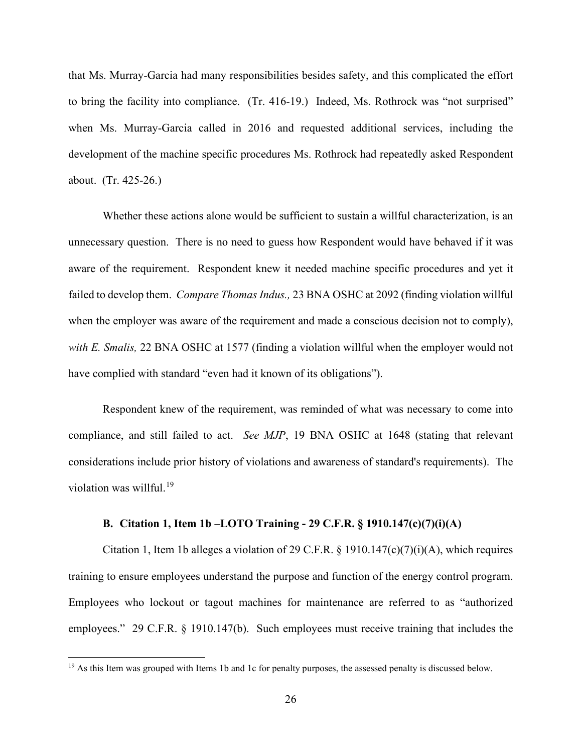that Ms. Murray-Garcia had many responsibilities besides safety, and this complicated the effort to bring the facility into compliance. (Tr. 416-19.) Indeed, Ms. Rothrock was "not surprised" when Ms. Murray-Garcia called in 2016 and requested additional services, including the development of the machine specific procedures Ms. Rothrock had repeatedly asked Respondent about. (Tr. 425-26.)

Whether these actions alone would be sufficient to sustain a willful characterization, is an unnecessary question. There is no need to guess how Respondent would have behaved if it was aware of the requirement. Respondent knew it needed machine specific procedures and yet it failed to develop them. *Compare Thomas Indus.,* 23 BNA OSHC at 2092 (finding violation willful when the employer was aware of the requirement and made a conscious decision not to comply), *with E. Smalis,* 22 BNA OSHC at 1577 (finding a violation willful when the employer would not have complied with standard "even had it known of its obligations").

Respondent knew of the requirement, was reminded of what was necessary to come into compliance, and still failed to act. *See MJP*, 19 BNA OSHC at 1648 (stating that relevant considerations include prior history of violations and awareness of standard's requirements). The violation was willful.[19]

### B. Citation 1, Item 1b –LOTO Training - 29 C.F.R. § 1910.147(c)(7)(i)(A)

Citation 1, Item 1b alleges a violation of 29 C.F.R. § 1910.147(c)(7)(i)(A), which requires training to ensure employees understand the purpose and function of the energy control program. Employees who lockout or tagout machines for maintenance are referred to as "authorized employees." 29 C.F.R. § 1910.147(b). Such employees must receive training that includes the

---

[19] As this Item was grouped with Items 1b and 1c for penalty purposes, the assessed penalty is discussed below.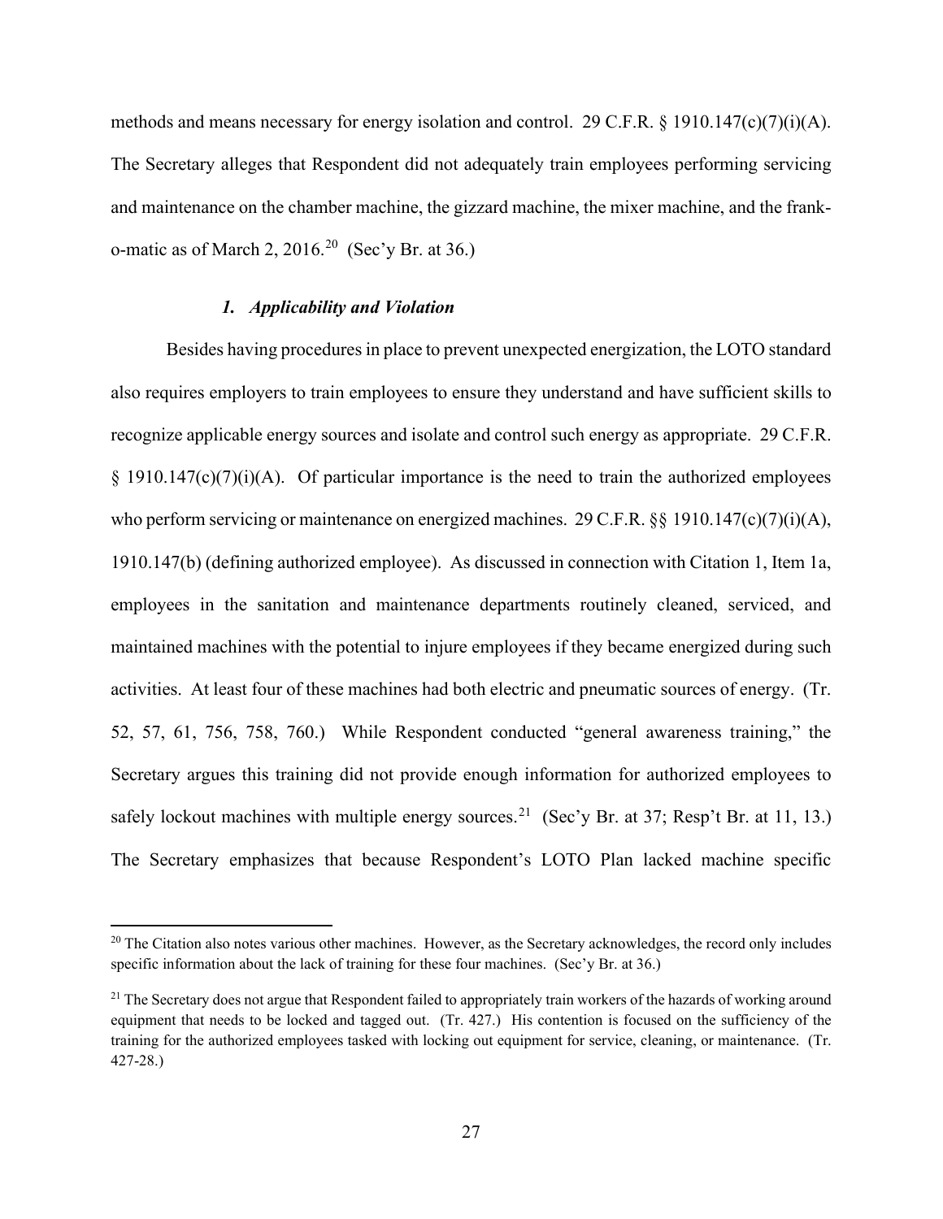methods and means necessary for energy isolation and control. 29 C.F.R. § 1910.147(c)(7)(i)(A). The Secretary alleges that Respondent did not adequately train employees performing servicing and maintenance on the chamber machine, the gizzard machine, the mixer machine, and the frank-o-matic as of March 2, 2016.[20] (Sec'y Br. at 36.)

### *1. Applicability and Violation*

Besides having procedures in place to prevent unexpected energization, the LOTO standard also requires employers to train employees to ensure they understand and have sufficient skills to recognize applicable energy sources and isolate and control such energy as appropriate. 29 C.F.R. § 1910.147(c)(7)(i)(A). Of particular importance is the need to train the authorized employees who perform servicing or maintenance on energized machines. 29 C.F.R. §§ 1910.147(c)(7)(i)(A), 1910.147(b) (defining authorized employee). As discussed in connection with Citation 1, Item 1a, employees in the sanitation and maintenance departments routinely cleaned, serviced, and maintained machines with the potential to injure employees if they became energized during such activities. At least four of these machines had both electric and pneumatic sources of energy. (Tr. 52, 57, 61, 756, 758, 760.) While Respondent conducted "general awareness training," the Secretary argues this training did not provide enough information for authorized employees to safely lockout machines with multiple energy sources.[21] (Sec'y Br. at 37; Resp't Br. at 11, 13.) The Secretary emphasizes that because Respondent's LOTO Plan lacked machine specific

---

[20] The Citation also notes various other machines. However, as the Secretary acknowledges, the record only includes specific information about the lack of training for these four machines. (Sec'y Br. at 36.)

[21] The Secretary does not argue that Respondent failed to appropriately train workers of the hazards of working around equipment that needs to be locked and tagged out. (Tr. 427.) His contention is focused on the sufficiency of the training for the authorized employees tasked with locking out equipment for service, cleaning, or maintenance. (Tr. 427-28.)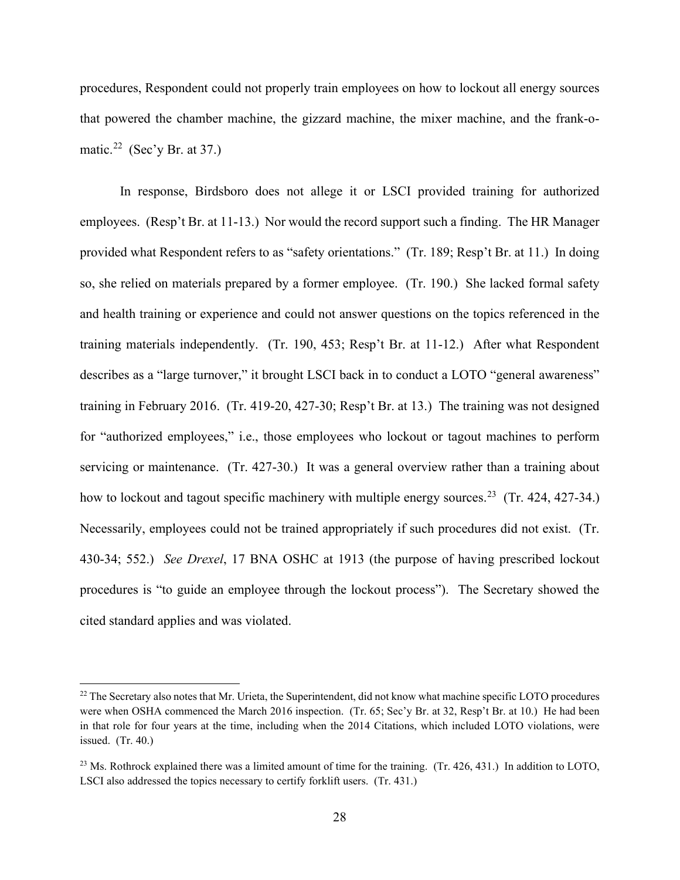procedures, Respondent could not properly train employees on how to lockout all energy sources that powered the chamber machine, the gizzard machine, the mixer machine, and the frank-o-matic.[22] (Sec'y Br. at 37.)

In response, Birdsboro does not allege it or LSCI provided training for authorized employees. (Resp't Br. at 11-13.) Nor would the record support such a finding. The HR Manager provided what Respondent refers to as "safety orientations." (Tr. 189; Resp't Br. at 11.) In doing so, she relied on materials prepared by a former employee. (Tr. 190.) She lacked formal safety and health training or experience and could not answer questions on the topics referenced in the training materials independently. (Tr. 190, 453; Resp't Br. at 11-12.) After what Respondent describes as a "large turnover," it brought LSCI back in to conduct a LOTO "general awareness" training in February 2016. (Tr. 419-20, 427-30; Resp't Br. at 13.) The training was not designed for "authorized employees," i.e., those employees who lockout or tagout machines to perform servicing or maintenance. (Tr. 427-30.) It was a general overview rather than a training about how to lockout and tagout specific machinery with multiple energy sources.[23] (Tr. 424, 427-34.) Necessarily, employees could not be trained appropriately if such procedures did not exist. (Tr. 430-34; 552.) *See Drexel*, 17 BNA OSHC at 1913 (the purpose of having prescribed lockout procedures is "to guide an employee through the lockout process"). The Secretary showed the cited standard applies and was violated.

---

[22] The Secretary also notes that Mr. Urieta, the Superintendent, did not know what machine specific LOTO procedures were when OSHA commenced the March 2016 inspection. (Tr. 65; Sec'y Br. at 32, Resp't Br. at 10.) He had been in that role for four years at the time, including when the 2014 Citations, which included LOTO violations, were issued. (Tr. 40.)

[23] Ms. Rothrock explained there was a limited amount of time for the training. (Tr. 426, 431.) In addition to LOTO, LSCI also addressed the topics necessary to certify forklift users. (Tr. 431.)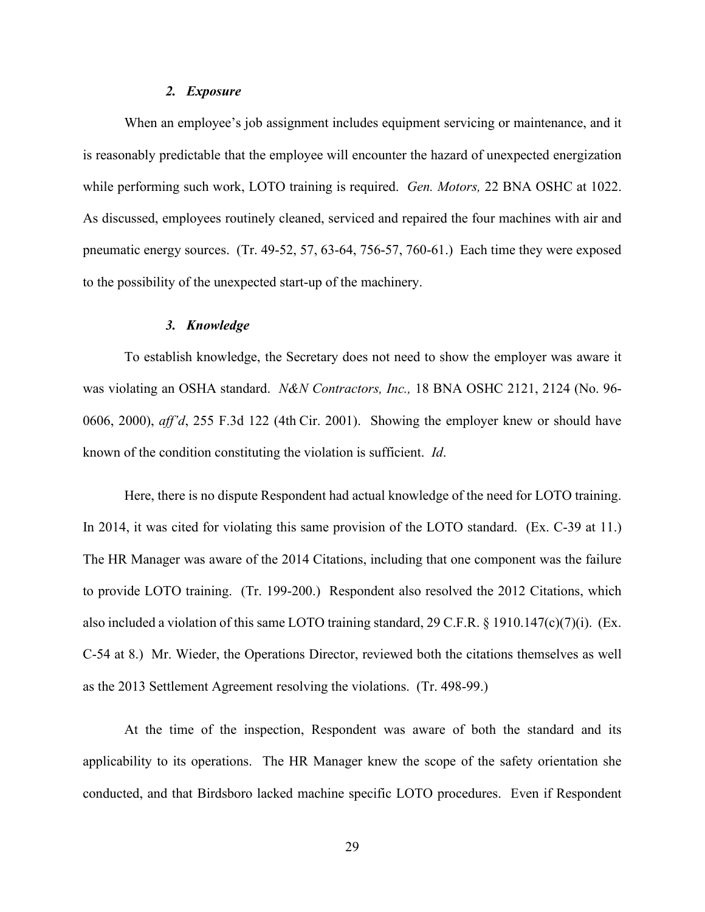### *2. Exposure*

When an employee's job assignment includes equipment servicing or maintenance, and it is reasonably predictable that the employee will encounter the hazard of unexpected energization while performing such work, LOTO training is required. *Gen. Motors,* 22 BNA OSHC at 1022. As discussed, employees routinely cleaned, serviced and repaired the four machines with air and pneumatic energy sources. (Tr. 49-52, 57, 63-64, 756-57, 760-61.) Each time they were exposed to the possibility of the unexpected start-up of the machinery.

### *3. Knowledge*

To establish knowledge, the Secretary does not need to show the employer was aware it was violating an OSHA standard. *N&N Contractors, Inc.,* 18 BNA OSHC 2121, 2124 (No. 96-0606, 2000), *aff'd*, 255 F.3d 122 (4th Cir. 2001). Showing the employer knew or should have known of the condition constituting the violation is sufficient. *Id*.

Here, there is no dispute Respondent had actual knowledge of the need for LOTO training. In 2014, it was cited for violating this same provision of the LOTO standard. (Ex. C-39 at 11.) The HR Manager was aware of the 2014 Citations, including that one component was the failure to provide LOTO training. (Tr. 199-200.) Respondent also resolved the 2012 Citations, which also included a violation of this same LOTO training standard, 29 C.F.R. § 1910.147(c)(7)(i). (Ex. C-54 at 8.) Mr. Wieder, the Operations Director, reviewed both the citations themselves as well as the 2013 Settlement Agreement resolving the violations. (Tr. 498-99.)

At the time of the inspection, Respondent was aware of both the standard and its applicability to its operations. The HR Manager knew the scope of the safety orientation she conducted, and that Birdsboro lacked machine specific LOTO procedures. Even if Respondent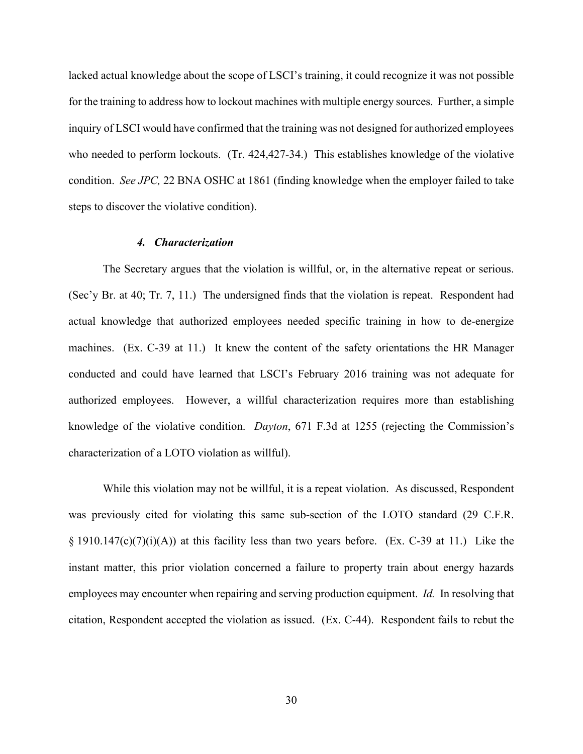lacked actual knowledge about the scope of LSCI's training, it could recognize it was not possible for the training to address how to lockout machines with multiple energy sources. Further, a simple inquiry of LSCI would have confirmed that the training was not designed for authorized employees who needed to perform lockouts. (Tr. 424,427-34.) This establishes knowledge of the violative condition. *See JPC,* 22 BNA OSHC at 1861 (finding knowledge when the employer failed to take steps to discover the violative condition).

#### *4. Characterization*

The Secretary argues that the violation is willful, or, in the alternative repeat or serious. (Sec'y Br. at 40; Tr. 7, 11.) The undersigned finds that the violation is repeat. Respondent had actual knowledge that authorized employees needed specific training in how to de-energize machines. (Ex. C-39 at 11.) It knew the content of the safety orientations the HR Manager conducted and could have learned that LSCI's February 2016 training was not adequate for authorized employees. However, a willful characterization requires more than establishing knowledge of the violative condition. *Dayton*, 671 F.3d at 1255 (rejecting the Commission's characterization of a LOTO violation as willful).

While this violation may not be willful, it is a repeat violation. As discussed, Respondent was previously cited for violating this same sub-section of the LOTO standard (29 C.F.R. § 1910.147(c)(7)(i)(A)) at this facility less than two years before. (Ex. C-39 at 11.) Like the instant matter, this prior violation concerned a failure to property train about energy hazards employees may encounter when repairing and serving production equipment. *Id.* In resolving that citation, Respondent accepted the violation as issued. (Ex. C-44). Respondent fails to rebut the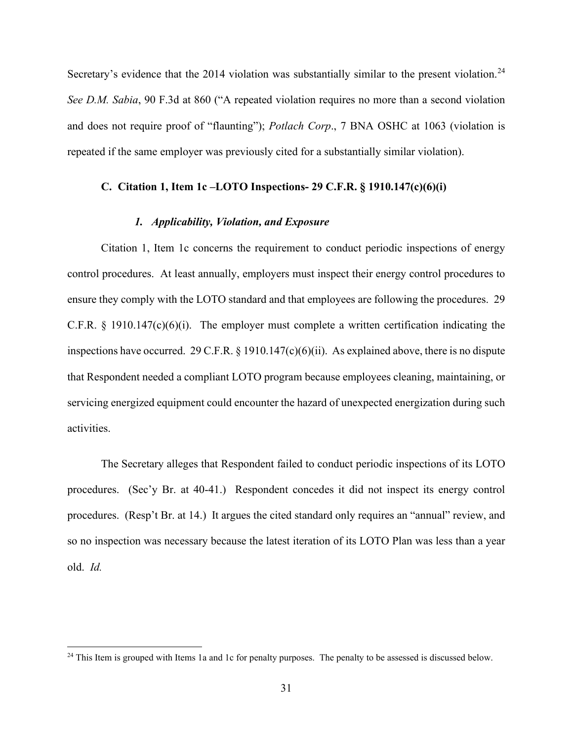Secretary's evidence that the 2014 violation was substantially similar to the present violation.[24] *See D.M. Sabia*, 90 F.3d at 860 ("A repeated violation requires no more than a second violation and does not require proof of "flaunting"); *Potlach Corp*., 7 BNA OSHC at 1063 (violation is repeated if the same employer was previously cited for a substantially similar violation).

### C. Citation 1, Item 1c –LOTO Inspections- 29 C.F.R. § 1910.147(c)(6)(i)

#### *1. Applicability, Violation, and Exposure*

Citation 1, Item 1c concerns the requirement to conduct periodic inspections of energy control procedures. At least annually, employers must inspect their energy control procedures to ensure they comply with the LOTO standard and that employees are following the procedures. 29 C.F.R. § 1910.147(c)(6)(i). The employer must complete a written certification indicating the inspections have occurred. 29 C.F.R. § 1910.147(c)(6)(ii). As explained above, there is no dispute that Respondent needed a compliant LOTO program because employees cleaning, maintaining, or servicing energized equipment could encounter the hazard of unexpected energization during such activities.

The Secretary alleges that Respondent failed to conduct periodic inspections of its LOTO procedures. (Sec'y Br. at 40-41.) Respondent concedes it did not inspect its energy control procedures. (Resp't Br. at 14.) It argues the cited standard only requires an "annual" review, and so no inspection was necessary because the latest iteration of its LOTO Plan was less than a year old. *Id.*

---

[24] This Item is grouped with Items 1a and 1c for penalty purposes. The penalty to be assessed is discussed below.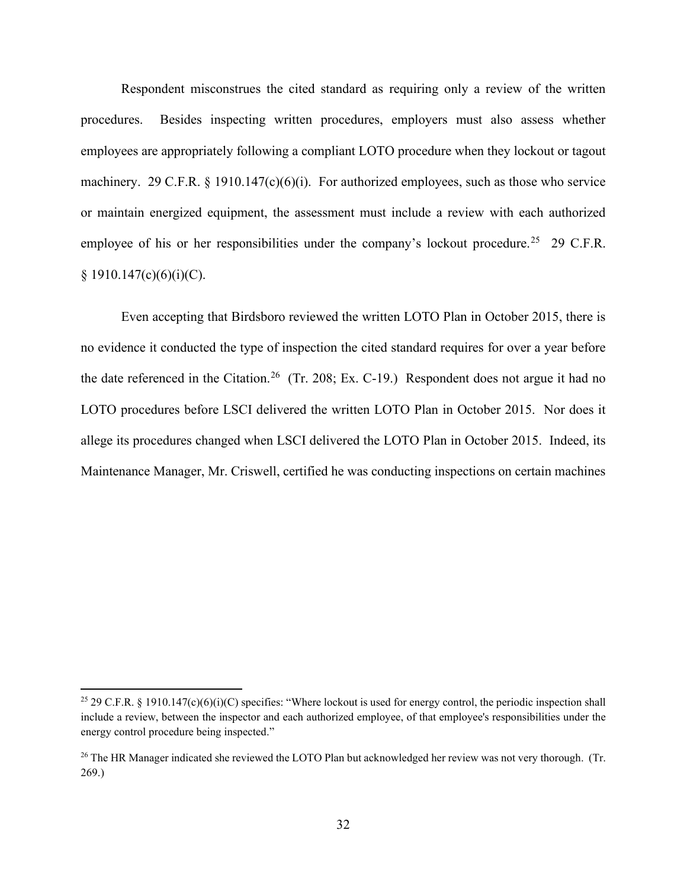Respondent misconstrues the cited standard as requiring only a review of the written procedures. Besides inspecting written procedures, employers must also assess whether employees are appropriately following a compliant LOTO procedure when they lockout or tagout machinery. 29 C.F.R. § 1910.147(c)(6)(i). For authorized employees, such as those who service or maintain energized equipment, the assessment must include a review with each authorized employee of his or her responsibilities under the company's lockout procedure.[25] 29 C.F.R. § 1910.147(c)(6)(i)(C).

Even accepting that Birdsboro reviewed the written LOTO Plan in October 2015, there is no evidence it conducted the type of inspection the cited standard requires for over a year before the date referenced in the Citation.[26] (Tr. 208; Ex. C-19.) Respondent does not argue it had no LOTO procedures before LSCI delivered the written LOTO Plan in October 2015. Nor does it allege its procedures changed when LSCI delivered the LOTO Plan in October 2015. Indeed, its Maintenance Manager, Mr. Criswell, certified he was conducting inspections on certain machines

---

[25] 29 C.F.R. § 1910.147(c)(6)(i)(C) specifies: "Where lockout is used for energy control, the periodic inspection shall include a review, between the inspector and each authorized employee, of that employee's responsibilities under the energy control procedure being inspected."

[26] The HR Manager indicated she reviewed the LOTO Plan but acknowledged her review was not very thorough. (Tr. 269.)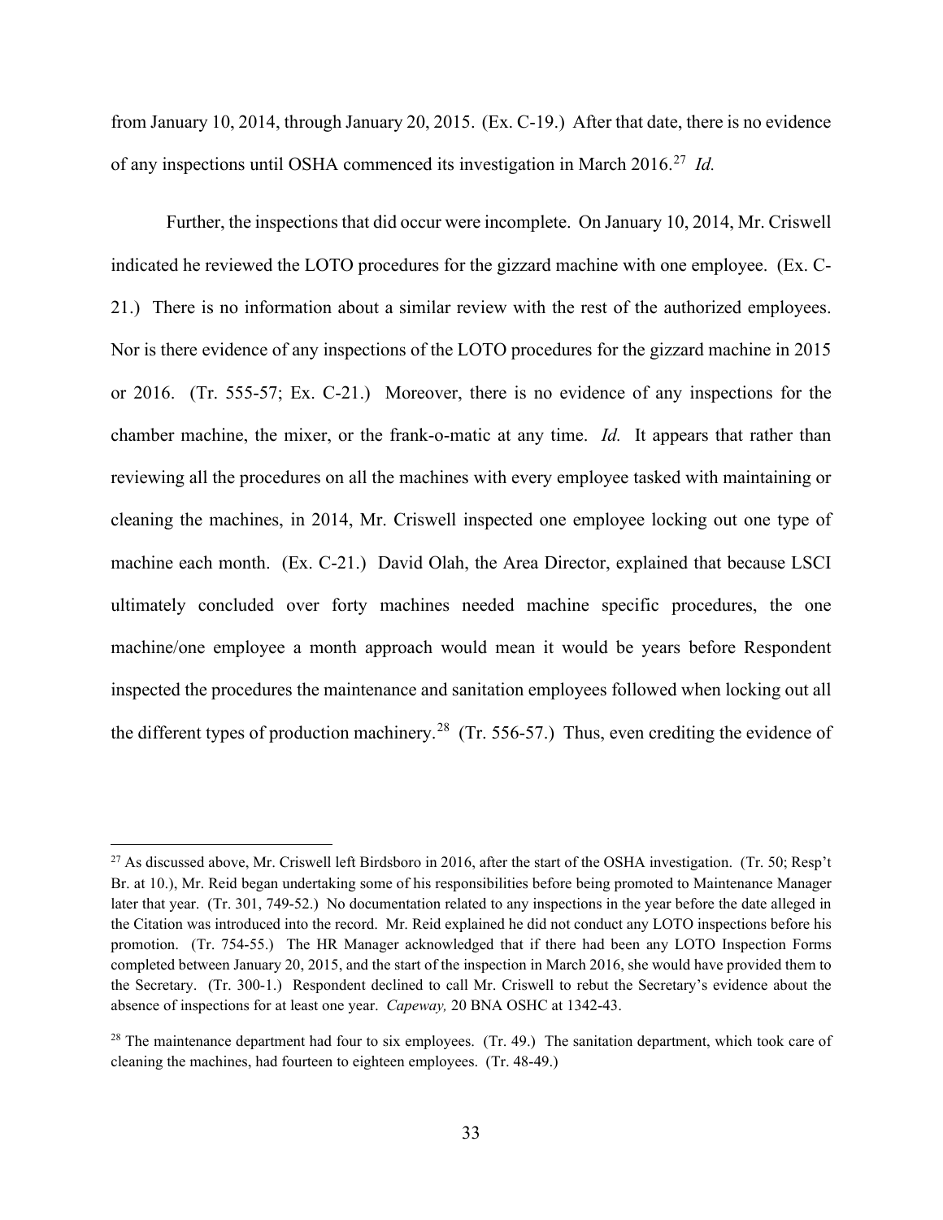from January 10, 2014, through January 20, 2015. (Ex. C-19.) After that date, there is no evidence of any inspections until OSHA commenced its investigation in March 2016.[27] *Id.*

Further, the inspections that did occur were incomplete. On January 10, 2014, Mr. Criswell indicated he reviewed the LOTO procedures for the gizzard machine with one employee. (Ex. C-21.) There is no information about a similar review with the rest of the authorized employees. Nor is there evidence of any inspections of the LOTO procedures for the gizzard machine in 2015 or 2016. (Tr. 555-57; Ex. C-21.) Moreover, there is no evidence of any inspections for the chamber machine, the mixer, or the frank-o-matic at any time. *Id.* It appears that rather than reviewing all the procedures on all the machines with every employee tasked with maintaining or cleaning the machines, in 2014, Mr. Criswell inspected one employee locking out one type of machine each month. (Ex. C-21.) David Olah, the Area Director, explained that because LSCI ultimately concluded over forty machines needed machine specific procedures, the one machine/one employee a month approach would mean it would be years before Respondent inspected the procedures the maintenance and sanitation employees followed when locking out all the different types of production machinery.[28] (Tr. 556-57.) Thus, even crediting the evidence of

---

[27] As discussed above, Mr. Criswell left Birdsboro in 2016, after the start of the OSHA investigation. (Tr. 50; Resp't Br. at 10.), Mr. Reid began undertaking some of his responsibilities before being promoted to Maintenance Manager later that year. (Tr. 301, 749-52.) No documentation related to any inspections in the year before the date alleged in the Citation was introduced into the record. Mr. Reid explained he did not conduct any LOTO inspections before his promotion. (Tr. 754-55.) The HR Manager acknowledged that if there had been any LOTO Inspection Forms completed between January 20, 2015, and the start of the inspection in March 2016, she would have provided them to the Secretary. (Tr. 300-1.) Respondent declined to call Mr. Criswell to rebut the Secretary's evidence about the absence of inspections for at least one year. *Capeway,* 20 BNA OSHC at 1342-43.

[28] The maintenance department had four to six employees. (Tr. 49.) The sanitation department, which took care of cleaning the machines, had fourteen to eighteen employees. (Tr. 48-49.)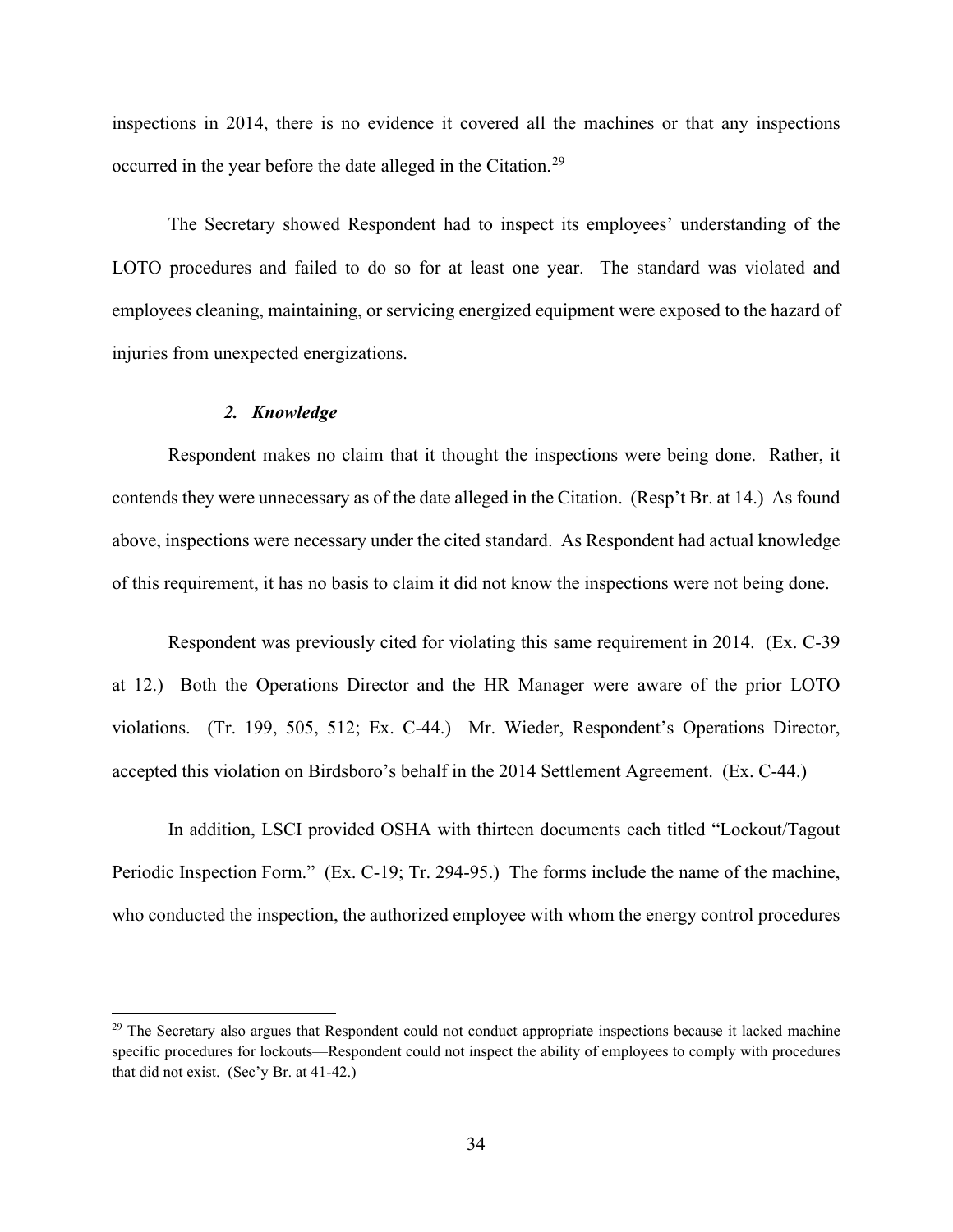inspections in 2014, there is no evidence it covered all the machines or that any inspections occurred in the year before the date alleged in the Citation.[29]

The Secretary showed Respondent had to inspect its employees' understanding of the LOTO procedures and failed to do so for at least one year. The standard was violated and employees cleaning, maintaining, or servicing energized equipment were exposed to the hazard of injuries from unexpected energizations.

### *2. Knowledge*

Respondent makes no claim that it thought the inspections were being done. Rather, it contends they were unnecessary as of the date alleged in the Citation. (Resp't Br. at 14.) As found above, inspections were necessary under the cited standard. As Respondent had actual knowledge of this requirement, it has no basis to claim it did not know the inspections were not being done.

Respondent was previously cited for violating this same requirement in 2014. (Ex. C-39 at 12.) Both the Operations Director and the HR Manager were aware of the prior LOTO violations. (Tr. 199, 505, 512; Ex. C-44.) Mr. Wieder, Respondent's Operations Director, accepted this violation on Birdsboro's behalf in the 2014 Settlement Agreement. (Ex. C-44.)

In addition, LSCI provided OSHA with thirteen documents each titled "Lockout/Tagout Periodic Inspection Form." (Ex. C-19; Tr. 294-95.) The forms include the name of the machine, who conducted the inspection, the authorized employee with whom the energy control procedures

---

[29] The Secretary also argues that Respondent could not conduct appropriate inspections because it lacked machine specific procedures for lockouts—Respondent could not inspect the ability of employees to comply with procedures that did not exist. (Sec'y Br. at 41-42.)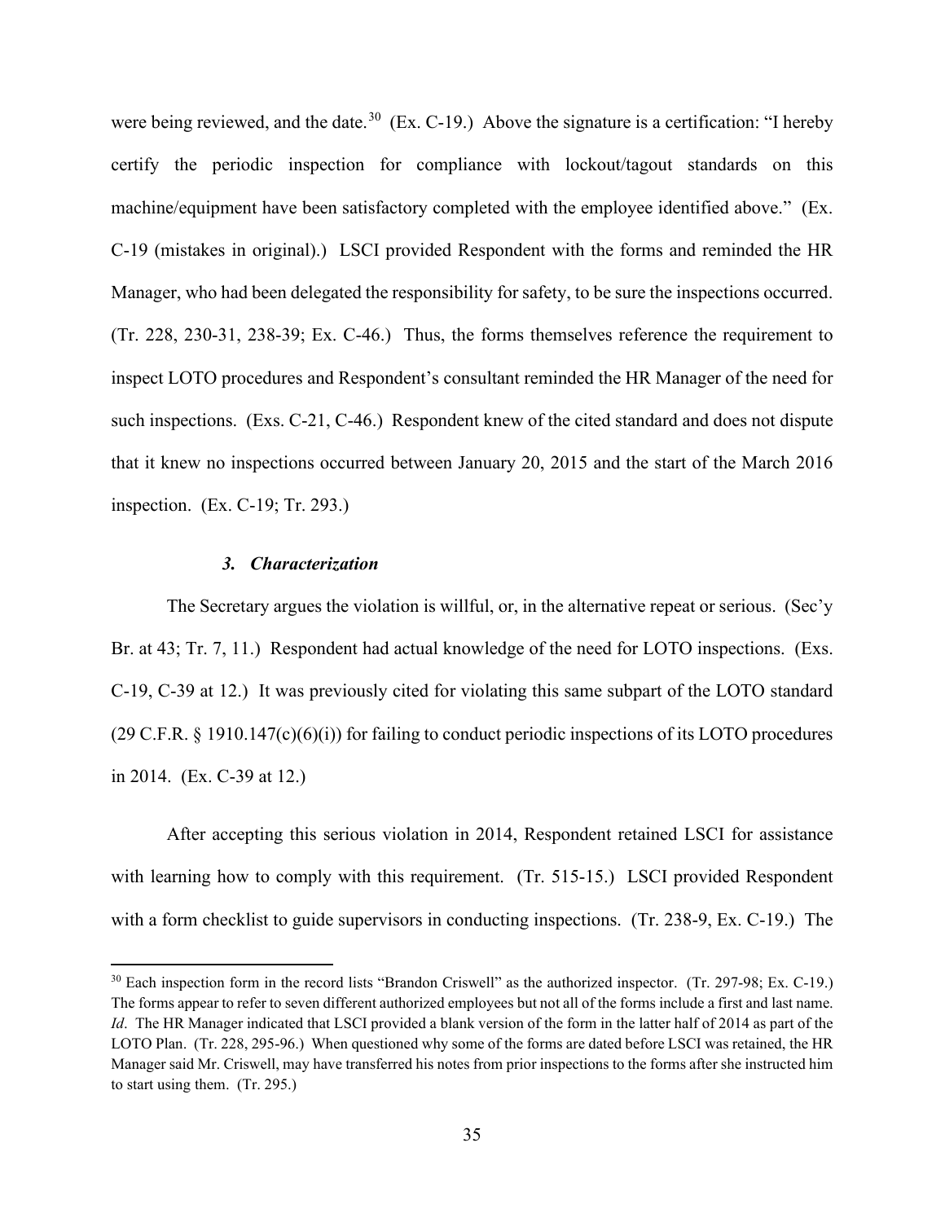were being reviewed, and the date.[30] (Ex. C-19.) Above the signature is a certification: "I hereby certify the periodic inspection for compliance with lockout/tagout standards on this machine/equipment have been satisfactory completed with the employee identified above." (Ex. C-19 (mistakes in original).) LSCI provided Respondent with the forms and reminded the HR Manager, who had been delegated the responsibility for safety, to be sure the inspections occurred. (Tr. 228, 230-31, 238-39; Ex. C-46.) Thus, the forms themselves reference the requirement to inspect LOTO procedures and Respondent's consultant reminded the HR Manager of the need for such inspections. (Exs. C-21, C-46.) Respondent knew of the cited standard and does not dispute that it knew no inspections occurred between January 20, 2015 and the start of the March 2016 inspection. (Ex. C-19; Tr. 293.)

### *3. Characterization*

The Secretary argues the violation is willful, or, in the alternative repeat or serious. (Sec'y Br. at 43; Tr. 7, 11.) Respondent had actual knowledge of the need for LOTO inspections. (Exs. C-19, C-39 at 12.) It was previously cited for violating this same subpart of the LOTO standard (29 C.F.R. § 1910.147(c)(6)(i)) for failing to conduct periodic inspections of its LOTO procedures in 2014. (Ex. C-39 at 12.)

After accepting this serious violation in 2014, Respondent retained LSCI for assistance with learning how to comply with this requirement. (Tr. 515-15.) LSCI provided Respondent with a form checklist to guide supervisors in conducting inspections. (Tr. 238-9, Ex. C-19.) The

---

[30] Each inspection form in the record lists "Brandon Criswell" as the authorized inspector. (Tr. 297-98; Ex. C-19.) The forms appear to refer to seven different authorized employees but not all of the forms include a first and last name. *Id*. The HR Manager indicated that LSCI provided a blank version of the form in the latter half of 2014 as part of the LOTO Plan. (Tr. 228, 295-96.) When questioned why some of the forms are dated before LSCI was retained, the HR Manager said Mr. Criswell, may have transferred his notes from prior inspections to the forms after she instructed him to start using them. (Tr. 295.)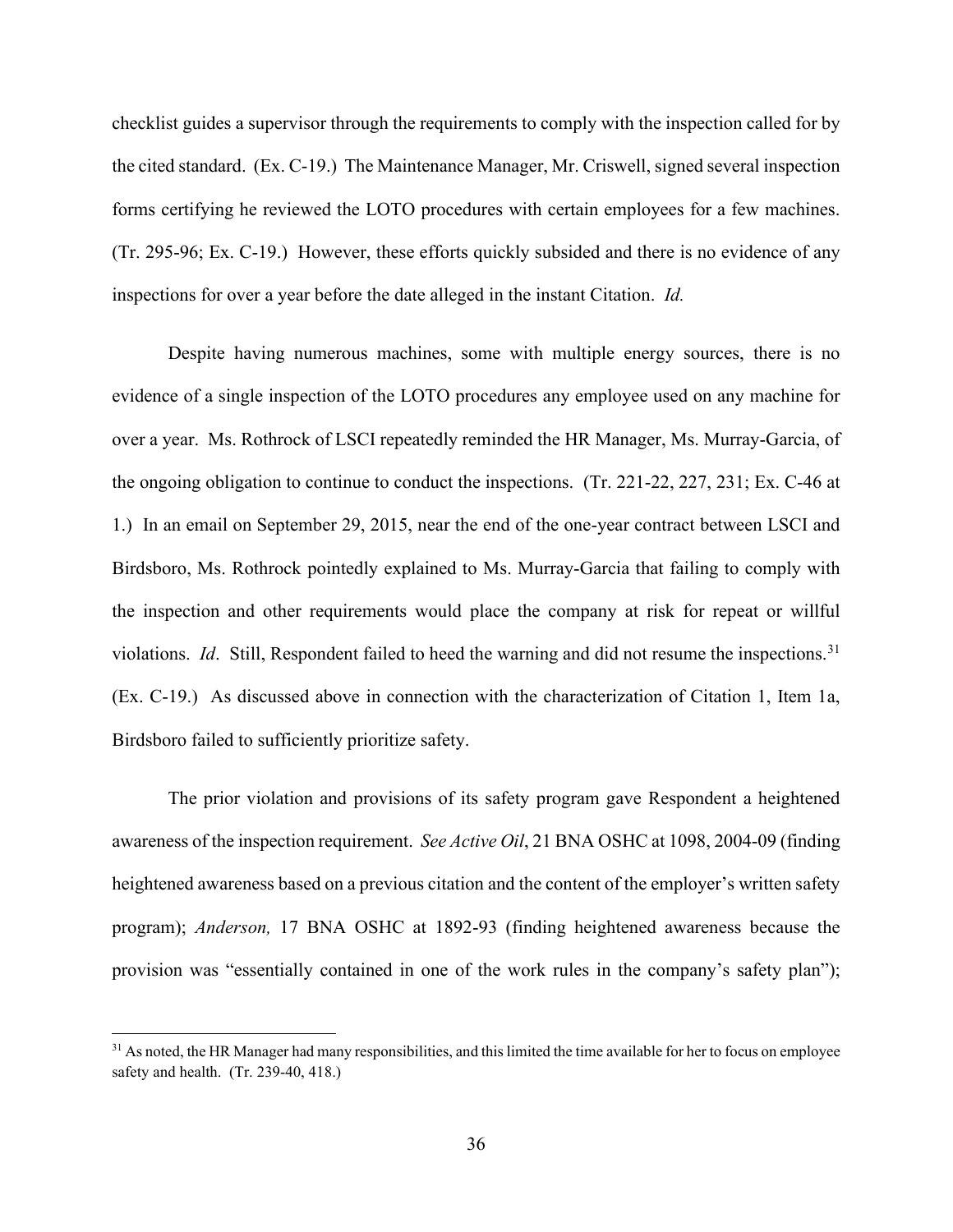checklist guides a supervisor through the requirements to comply with the inspection called for by the cited standard. (Ex. C-19.) The Maintenance Manager, Mr. Criswell, signed several inspection forms certifying he reviewed the LOTO procedures with certain employees for a few machines. (Tr. 295-96; Ex. C-19.) However, these efforts quickly subsided and there is no evidence of any inspections for over a year before the date alleged in the instant Citation. *Id.*

Despite having numerous machines, some with multiple energy sources, there is no evidence of a single inspection of the LOTO procedures any employee used on any machine for over a year. Ms. Rothrock of LSCI repeatedly reminded the HR Manager, Ms. Murray-Garcia, of the ongoing obligation to continue to conduct the inspections. (Tr. 221-22, 227, 231; Ex. C-46 at 1.) In an email on September 29, 2015, near the end of the one-year contract between LSCI and Birdsboro, Ms. Rothrock pointedly explained to Ms. Murray-Garcia that failing to comply with the inspection and other requirements would place the company at risk for repeat or willful violations. *Id*. Still, Respondent failed to heed the warning and did not resume the inspections.[31] (Ex. C-19.) As discussed above in connection with the characterization of Citation 1, Item 1a, Birdsboro failed to sufficiently prioritize safety.

The prior violation and provisions of its safety program gave Respondent a heightened awareness of the inspection requirement. *See Active Oil*, 21 BNA OSHC at 1098, 2004-09 (finding heightened awareness based on a previous citation and the content of the employer's written safety program); *Anderson,* 17 BNA OSHC at 1892-93 (finding heightened awareness because the provision was "essentially contained in one of the work rules in the company's safety plan");

[31] As noted, the HR Manager had many responsibilities, and this limited the time available for her to focus on employee safety and health. (Tr. 239-40, 418.)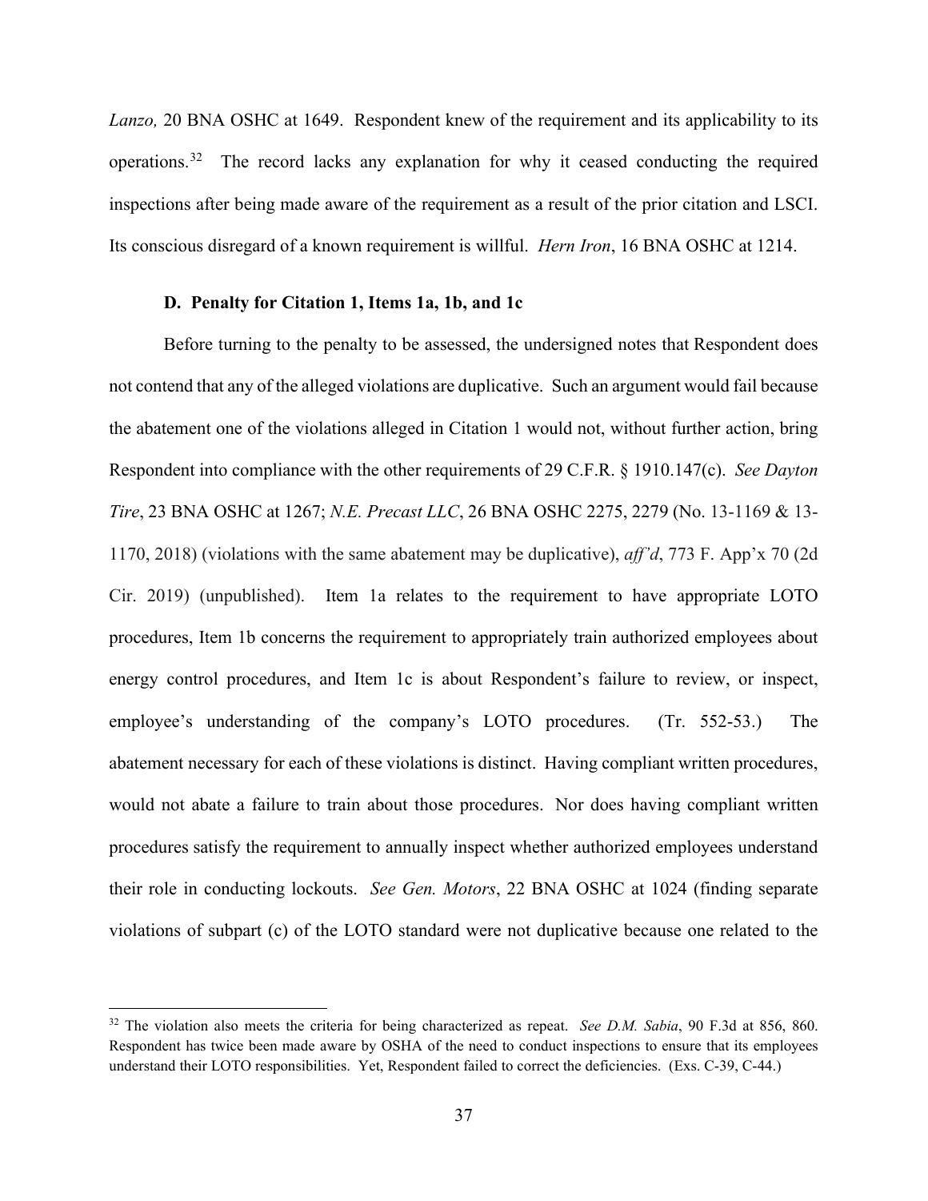*Lanzo,* 20 BNA OSHC at 1649. Respondent knew of the requirement and its applicability to its operations.[32] The record lacks any explanation for why it ceased conducting the required inspections after being made aware of the requirement as a result of the prior citation and LSCI. Its conscious disregard of a known requirement is willful. *Hern Iron*, 16 BNA OSHC at 1214.

**D. Penalty for Citation 1, Items 1a, 1b, and 1c**

Before turning to the penalty to be assessed, the undersigned notes that Respondent does not contend that any of the alleged violations are duplicative. Such an argument would fail because the abatement one of the violations alleged in Citation 1 would not, without further action, bring Respondent into compliance with the other requirements of 29 C.F.R. § 1910.147(c). *See Dayton Tire*, 23 BNA OSHC at 1267; *N.E. Precast LLC*, 26 BNA OSHC 2275, 2279 (No. 13-1169 & 13-1170, 2018) (violations with the same abatement may be duplicative), *aff'd*, 773 F. App'x 70 (2d Cir. 2019) (unpublished). Item 1a relates to the requirement to have appropriate LOTO procedures, Item 1b concerns the requirement to appropriately train authorized employees about energy control procedures, and Item 1c is about Respondent's failure to review, or inspect, employee's understanding of the company's LOTO procedures. (Tr. 552-53.) The abatement necessary for each of these violations is distinct. Having compliant written procedures, would not abate a failure to train about those procedures. Nor does having compliant written procedures satisfy the requirement to annually inspect whether authorized employees understand their role in conducting lockouts. *See Gen. Motors*, 22 BNA OSHC at 1024 (finding separate violations of subpart (c) of the LOTO standard were not duplicative because one related to the

---

[32] The violation also meets the criteria for being characterized as repeat. *See D.M. Sabia*, 90 F.3d at 856, 860. Respondent has twice been made aware by OSHA of the need to conduct inspections to ensure that its employees understand their LOTO responsibilities. Yet, Respondent failed to correct the deficiencies. (Exs. C-39, C-44.)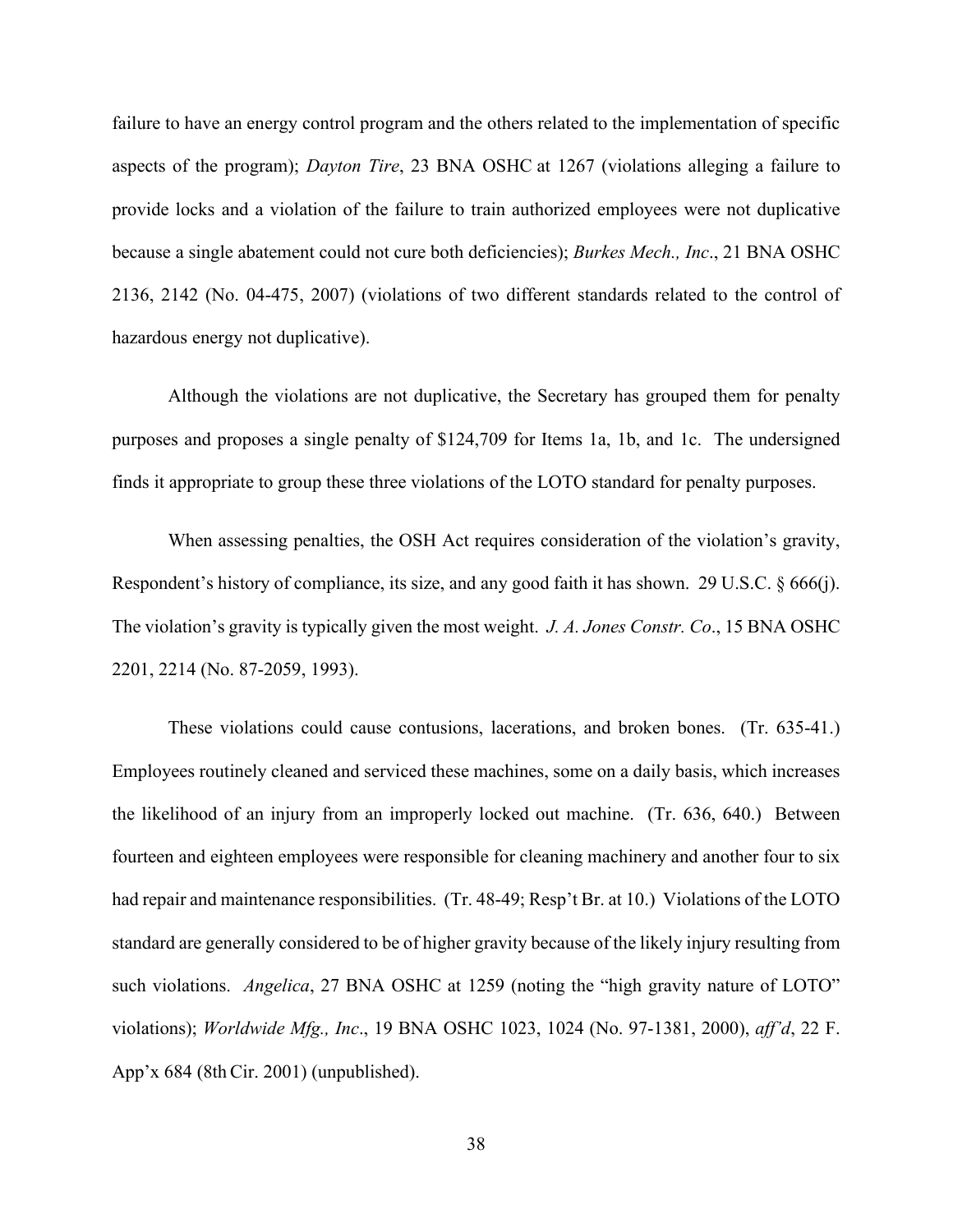failure to have an energy control program and the others related to the implementation of specific aspects of the program); *Dayton Tire*, 23 BNA OSHC at 1267 (violations alleging a failure to provide locks and a violation of the failure to train authorized employees were not duplicative because a single abatement could not cure both deficiencies); *Burkes Mech., Inc*., 21 BNA OSHC 2136, 2142 (No. 04-475, 2007) (violations of two different standards related to the control of hazardous energy not duplicative).

Although the violations are not duplicative, the Secretary has grouped them for penalty purposes and proposes a single penalty of $124,709 for Items 1a, 1b, and 1c. The undersigned finds it appropriate to group these three violations of the LOTO standard for penalty purposes.

When assessing penalties, the OSH Act requires consideration of the violation's gravity, Respondent's history of compliance, its size, and any good faith it has shown. 29 U.S.C. § 666(j). The violation's gravity is typically given the most weight. *J. A. Jones Constr. Co*., 15 BNA OSHC 2201, 2214 (No. 87-2059, 1993).

These violations could cause contusions, lacerations, and broken bones. (Tr. 635-41.) Employees routinely cleaned and serviced these machines, some on a daily basis, which increases the likelihood of an injury from an improperly locked out machine. (Tr. 636, 640.) Between fourteen and eighteen employees were responsible for cleaning machinery and another four to six had repair and maintenance responsibilities. (Tr. 48-49; Resp't Br. at 10.) Violations of the LOTO standard are generally considered to be of higher gravity because of the likely injury resulting from such violations. *Angelica*, 27 BNA OSHC at 1259 (noting the "high gravity nature of LOTO" violations); *Worldwide Mfg., Inc*., 19 BNA OSHC 1023, 1024 (No. 97-1381, 2000), *aff'd*, 22 F. App'x 684 (8th Cir. 2001) (unpublished).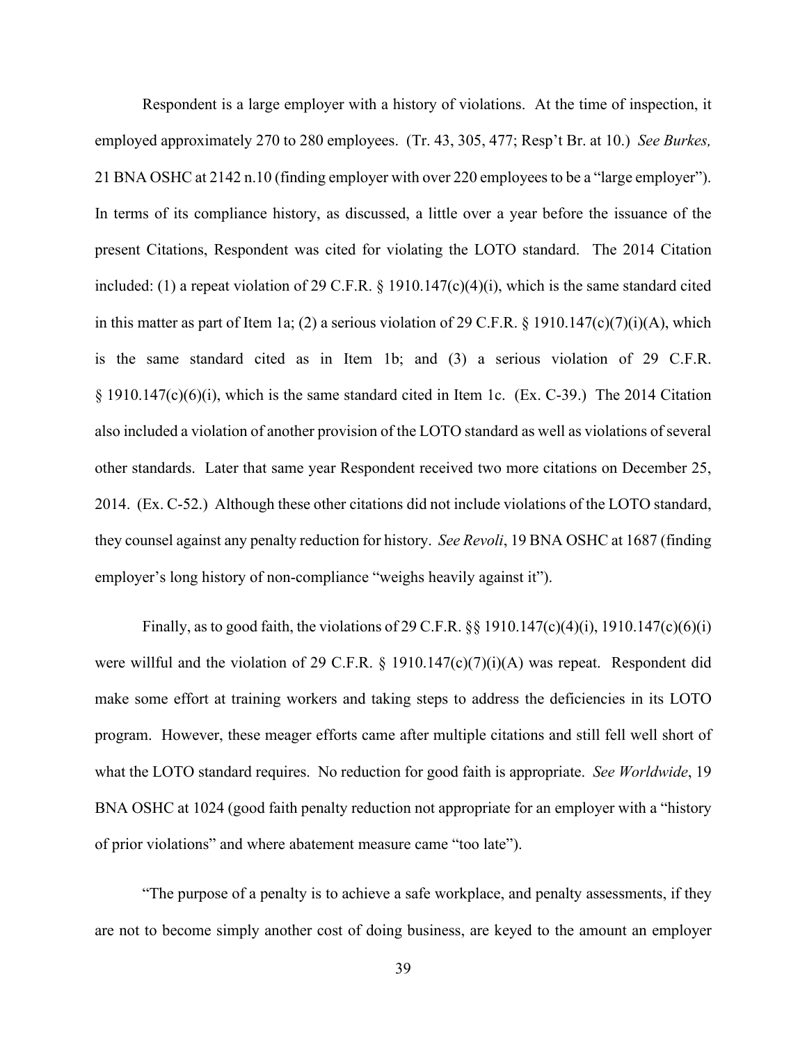Respondent is a large employer with a history of violations. At the time of inspection, it employed approximately 270 to 280 employees. (Tr. 43, 305, 477; Resp't Br. at 10.) *See Burkes,* 21 BNA OSHC at 2142 n.10 (finding employer with over 220 employees to be a "large employer"). In terms of its compliance history, as discussed, a little over a year before the issuance of the present Citations, Respondent was cited for violating the LOTO standard. The 2014 Citation included: (1) a repeat violation of 29 C.F.R. § 1910.147(c)(4)(i), which is the same standard cited in this matter as part of Item 1a; (2) a serious violation of 29 C.F.R. § 1910.147(c)(7)(i)(A), which is the same standard cited as in Item 1b; and (3) a serious violation of 29 C.F.R. § 1910.147(c)(6)(i), which is the same standard cited in Item 1c. (Ex. C-39.) The 2014 Citation also included a violation of another provision of the LOTO standard as well as violations of several other standards. Later that same year Respondent received two more citations on December 25, 2014. (Ex. C-52.) Although these other citations did not include violations of the LOTO standard, they counsel against any penalty reduction for history. *See Revoli*, 19 BNA OSHC at 1687 (finding employer's long history of non-compliance "weighs heavily against it").

Finally, as to good faith, the violations of 29 C.F.R. §§ 1910.147(c)(4)(i), 1910.147(c)(6)(i) were willful and the violation of 29 C.F.R. § 1910.147(c)(7)(i)(A) was repeat. Respondent did make some effort at training workers and taking steps to address the deficiencies in its LOTO program. However, these meager efforts came after multiple citations and still fell well short of what the LOTO standard requires. No reduction for good faith is appropriate. *See Worldwide*, 19 BNA OSHC at 1024 (good faith penalty reduction not appropriate for an employer with a "history of prior violations" and where abatement measure came "too late").

"The purpose of a penalty is to achieve a safe workplace, and penalty assessments, if they are not to become simply another cost of doing business, are keyed to the amount an employer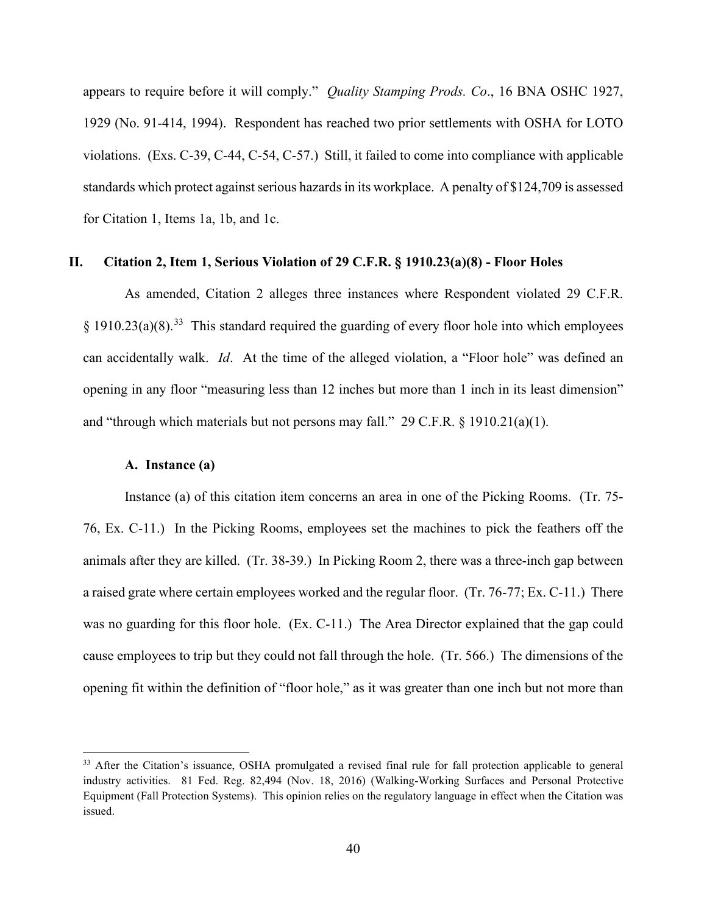appears to require before it will comply." *Quality Stamping Prods. Co*., 16 BNA OSHC 1927, 1929 (No. 91-414, 1994). Respondent has reached two prior settlements with OSHA for LOTO violations. (Exs. C-39, C-44, C-54, C-57.) Still, it failed to come into compliance with applicable standards which protect against serious hazards in its workplace. A penalty of $124,709 is assessed for Citation 1, Items 1a, 1b, and 1c.

## II. Citation 2, Item 1, Serious Violation of 29 C.F.R. § 1910.23(a)(8) - Floor Holes

As amended, Citation 2 alleges three instances where Respondent violated 29 C.F.R. § 1910.23(a)(8).[33] This standard required the guarding of every floor hole into which employees can accidentally walk. *Id*. At the time of the alleged violation, a "Floor hole" was defined an opening in any floor "measuring less than 12 inches but more than 1 inch in its least dimension" and "through which materials but not persons may fall." 29 C.F.R. § 1910.21(a)(1).

### A. Instance (a)

Instance (a) of this citation item concerns an area in one of the Picking Rooms. (Tr. 75-76, Ex. C-11.) In the Picking Rooms, employees set the machines to pick the feathers off the animals after they are killed. (Tr. 38-39.) In Picking Room 2, there was a three-inch gap between a raised grate where certain employees worked and the regular floor. (Tr. 76-77; Ex. C-11.) There was no guarding for this floor hole. (Ex. C-11.) The Area Director explained that the gap could cause employees to trip but they could not fall through the hole. (Tr. 566.) The dimensions of the opening fit within the definition of "floor hole," as it was greater than one inch but not more than

[33] After the Citation's issuance, OSHA promulgated a revised final rule for fall protection applicable to general industry activities. 81 Fed. Reg. 82,494 (Nov. 18, 2016) (Walking-Working Surfaces and Personal Protective Equipment (Fall Protection Systems). This opinion relies on the regulatory language in effect when the Citation was issued.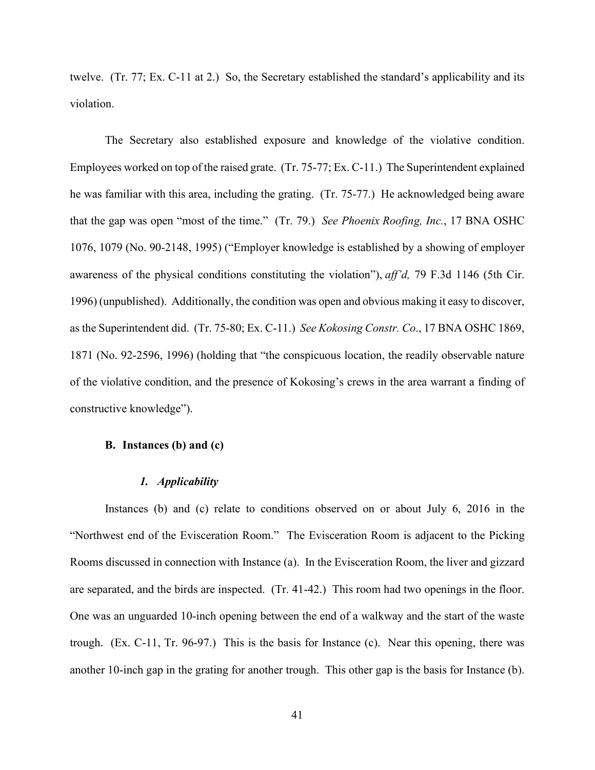twelve. (Tr. 77; Ex. C-11 at 2.) So, the Secretary established the standard's applicability and its violation.

The Secretary also established exposure and knowledge of the violative condition. Employees worked on top of the raised grate. (Tr. 75-77; Ex. C-11.) The Superintendent explained he was familiar with this area, including the grating. (Tr. 75-77.) He acknowledged being aware that the gap was open "most of the time." (Tr. 79.) *See Phoenix Roofing, Inc.*, 17 BNA OSHC 1076, 1079 (No. 90-2148, 1995) ("Employer knowledge is established by a showing of employer awareness of the physical conditions constituting the violation"), *aff'd,* 79 F.3d 1146 (5th Cir. 1996) (unpublished). Additionally, the condition was open and obvious making it easy to discover, as the Superintendent did. (Tr. 75-80; Ex. C-11.) *See Kokosing Constr. Co*., 17 BNA OSHC 1869, 1871 (No. 92-2596, 1996) (holding that "the conspicuous location, the readily observable nature of the violative condition, and the presence of Kokosing's crews in the area warrant a finding of constructive knowledge").

### B. Instances (b) and (c)

#### *1. Applicability*

Instances (b) and (c) relate to conditions observed on or about July 6, 2016 in the "Northwest end of the Evisceration Room." The Evisceration Room is adjacent to the Picking Rooms discussed in connection with Instance (a). In the Evisceration Room, the liver and gizzard are separated, and the birds are inspected. (Tr. 41-42.) This room had two openings in the floor. One was an unguarded 10-inch opening between the end of a walkway and the start of the waste trough. (Ex. C-11, Tr. 96-97.) This is the basis for Instance (c). Near this opening, there was another 10-inch gap in the grating for another trough. This other gap is the basis for Instance (b).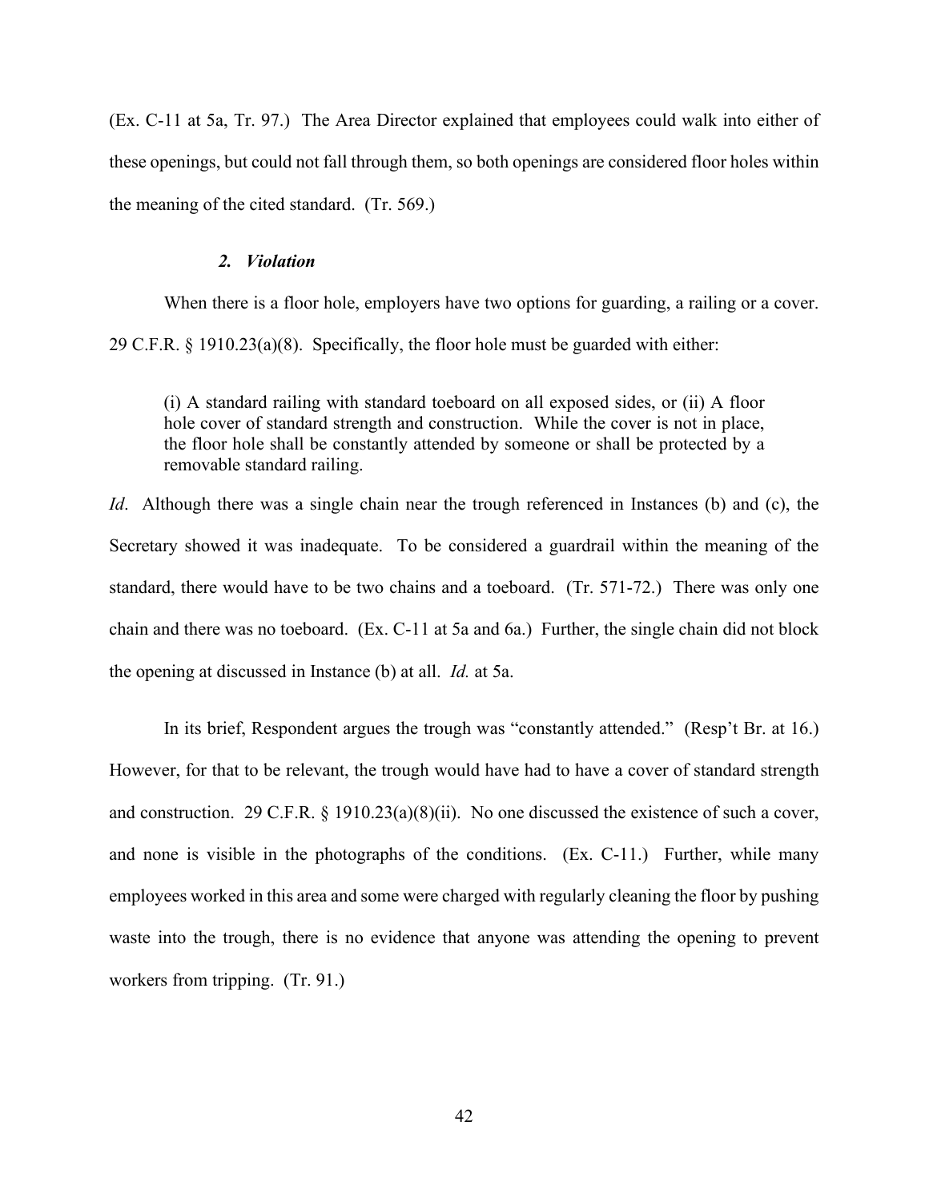(Ex. C-11 at 5a, Tr. 97.) The Area Director explained that employees could walk into either of these openings, but could not fall through them, so both openings are considered floor holes within the meaning of the cited standard. (Tr. 569.)

### *2. Violation*

When there is a floor hole, employers have two options for guarding, a railing or a cover. 29 C.F.R. § 1910.23(a)(8). Specifically, the floor hole must be guarded with either:

> (i) A standard railing with standard toeboard on all exposed sides, or (ii) A floor hole cover of standard strength and construction. While the cover is not in place, the floor hole shall be constantly attended by someone or shall be protected by a removable standard railing.

*Id*. Although there was a single chain near the trough referenced in Instances (b) and (c), the Secretary showed it was inadequate. To be considered a guardrail within the meaning of the standard, there would have to be two chains and a toeboard. (Tr. 571-72.) There was only one chain and there was no toeboard. (Ex. C-11 at 5a and 6a.) Further, the single chain did not block the opening at discussed in Instance (b) at all. *Id.* at 5a.

In its brief, Respondent argues the trough was "constantly attended." (Resp't Br. at 16.) However, for that to be relevant, the trough would have had to have a cover of standard strength and construction. 29 C.F.R. § 1910.23(a)(8)(ii). No one discussed the existence of such a cover, and none is visible in the photographs of the conditions. (Ex. C-11.) Further, while many employees worked in this area and some were charged with regularly cleaning the floor by pushing waste into the trough, there is no evidence that anyone was attending the opening to prevent workers from tripping. (Tr. 91.)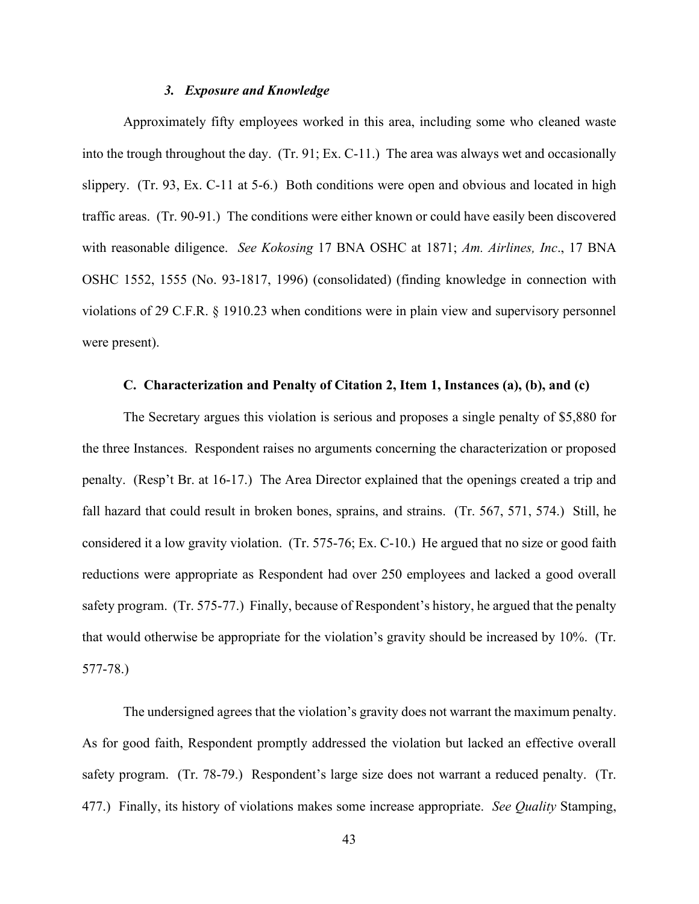### *3. Exposure and Knowledge*

Approximately fifty employees worked in this area, including some who cleaned waste into the trough throughout the day. (Tr. 91; Ex. C-11.) The area was always wet and occasionally slippery. (Tr. 93, Ex. C-11 at 5-6.) Both conditions were open and obvious and located in high traffic areas. (Tr. 90-91.) The conditions were either known or could have easily been discovered with reasonable diligence. *See Kokosing* 17 BNA OSHC at 1871; *Am. Airlines, Inc*., 17 BNA OSHC 1552, 1555 (No. 93-1817, 1996) (consolidated) (finding knowledge in connection with violations of 29 C.F.R. § 1910.23 when conditions were in plain view and supervisory personnel were present).

### C. Characterization and Penalty of Citation 2, Item 1, Instances (a), (b), and (c)

The Secretary argues this violation is serious and proposes a single penalty of $5,880 for the three Instances. Respondent raises no arguments concerning the characterization or proposed penalty. (Resp't Br. at 16-17.) The Area Director explained that the openings created a trip and fall hazard that could result in broken bones, sprains, and strains. (Tr. 567, 571, 574.) Still, he considered it a low gravity violation. (Tr. 575-76; Ex. C-10.) He argued that no size or good faith reductions were appropriate as Respondent had over 250 employees and lacked a good overall safety program. (Tr. 575-77.) Finally, because of Respondent's history, he argued that the penalty that would otherwise be appropriate for the violation's gravity should be increased by 10%. (Tr. 577-78.)

The undersigned agrees that the violation's gravity does not warrant the maximum penalty. As for good faith, Respondent promptly addressed the violation but lacked an effective overall safety program. (Tr. 78-79.) Respondent's large size does not warrant a reduced penalty. (Tr. 477.) Finally, its history of violations makes some increase appropriate. *See Quality* Stamping,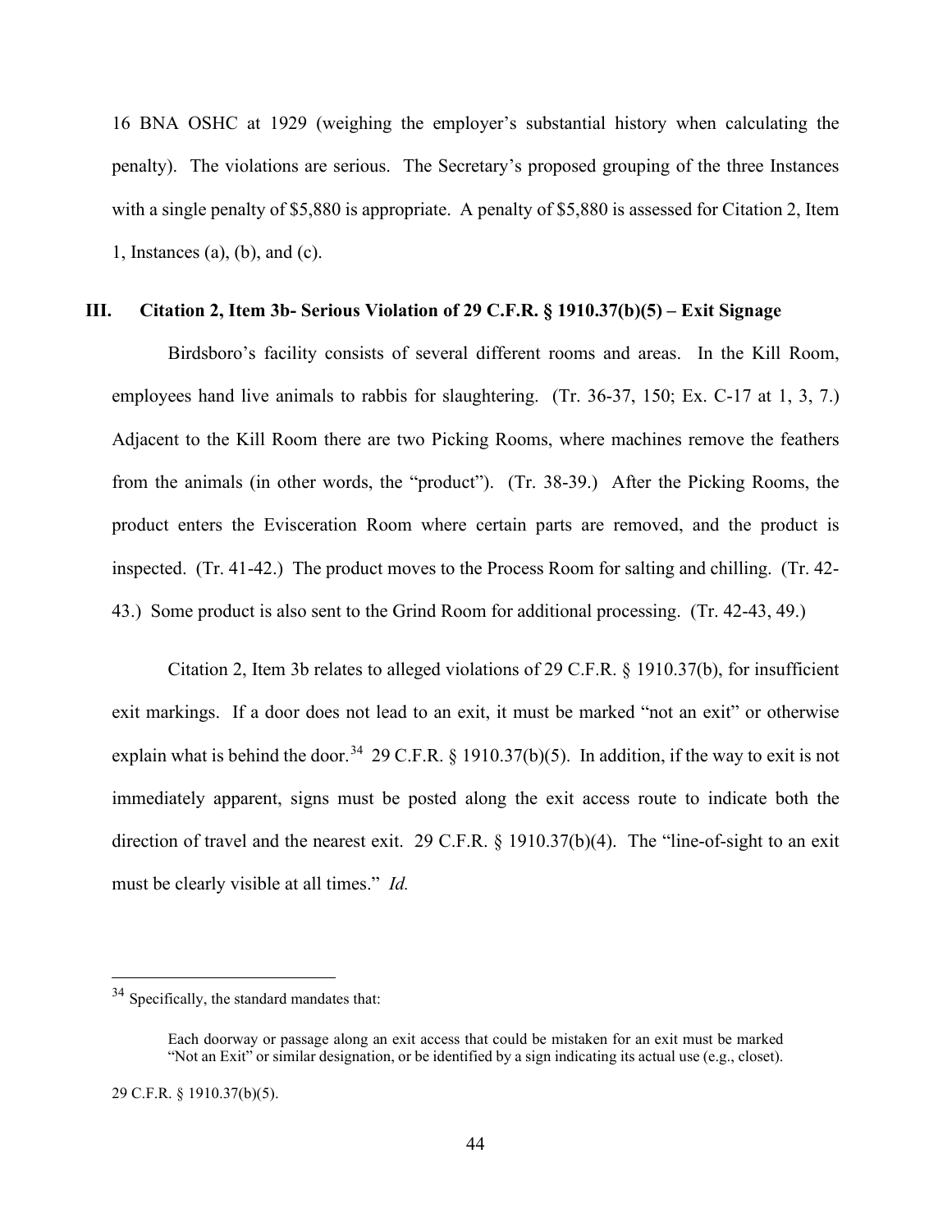16 BNA OSHC at 1929 (weighing the employer's substantial history when calculating the penalty). The violations are serious. The Secretary's proposed grouping of the three Instances with a single penalty of $5,880 is appropriate. A penalty of $5,880 is assessed for Citation 2, Item 1, Instances (a), (b), and (c).

## III. Citation 2, Item 3b- Serious Violation of 29 C.F.R. § 1910.37(b)(5) – Exit Signage

Birdsboro's facility consists of several different rooms and areas. In the Kill Room, employees hand live animals to rabbis for slaughtering. (Tr. 36-37, 150; Ex. C-17 at 1, 3, 7.) Adjacent to the Kill Room there are two Picking Rooms, where machines remove the feathers from the animals (in other words, the "product"). (Tr. 38-39.) After the Picking Rooms, the product enters the Evisceration Room where certain parts are removed, and the product is inspected. (Tr. 41-42.) The product moves to the Process Room for salting and chilling. (Tr. 42-43.) Some product is also sent to the Grind Room for additional processing. (Tr. 42-43, 49.)

Citation 2, Item 3b relates to alleged violations of 29 C.F.R. § 1910.37(b), for insufficient exit markings. If a door does not lead to an exit, it must be marked "not an exit" or otherwise explain what is behind the door.[34] 29 C.F.R. § 1910.37(b)(5). In addition, if the way to exit is not immediately apparent, signs must be posted along the exit access route to indicate both the direction of travel and the nearest exit. 29 C.F.R. § 1910.37(b)(4). The "line-of-sight to an exit must be clearly visible at all times." *Id.*

---

[34] Specifically, the standard mandates that:

> Each doorway or passage along an exit access that could be mistaken for an exit must be marked "Not an Exit" or similar designation, or be identified by a sign indicating its actual use (e.g., closet).

29 C.F.R. § 1910.37(b)(5).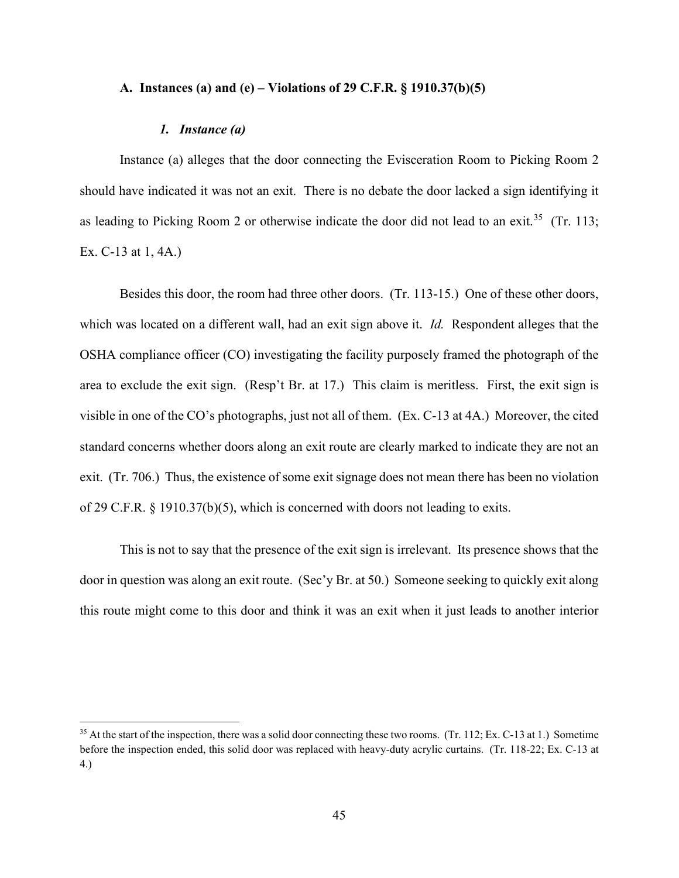### A. Instances (a) and (e) – Violations of 29 C.F.R. § 1910.37(b)(5)

#### *1. Instance (a)*

Instance (a) alleges that the door connecting the Evisceration Room to Picking Room 2 should have indicated it was not an exit. There is no debate the door lacked a sign identifying it as leading to Picking Room 2 or otherwise indicate the door did not lead to an exit.[35] (Tr. 113; Ex. C-13 at 1, 4A.)

Besides this door, the room had three other doors. (Tr. 113-15.) One of these other doors, which was located on a different wall, had an exit sign above it. *Id.* Respondent alleges that the OSHA compliance officer (CO) investigating the facility purposely framed the photograph of the area to exclude the exit sign. (Resp't Br. at 17.) This claim is meritless. First, the exit sign is visible in one of the CO's photographs, just not all of them. (Ex. C-13 at 4A.) Moreover, the cited standard concerns whether doors along an exit route are clearly marked to indicate they are not an exit. (Tr. 706.) Thus, the existence of some exit signage does not mean there has been no violation of 29 C.F.R. § 1910.37(b)(5), which is concerned with doors not leading to exits.

This is not to say that the presence of the exit sign is irrelevant. Its presence shows that the door in question was along an exit route. (Sec'y Br. at 50.) Someone seeking to quickly exit along this route might come to this door and think it was an exit when it just leads to another interior

---

[35] At the start of the inspection, there was a solid door connecting these two rooms. (Tr. 112; Ex. C-13 at 1.) Sometime before the inspection ended, this solid door was replaced with heavy-duty acrylic curtains. (Tr. 118-22; Ex. C-13 at 4.)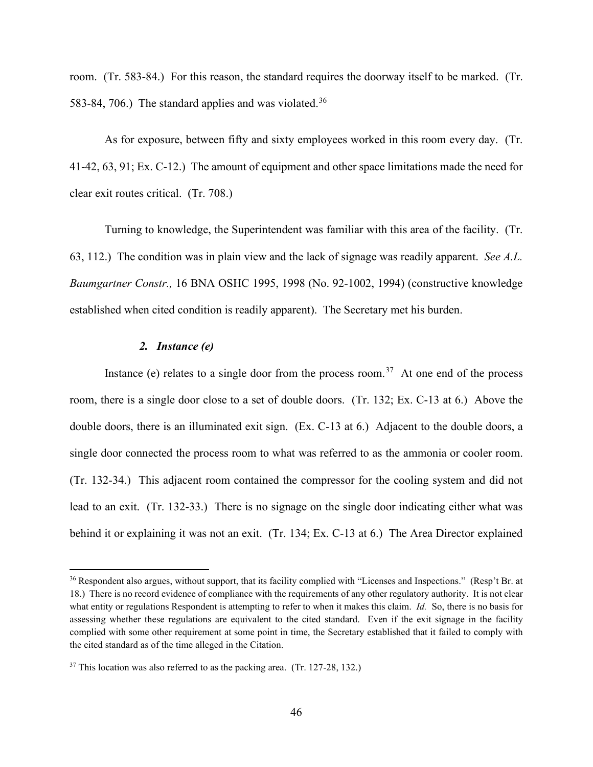room. (Tr. 583-84.) For this reason, the standard requires the doorway itself to be marked. (Tr. 583-84, 706.) The standard applies and was violated.[36]

As for exposure, between fifty and sixty employees worked in this room every day. (Tr. 41-42, 63, 91; Ex. C-12.) The amount of equipment and other space limitations made the need for clear exit routes critical. (Tr. 708.)

Turning to knowledge, the Superintendent was familiar with this area of the facility. (Tr. 63, 112.) The condition was in plain view and the lack of signage was readily apparent. *See A.L. Baumgartner Constr.,* 16 BNA OSHC 1995, 1998 (No. 92-1002, 1994) (constructive knowledge established when cited condition is readily apparent). The Secretary met his burden.

### *2. Instance (e)*

Instance (e) relates to a single door from the process room.[37] At one end of the process room, there is a single door close to a set of double doors. (Tr. 132; Ex. C-13 at 6.) Above the double doors, there is an illuminated exit sign. (Ex. C-13 at 6.) Adjacent to the double doors, a single door connected the process room to what was referred to as the ammonia or cooler room. (Tr. 132-34.) This adjacent room contained the compressor for the cooling system and did not lead to an exit. (Tr. 132-33.) There is no signage on the single door indicating either what was behind it or explaining it was not an exit. (Tr. 134; Ex. C-13 at 6.) The Area Director explained

---

[36] Respondent also argues, without support, that its facility complied with "Licenses and Inspections." (Resp't Br. at 18.) There is no record evidence of compliance with the requirements of any other regulatory authority. It is not clear what entity or regulations Respondent is attempting to refer to when it makes this claim. *Id.* So, there is no basis for assessing whether these regulations are equivalent to the cited standard. Even if the exit signage in the facility complied with some other requirement at some point in time, the Secretary established that it failed to comply with the cited standard as of the time alleged in the Citation.

[37] This location was also referred to as the packing area. (Tr. 127-28, 132.)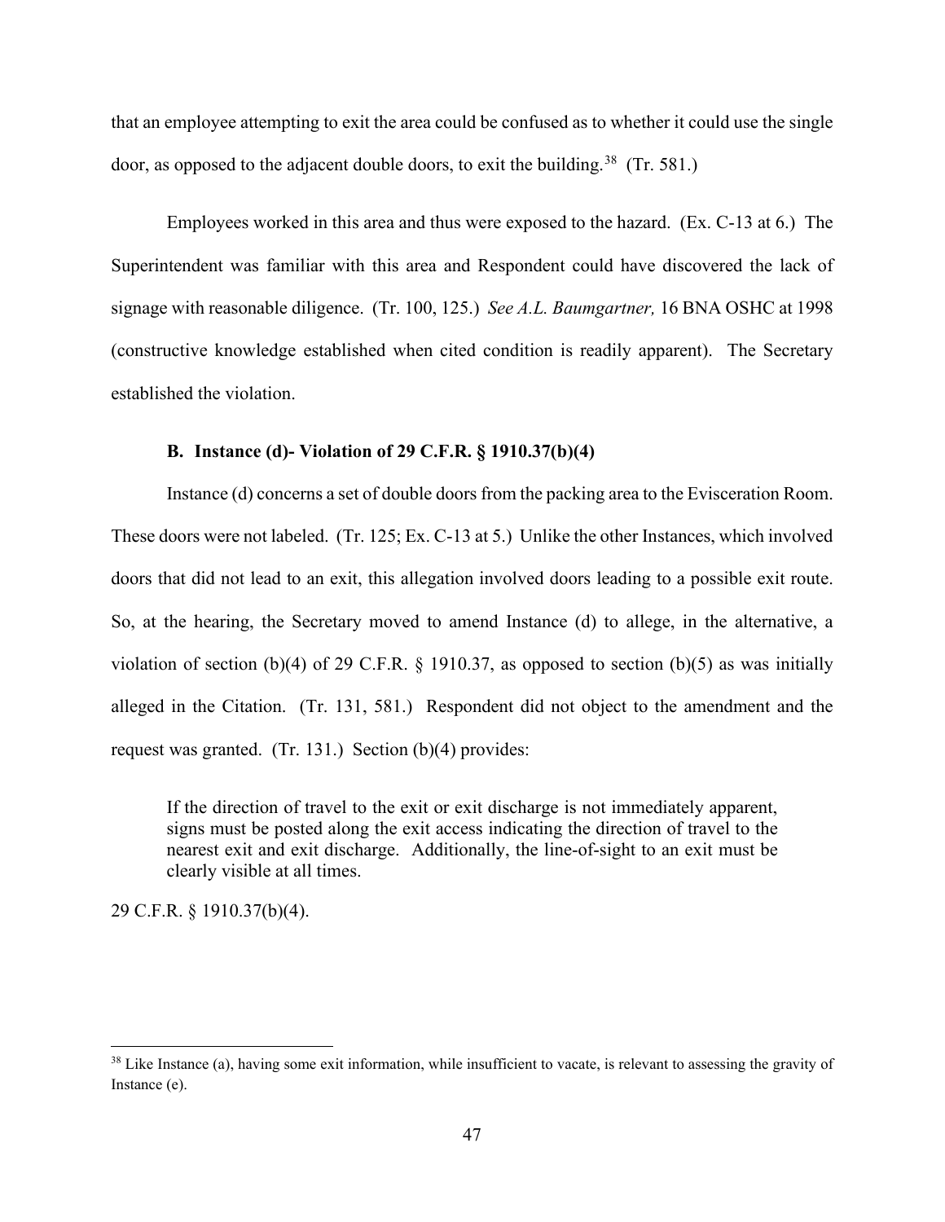that an employee attempting to exit the area could be confused as to whether it could use the single door, as opposed to the adjacent double doors, to exit the building.[38] (Tr. 581.)

Employees worked in this area and thus were exposed to the hazard. (Ex. C-13 at 6.) The Superintendent was familiar with this area and Respondent could have discovered the lack of signage with reasonable diligence. (Tr. 100, 125.) *See A.L. Baumgartner,* 16 BNA OSHC at 1998 (constructive knowledge established when cited condition is readily apparent). The Secretary established the violation.

### B. Instance (d)- Violation of 29 C.F.R. § 1910.37(b)(4)

Instance (d) concerns a set of double doors from the packing area to the Evisceration Room. These doors were not labeled. (Tr. 125; Ex. C-13 at 5.) Unlike the other Instances, which involved doors that did not lead to an exit, this allegation involved doors leading to a possible exit route. So, at the hearing, the Secretary moved to amend Instance (d) to allege, in the alternative, a violation of section (b)(4) of 29 C.F.R. § 1910.37, as opposed to section (b)(5) as was initially alleged in the Citation. (Tr. 131, 581.) Respondent did not object to the amendment and the request was granted. (Tr. 131.) Section (b)(4) provides:

> If the direction of travel to the exit or exit discharge is not immediately apparent, signs must be posted along the exit access indicating the direction of travel to the nearest exit and exit discharge. Additionally, the line-of-sight to an exit must be clearly visible at all times.

29 C.F.R. § 1910.37(b)(4).

---

[38] Like Instance (a), having some exit information, while insufficient to vacate, is relevant to assessing the gravity of Instance (e).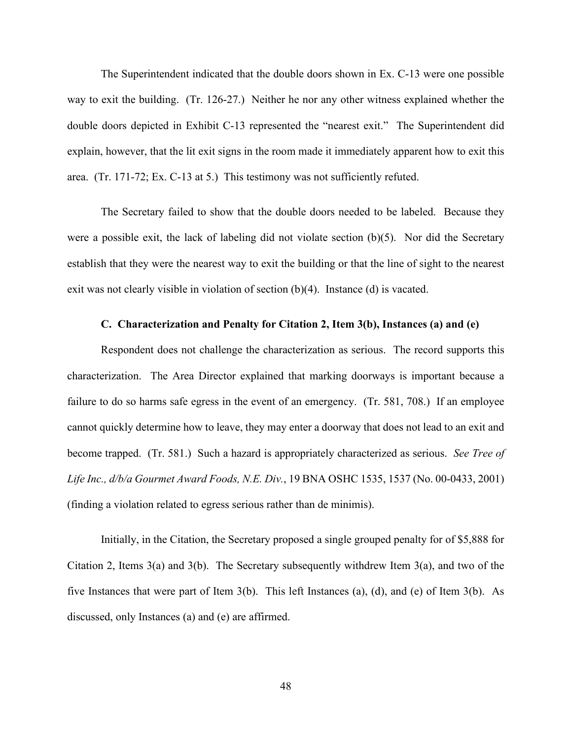The Superintendent indicated that the double doors shown in Ex. C-13 were one possible way to exit the building. (Tr. 126-27.) Neither he nor any other witness explained whether the double doors depicted in Exhibit C-13 represented the "nearest exit." The Superintendent did explain, however, that the lit exit signs in the room made it immediately apparent how to exit this area. (Tr. 171-72; Ex. C-13 at 5.) This testimony was not sufficiently refuted.

The Secretary failed to show that the double doors needed to be labeled. Because they were a possible exit, the lack of labeling did not violate section (b)(5). Nor did the Secretary establish that they were the nearest way to exit the building or that the line of sight to the nearest exit was not clearly visible in violation of section (b)(4). Instance (d) is vacated.

### C. Characterization and Penalty for Citation 2, Item 3(b), Instances (a) and (e)

Respondent does not challenge the characterization as serious. The record supports this characterization. The Area Director explained that marking doorways is important because a failure to do so harms safe egress in the event of an emergency. (Tr. 581, 708.) If an employee cannot quickly determine how to leave, they may enter a doorway that does not lead to an exit and become trapped. (Tr. 581.) Such a hazard is appropriately characterized as serious. *See Tree of Life Inc., d/b/a Gourmet Award Foods, N.E. Div.*, 19 BNA OSHC 1535, 1537 (No. 00-0433, 2001) (finding a violation related to egress serious rather than de minimis).

Initially, in the Citation, the Secretary proposed a single grouped penalty for of $5,888 for Citation 2, Items 3(a) and 3(b). The Secretary subsequently withdrew Item 3(a), and two of the five Instances that were part of Item 3(b). This left Instances (a), (d), and (e) of Item 3(b). As discussed, only Instances (a) and (e) are affirmed.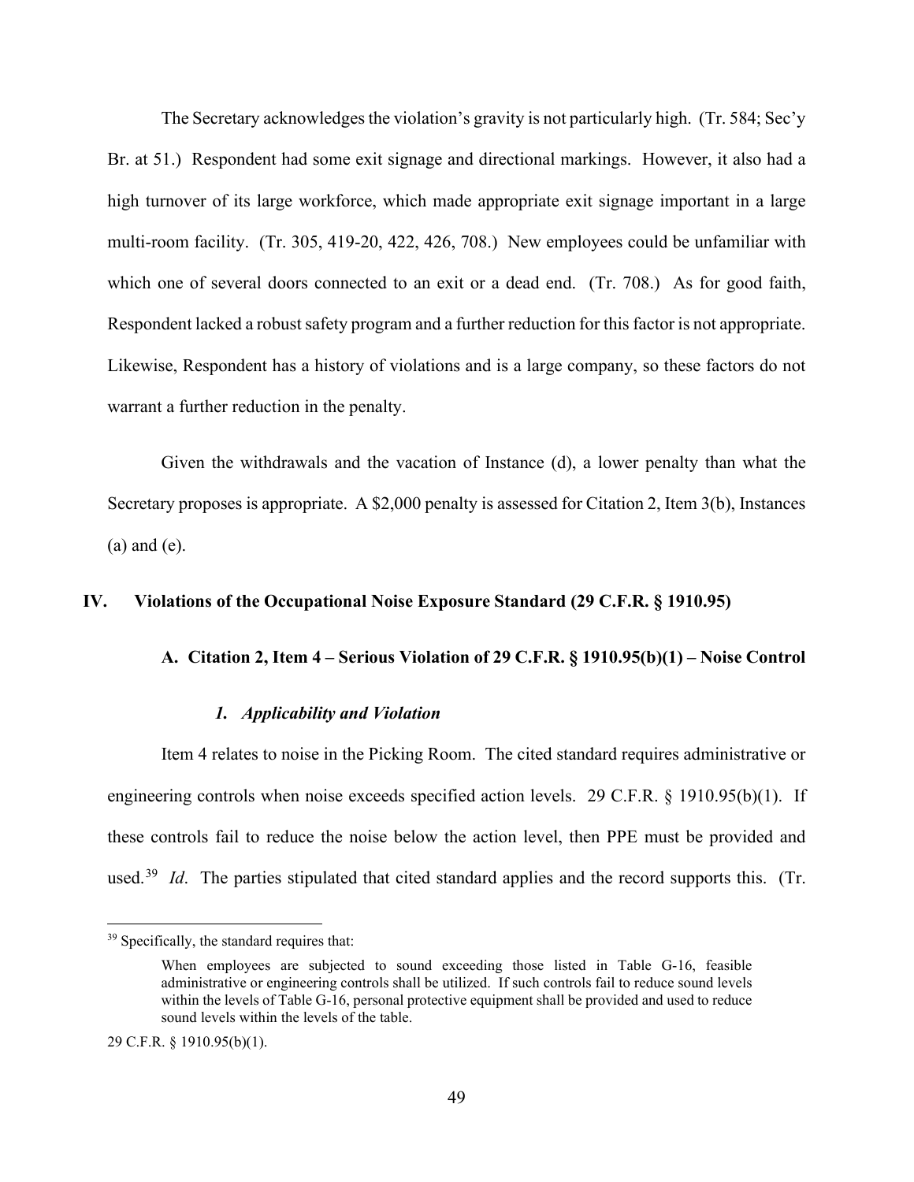The Secretary acknowledges the violation's gravity is not particularly high. (Tr. 584; Sec'y Br. at 51.) Respondent had some exit signage and directional markings. However, it also had a high turnover of its large workforce, which made appropriate exit signage important in a large multi-room facility. (Tr. 305, 419-20, 422, 426, 708.) New employees could be unfamiliar with which one of several doors connected to an exit or a dead end. (Tr. 708.) As for good faith, Respondent lacked a robust safety program and a further reduction for this factor is not appropriate. Likewise, Respondent has a history of violations and is a large company, so these factors do not warrant a further reduction in the penalty.

Given the withdrawals and the vacation of Instance (d), a lower penalty than what the Secretary proposes is appropriate. A $2,000 penalty is assessed for Citation 2, Item 3(b), Instances (a) and (e).

## IV. Violations of the Occupational Noise Exposure Standard (29 C.F.R. § 1910.95)

### A. Citation 2, Item 4 – Serious Violation of 29 C.F.R. § 1910.95(b)(1) – Noise Control

#### *1. Applicability and Violation*

Item 4 relates to noise in the Picking Room. The cited standard requires administrative or engineering controls when noise exceeds specified action levels. 29 C.F.R. § 1910.95(b)(1). If these controls fail to reduce the noise below the action level, then PPE must be provided and used.[39] *Id*. The parties stipulated that cited standard applies and the record supports this. (Tr.

---

[39] Specifically, the standard requires that:

> When employees are subjected to sound exceeding those listed in Table G-16, feasible administrative or engineering controls shall be utilized. If such controls fail to reduce sound levels within the levels of Table G-16, personal protective equipment shall be provided and used to reduce sound levels within the levels of the table.

29 C.F.R. § 1910.95(b)(1).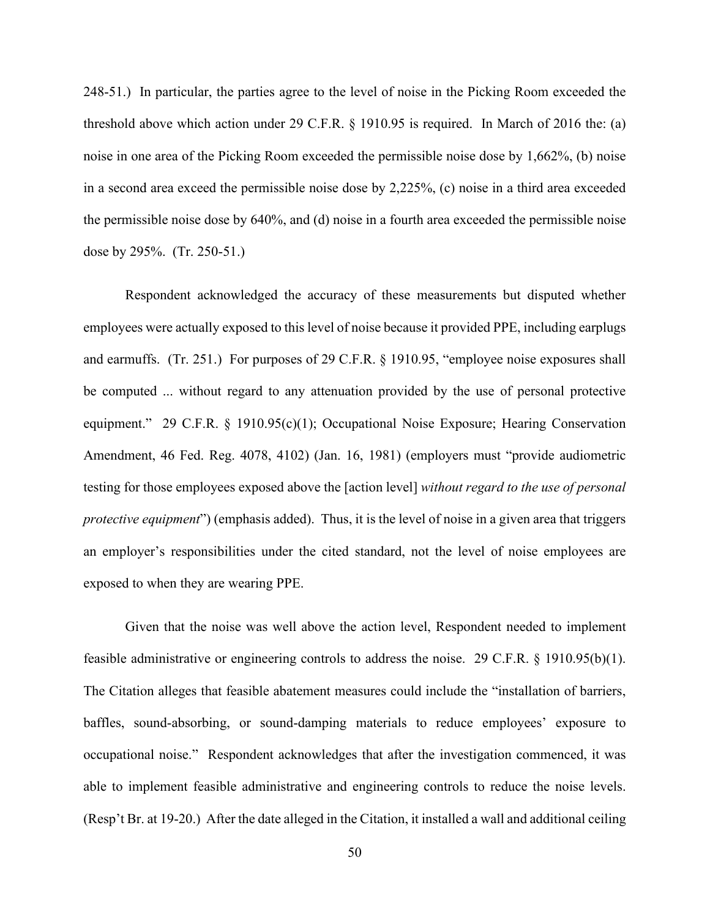248-51.) In particular, the parties agree to the level of noise in the Picking Room exceeded the threshold above which action under 29 C.F.R. § 1910.95 is required. In March of 2016 the: (a) noise in one area of the Picking Room exceeded the permissible noise dose by 1,662%, (b) noise in a second area exceed the permissible noise dose by 2,225%, (c) noise in a third area exceeded the permissible noise dose by 640%, and (d) noise in a fourth area exceeded the permissible noise dose by 295%. (Tr. 250-51.)

Respondent acknowledged the accuracy of these measurements but disputed whether employees were actually exposed to this level of noise because it provided PPE, including earplugs and earmuffs. (Tr. 251.) For purposes of 29 C.F.R. § 1910.95, "employee noise exposures shall be computed ... without regard to any attenuation provided by the use of personal protective equipment." 29 C.F.R. § 1910.95(c)(1); Occupational Noise Exposure; Hearing Conservation Amendment, 46 Fed. Reg. 4078, 4102) (Jan. 16, 1981) (employers must "provide audiometric testing for those employees exposed above the [action level] *without regard to the use of personal protective equipment*") (emphasis added). Thus, it is the level of noise in a given area that triggers an employer's responsibilities under the cited standard, not the level of noise employees are exposed to when they are wearing PPE.

Given that the noise was well above the action level, Respondent needed to implement feasible administrative or engineering controls to address the noise. 29 C.F.R. § 1910.95(b)(1). The Citation alleges that feasible abatement measures could include the "installation of barriers, baffles, sound-absorbing, or sound-damping materials to reduce employees' exposure to occupational noise." Respondent acknowledges that after the investigation commenced, it was able to implement feasible administrative and engineering controls to reduce the noise levels. (Resp't Br. at 19-20.) After the date alleged in the Citation, it installed a wall and additional ceiling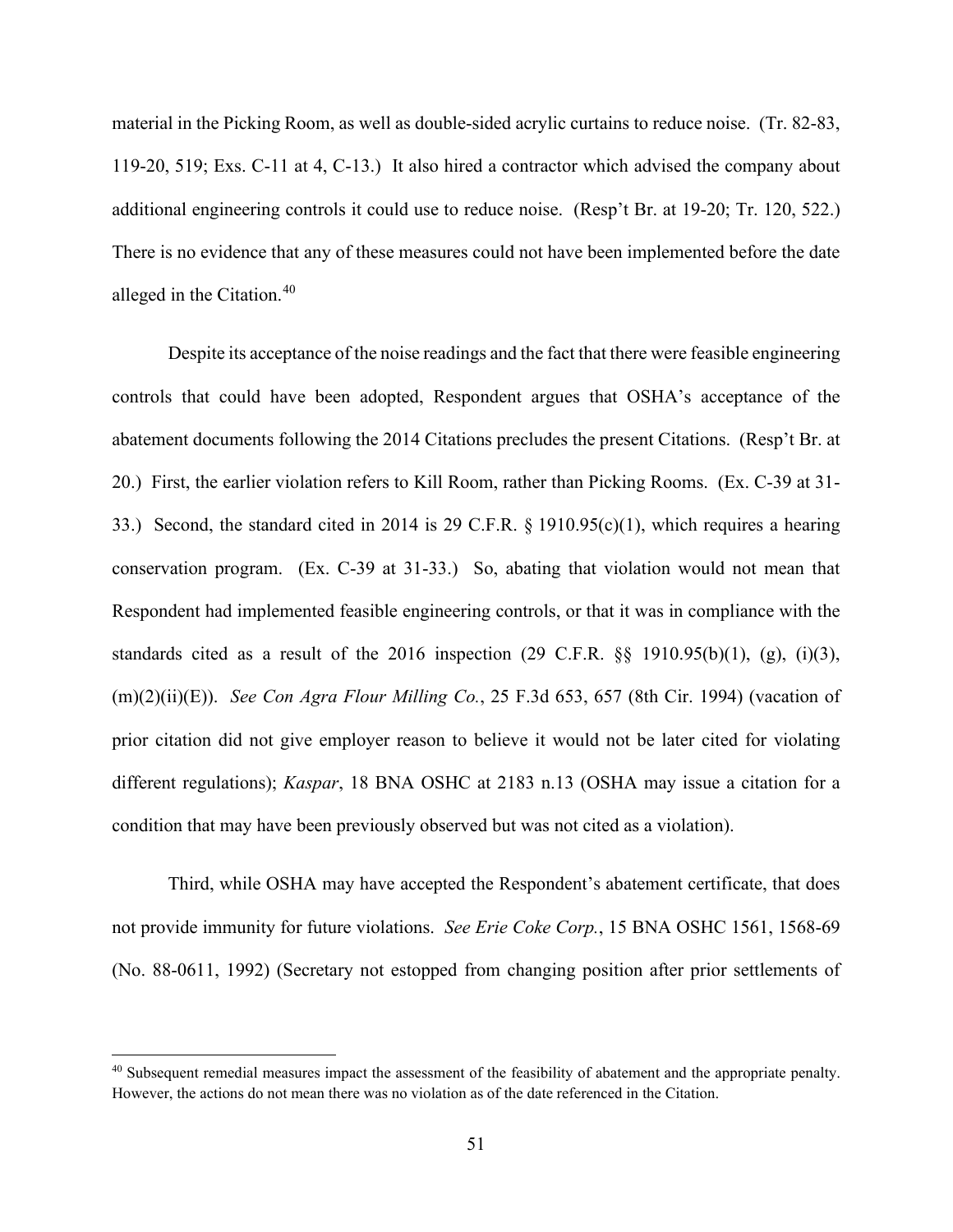material in the Picking Room, as well as double-sided acrylic curtains to reduce noise. (Tr. 82-83, 119-20, 519; Exs. C-11 at 4, C-13.) It also hired a contractor which advised the company about additional engineering controls it could use to reduce noise. (Resp't Br. at 19-20; Tr. 120, 522.) There is no evidence that any of these measures could not have been implemented before the date alleged in the Citation.[40]

Despite its acceptance of the noise readings and the fact that there were feasible engineering controls that could have been adopted, Respondent argues that OSHA's acceptance of the abatement documents following the 2014 Citations precludes the present Citations. (Resp't Br. at 20.) First, the earlier violation refers to Kill Room, rather than Picking Rooms. (Ex. C-39 at 31-33.) Second, the standard cited in 2014 is 29 C.F.R. § 1910.95(c)(1), which requires a hearing conservation program. (Ex. C-39 at 31-33.) So, abating that violation would not mean that Respondent had implemented feasible engineering controls, or that it was in compliance with the standards cited as a result of the 2016 inspection (29 C.F.R. §§ 1910.95(b)(1), (g), (i)(3), (m)(2)(ii)(E)). *See Con Agra Flour Milling Co.*, 25 F.3d 653, 657 (8th Cir. 1994) (vacation of prior citation did not give employer reason to believe it would not be later cited for violating different regulations); *Kaspar*, 18 BNA OSHC at 2183 n.13 (OSHA may issue a citation for a condition that may have been previously observed but was not cited as a violation).

Third, while OSHA may have accepted the Respondent's abatement certificate, that does not provide immunity for future violations. *See Erie Coke Corp.*, 15 BNA OSHC 1561, 1568-69 (No. 88-0611, 1992) (Secretary not estopped from changing position after prior settlements of

---

[40] Subsequent remedial measures impact the assessment of the feasibility of abatement and the appropriate penalty. However, the actions do not mean there was no violation as of the date referenced in the Citation.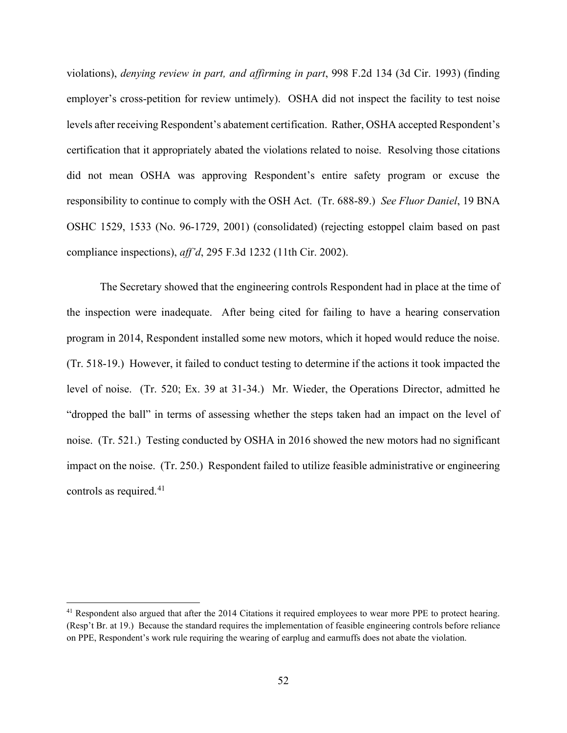violations), *denying review in part, and affirming in part*, 998 F.2d 134 (3d Cir. 1993) (finding employer's cross-petition for review untimely). OSHA did not inspect the facility to test noise levels after receiving Respondent's abatement certification. Rather, OSHA accepted Respondent's certification that it appropriately abated the violations related to noise. Resolving those citations did not mean OSHA was approving Respondent's entire safety program or excuse the responsibility to continue to comply with the OSH Act. (Tr. 688-89.) *See Fluor Daniel*, 19 BNA OSHC 1529, 1533 (No. 96-1729, 2001) (consolidated) (rejecting estoppel claim based on past compliance inspections), *aff'd*, 295 F.3d 1232 (11th Cir. 2002).

The Secretary showed that the engineering controls Respondent had in place at the time of the inspection were inadequate. After being cited for failing to have a hearing conservation program in 2014, Respondent installed some new motors, which it hoped would reduce the noise. (Tr. 518-19.) However, it failed to conduct testing to determine if the actions it took impacted the level of noise. (Tr. 520; Ex. 39 at 31-34.) Mr. Wieder, the Operations Director, admitted he "dropped the ball" in terms of assessing whether the steps taken had an impact on the level of noise. (Tr. 521.) Testing conducted by OSHA in 2016 showed the new motors had no significant impact on the noise. (Tr. 250.) Respondent failed to utilize feasible administrative or engineering controls as required.[41]

[41] Respondent also argued that after the 2014 Citations it required employees to wear more PPE to protect hearing. (Resp't Br. at 19.) Because the standard requires the implementation of feasible engineering controls before reliance on PPE, Respondent's work rule requiring the wearing of earplug and earmuffs does not abate the violation.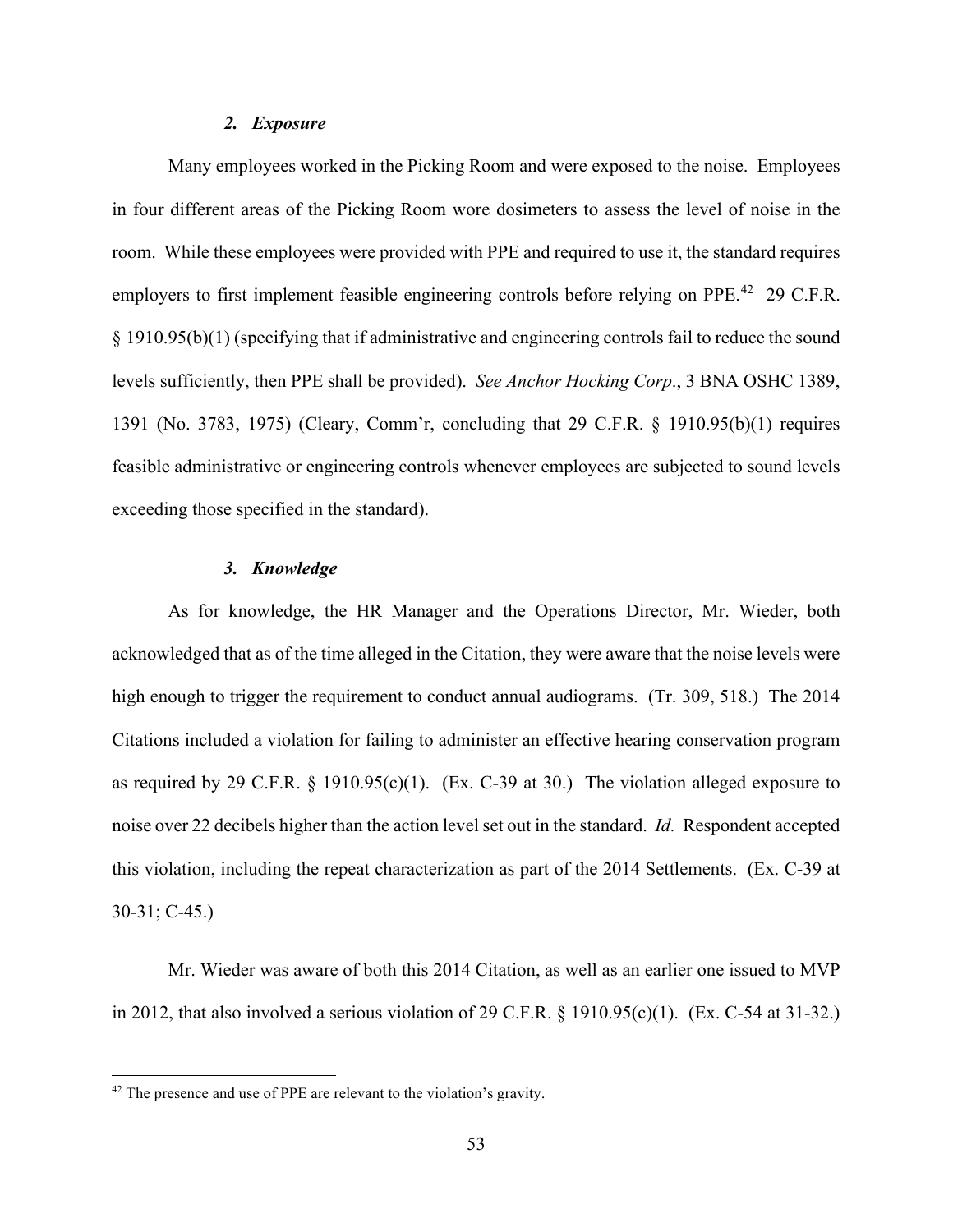### *2. Exposure*

Many employees worked in the Picking Room and were exposed to the noise. Employees in four different areas of the Picking Room wore dosimeters to assess the level of noise in the room. While these employees were provided with PPE and required to use it, the standard requires employers to first implement feasible engineering controls before relying on PPE.[42] 29 C.F.R. § 1910.95(b)(1) (specifying that if administrative and engineering controls fail to reduce the sound levels sufficiently, then PPE shall be provided). *See Anchor Hocking Corp*., 3 BNA OSHC 1389, 1391 (No. 3783, 1975) (Cleary, Comm'r, concluding that 29 C.F.R. § 1910.95(b)(1) requires feasible administrative or engineering controls whenever employees are subjected to sound levels exceeding those specified in the standard).

### *3. Knowledge*

As for knowledge, the HR Manager and the Operations Director, Mr. Wieder, both acknowledged that as of the time alleged in the Citation, they were aware that the noise levels were high enough to trigger the requirement to conduct annual audiograms. (Tr. 309, 518.) The 2014 Citations included a violation for failing to administer an effective hearing conservation program as required by 29 C.F.R. § 1910.95(c)(1). (Ex. C-39 at 30.) The violation alleged exposure to noise over 22 decibels higher than the action level set out in the standard. *Id.* Respondent accepted this violation, including the repeat characterization as part of the 2014 Settlements. (Ex. C-39 at 30-31; C-45.)

Mr. Wieder was aware of both this 2014 Citation, as well as an earlier one issued to MVP in 2012, that also involved a serious violation of 29 C.F.R. § 1910.95(c)(1). (Ex. C-54 at 31-32.)

---

[42] The presence and use of PPE are relevant to the violation's gravity.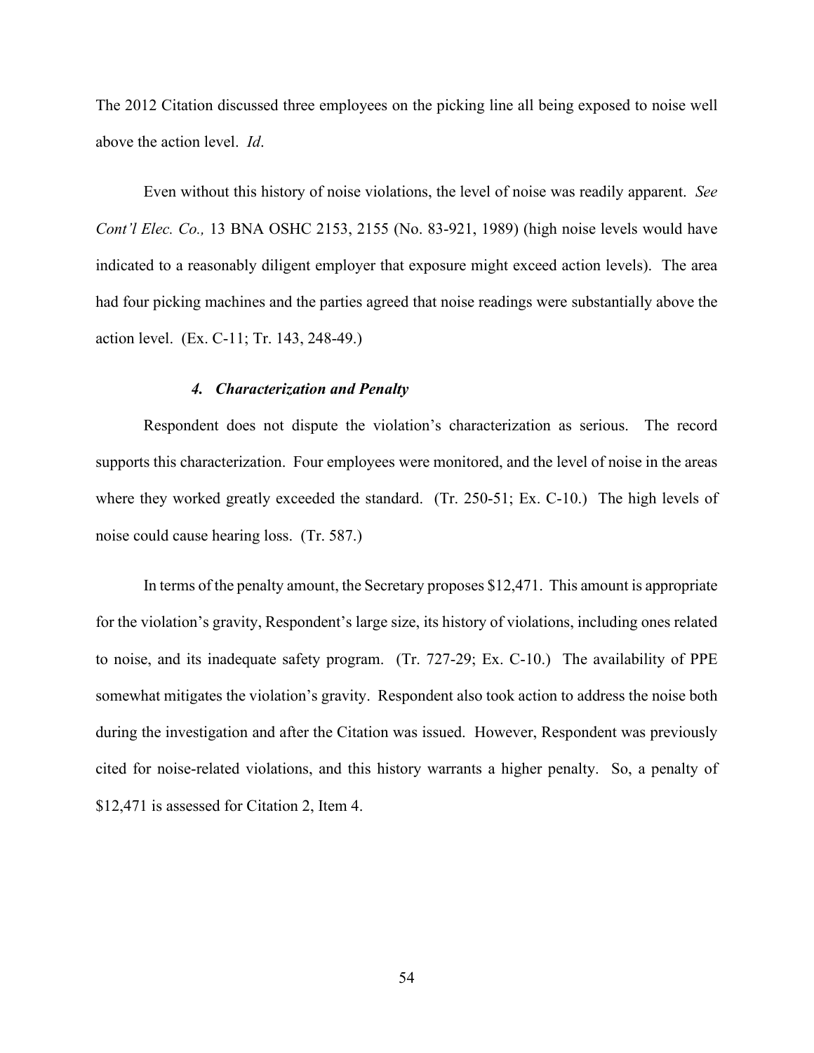The 2012 Citation discussed three employees on the picking line all being exposed to noise well above the action level. *Id*.

Even without this history of noise violations, the level of noise was readily apparent. *See Cont'l Elec. Co.,* 13 BNA OSHC 2153, 2155 (No. 83-921, 1989) (high noise levels would have indicated to a reasonably diligent employer that exposure might exceed action levels). The area had four picking machines and the parties agreed that noise readings were substantially above the action level. (Ex. C-11; Tr. 143, 248-49.)

#### *4. Characterization and Penalty*

Respondent does not dispute the violation's characterization as serious. The record supports this characterization. Four employees were monitored, and the level of noise in the areas where they worked greatly exceeded the standard. (Tr. 250-51; Ex. C-10.) The high levels of noise could cause hearing loss. (Tr. 587.)

In terms of the penalty amount, the Secretary proposes \$12,471. This amount is appropriate for the violation's gravity, Respondent's large size, its history of violations, including ones related to noise, and its inadequate safety program. (Tr. 727-29; Ex. C-10.) The availability of PPE somewhat mitigates the violation's gravity. Respondent also took action to address the noise both during the investigation and after the Citation was issued. However, Respondent was previously cited for noise-related violations, and this history warrants a higher penalty. So, a penalty of \$12,471 is assessed for Citation 2, Item 4.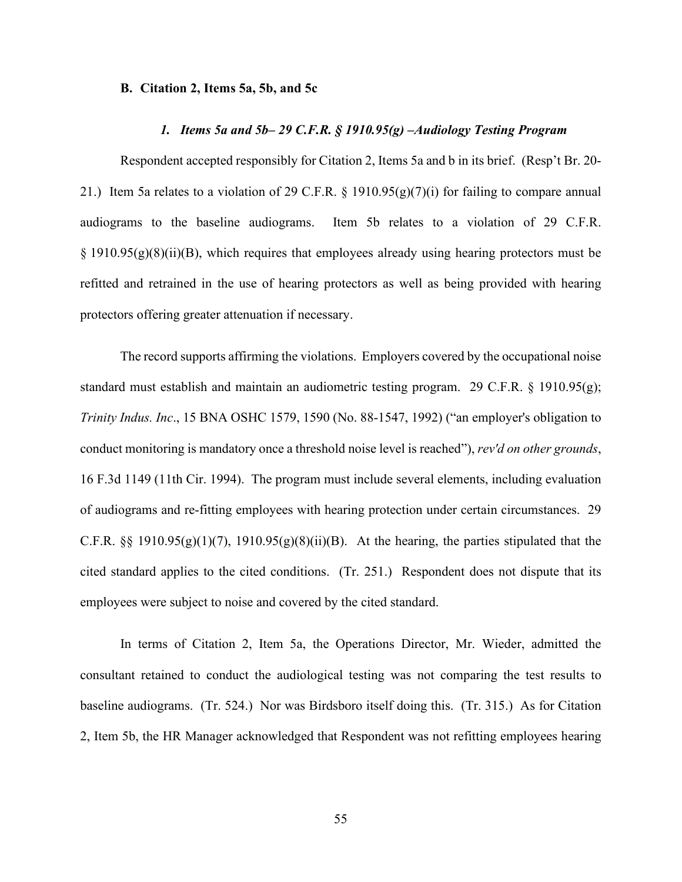### B. Citation 2, Items 5a, 5b, and 5c

#### *1. Items 5a and 5b– 29 C.F.R. § 1910.95(g) –Audiology Testing Program*

Respondent accepted responsibly for Citation 2, Items 5a and b in its brief. (Resp't Br. 20-21.) Item 5a relates to a violation of 29 C.F.R. § 1910.95(g)(7)(i) for failing to compare annual audiograms to the baseline audiograms. Item 5b relates to a violation of 29 C.F.R. § 1910.95(g)(8)(ii)(B), which requires that employees already using hearing protectors must be refitted and retrained in the use of hearing protectors as well as being provided with hearing protectors offering greater attenuation if necessary.

The record supports affirming the violations. Employers covered by the occupational noise standard must establish and maintain an audiometric testing program. 29 C.F.R. § 1910.95(g); *Trinity Indus. Inc*., 15 BNA OSHC 1579, 1590 (No. 88-1547, 1992) ("an employer's obligation to conduct monitoring is mandatory once a threshold noise level is reached"), *rev'd on other grounds*, 16 F.3d 1149 (11th Cir. 1994). The program must include several elements, including evaluation of audiograms and re-fitting employees with hearing protection under certain circumstances. 29 C.F.R. §§ 1910.95(g)(1)(7), 1910.95(g)(8)(ii)(B). At the hearing, the parties stipulated that the cited standard applies to the cited conditions. (Tr. 251.) Respondent does not dispute that its employees were subject to noise and covered by the cited standard.

In terms of Citation 2, Item 5a, the Operations Director, Mr. Wieder, admitted the consultant retained to conduct the audiological testing was not comparing the test results to baseline audiograms. (Tr. 524.) Nor was Birdsboro itself doing this. (Tr. 315.) As for Citation 2, Item 5b, the HR Manager acknowledged that Respondent was not refitting employees hearing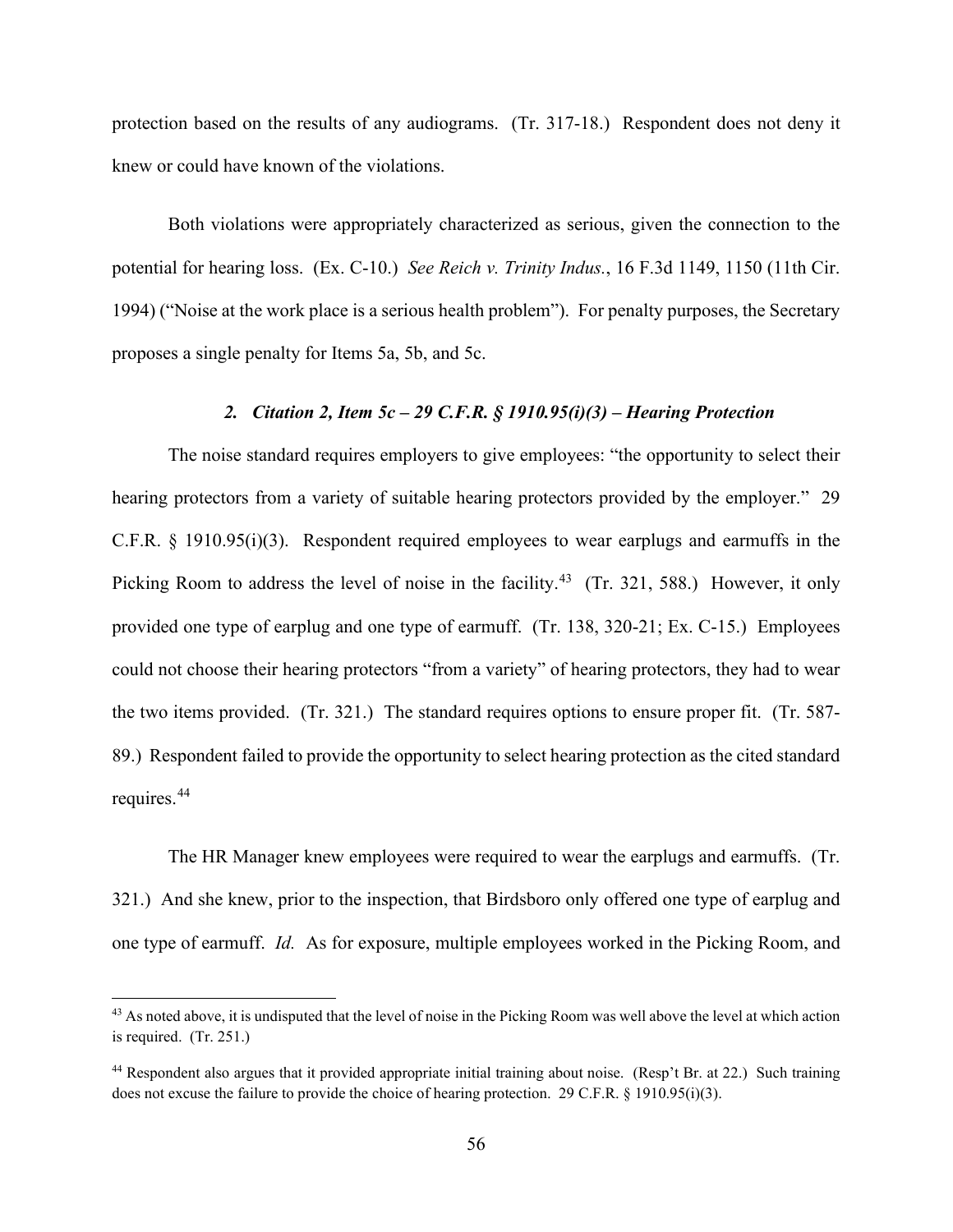protection based on the results of any audiograms. (Tr. 317-18.) Respondent does not deny it knew or could have known of the violations.

Both violations were appropriately characterized as serious, given the connection to the potential for hearing loss. (Ex. C-10.) *See Reich v. Trinity Indus.*, 16 F.3d 1149, 1150 (11th Cir. 1994) ("Noise at the work place is a serious health problem"). For penalty purposes, the Secretary proposes a single penalty for Items 5a, 5b, and 5c.

### *2. Citation 2, Item 5c – 29 C.F.R. § 1910.95(i)(3) – Hearing Protection*

The noise standard requires employers to give employees: "the opportunity to select their hearing protectors from a variety of suitable hearing protectors provided by the employer." 29 C.F.R. § 1910.95(i)(3). Respondent required employees to wear earplugs and earmuffs in the Picking Room to address the level of noise in the facility.[43] (Tr. 321, 588.) However, it only provided one type of earplug and one type of earmuff. (Tr. 138, 320-21; Ex. C-15.) Employees could not choose their hearing protectors "from a variety" of hearing protectors, they had to wear the two items provided. (Tr. 321.) The standard requires options to ensure proper fit. (Tr. 587-89.) Respondent failed to provide the opportunity to select hearing protection as the cited standard requires.[44]

The HR Manager knew employees were required to wear the earplugs and earmuffs. (Tr. 321.) And she knew, prior to the inspection, that Birdsboro only offered one type of earplug and one type of earmuff. *Id.* As for exposure, multiple employees worked in the Picking Room, and

---

[43] As noted above, it is undisputed that the level of noise in the Picking Room was well above the level at which action is required. (Tr. 251.)

[44] Respondent also argues that it provided appropriate initial training about noise. (Resp't Br. at 22.) Such training does not excuse the failure to provide the choice of hearing protection. 29 C.F.R. § 1910.95(i)(3).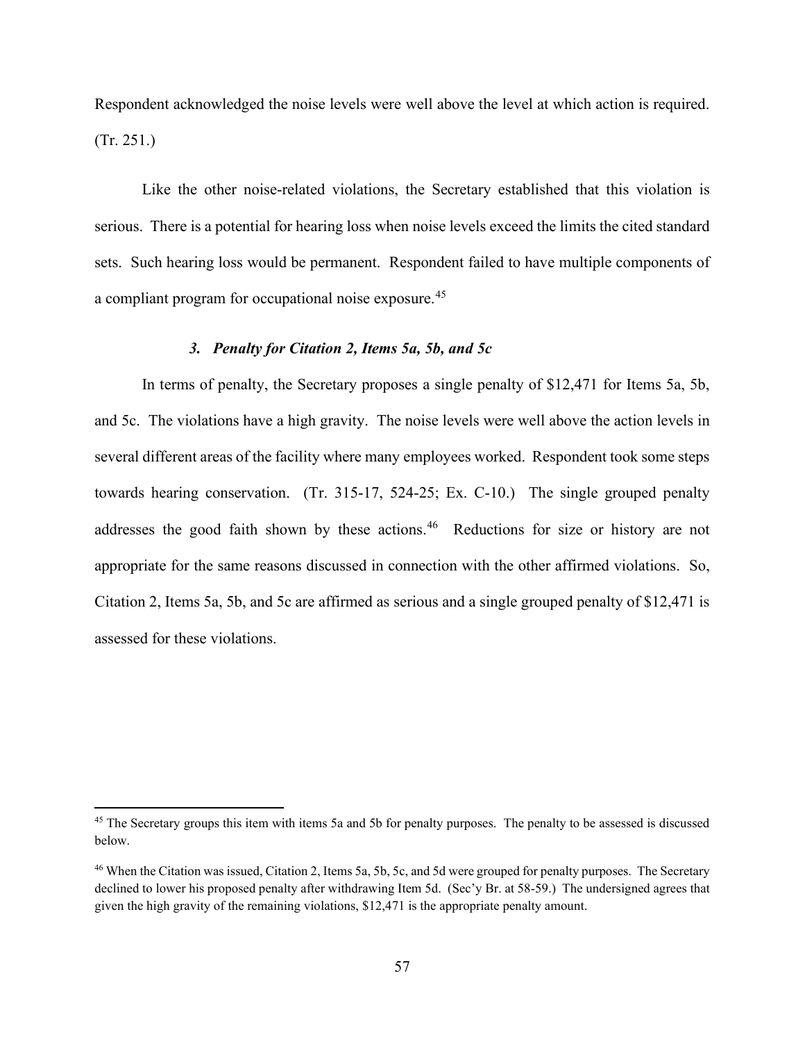Respondent acknowledged the noise levels were well above the level at which action is required. (Tr. 251.)

Like the other noise-related violations, the Secretary established that this violation is serious. There is a potential for hearing loss when noise levels exceed the limits the cited standard sets. Such hearing loss would be permanent. Respondent failed to have multiple components of a compliant program for occupational noise exposure.[45]

### *3. Penalty for Citation 2, Items 5a, 5b, and 5c*

In terms of penalty, the Secretary proposes a single penalty of $12,471 for Items 5a, 5b, and 5c. The violations have a high gravity. The noise levels were well above the action levels in several different areas of the facility where many employees worked. Respondent took some steps towards hearing conservation. (Tr. 315-17, 524-25; Ex. C-10.) The single grouped penalty addresses the good faith shown by these actions.[46] Reductions for size or history are not appropriate for the same reasons discussed in connection with the other affirmed violations. So, Citation 2, Items 5a, 5b, and 5c are affirmed as serious and a single grouped penalty of $12,471 is assessed for these violations.

---

[45] The Secretary groups this item with items 5a and 5b for penalty purposes. The penalty to be assessed is discussed below.

[46] When the Citation was issued, Citation 2, Items 5a, 5b, 5c, and 5d were grouped for penalty purposes. The Secretary declined to lower his proposed penalty after withdrawing Item 5d. (Sec'y Br. at 58-59.) The undersigned agrees that given the high gravity of the remaining violations, $12,471 is the appropriate penalty amount.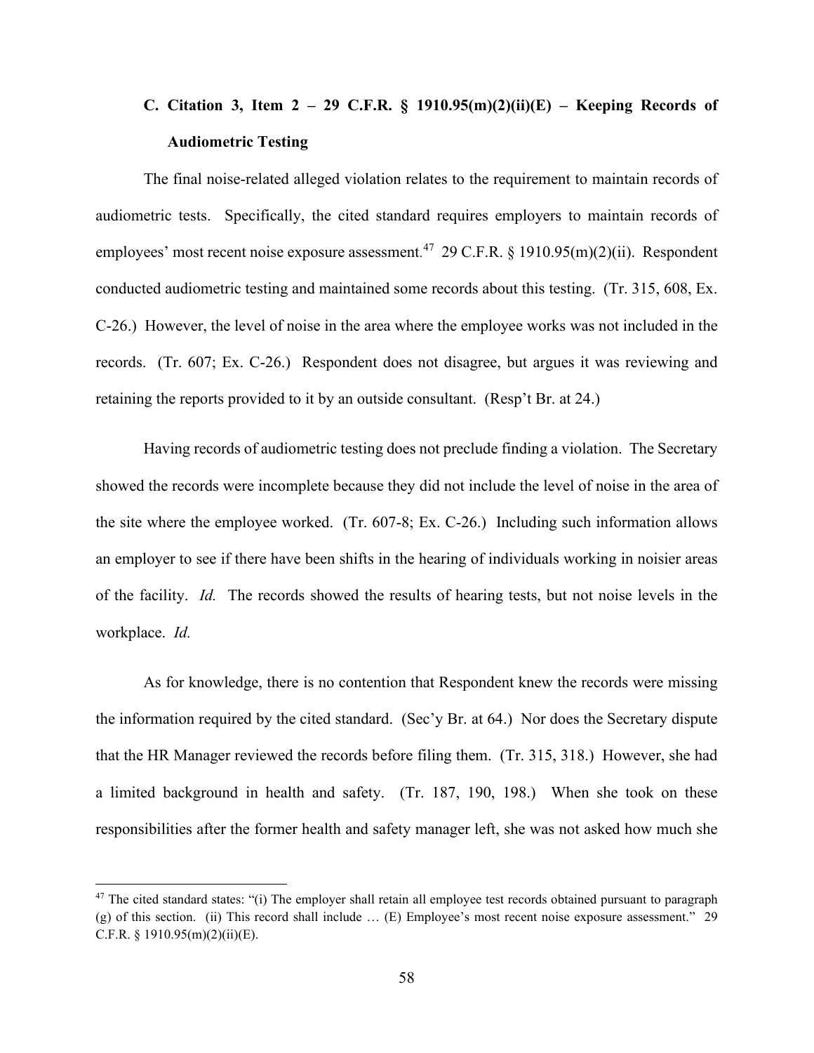### C. Citation 3, Item 2 – 29 C.F.R. § 1910.95(m)(2)(ii)(E) – Keeping Records of Audiometric Testing

The final noise-related alleged violation relates to the requirement to maintain records of audiometric tests. Specifically, the cited standard requires employers to maintain records of employees' most recent noise exposure assessment.[47] 29 C.F.R. § 1910.95(m)(2)(ii). Respondent conducted audiometric testing and maintained some records about this testing. (Tr. 315, 608, Ex. C-26.) However, the level of noise in the area where the employee works was not included in the records. (Tr. 607; Ex. C-26.) Respondent does not disagree, but argues it was reviewing and retaining the reports provided to it by an outside consultant. (Resp't Br. at 24.)

Having records of audiometric testing does not preclude finding a violation. The Secretary showed the records were incomplete because they did not include the level of noise in the area of the site where the employee worked. (Tr. 607-8; Ex. C-26.) Including such information allows an employer to see if there have been shifts in the hearing of individuals working in noisier areas of the facility. *Id.* The records showed the results of hearing tests, but not noise levels in the workplace. *Id.*

As for knowledge, there is no contention that Respondent knew the records were missing the information required by the cited standard. (Sec'y Br. at 64.) Nor does the Secretary dispute that the HR Manager reviewed the records before filing them. (Tr. 315, 318.) However, she had a limited background in health and safety. (Tr. 187, 190, 198.) When she took on these responsibilities after the former health and safety manager left, she was not asked how much she

---

[47] The cited standard states: "(i) The employer shall retain all employee test records obtained pursuant to paragraph (g) of this section. (ii) This record shall include … (E) Employee's most recent noise exposure assessment." 29 C.F.R. § 1910.95(m)(2)(ii)(E).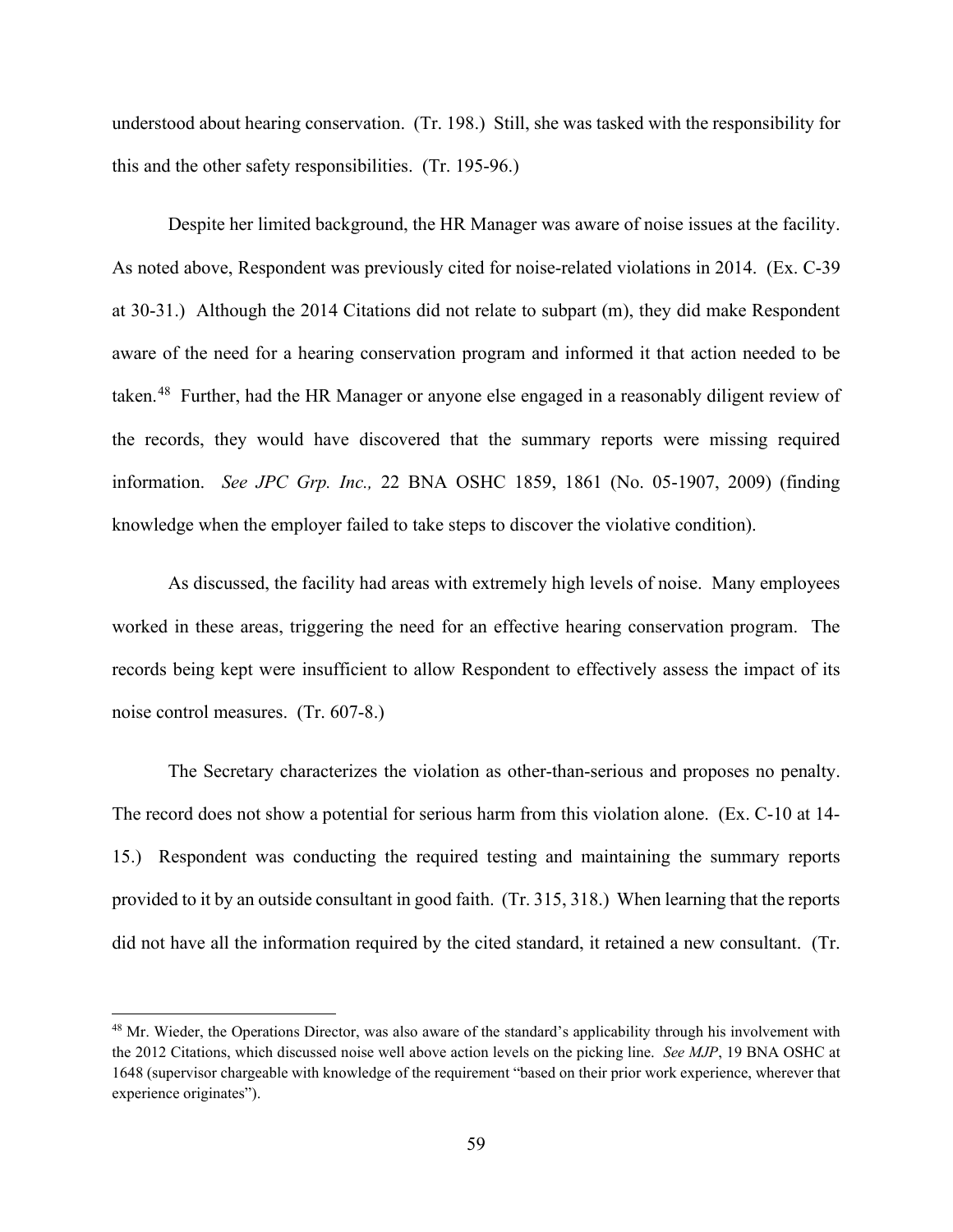understood about hearing conservation. (Tr. 198.) Still, she was tasked with the responsibility for this and the other safety responsibilities. (Tr. 195-96.)

Despite her limited background, the HR Manager was aware of noise issues at the facility. As noted above, Respondent was previously cited for noise-related violations in 2014. (Ex. C-39 at 30-31.) Although the 2014 Citations did not relate to subpart (m), they did make Respondent aware of the need for a hearing conservation program and informed it that action needed to be taken.[48] Further, had the HR Manager or anyone else engaged in a reasonably diligent review of the records, they would have discovered that the summary reports were missing required information. *See JPC Grp. Inc.,* 22 BNA OSHC 1859, 1861 (No. 05-1907, 2009) (finding knowledge when the employer failed to take steps to discover the violative condition).

As discussed, the facility had areas with extremely high levels of noise. Many employees worked in these areas, triggering the need for an effective hearing conservation program. The records being kept were insufficient to allow Respondent to effectively assess the impact of its noise control measures. (Tr. 607-8.)

The Secretary characterizes the violation as other-than-serious and proposes no penalty. The record does not show a potential for serious harm from this violation alone. (Ex. C-10 at 14-15.) Respondent was conducting the required testing and maintaining the summary reports provided to it by an outside consultant in good faith. (Tr. 315, 318.) When learning that the reports did not have all the information required by the cited standard, it retained a new consultant. (Tr.

---

[48] Mr. Wieder, the Operations Director, was also aware of the standard's applicability through his involvement with the 2012 Citations, which discussed noise well above action levels on the picking line. *See MJP*, 19 BNA OSHC at 1648 (supervisor chargeable with knowledge of the requirement "based on their prior work experience, wherever that experience originates").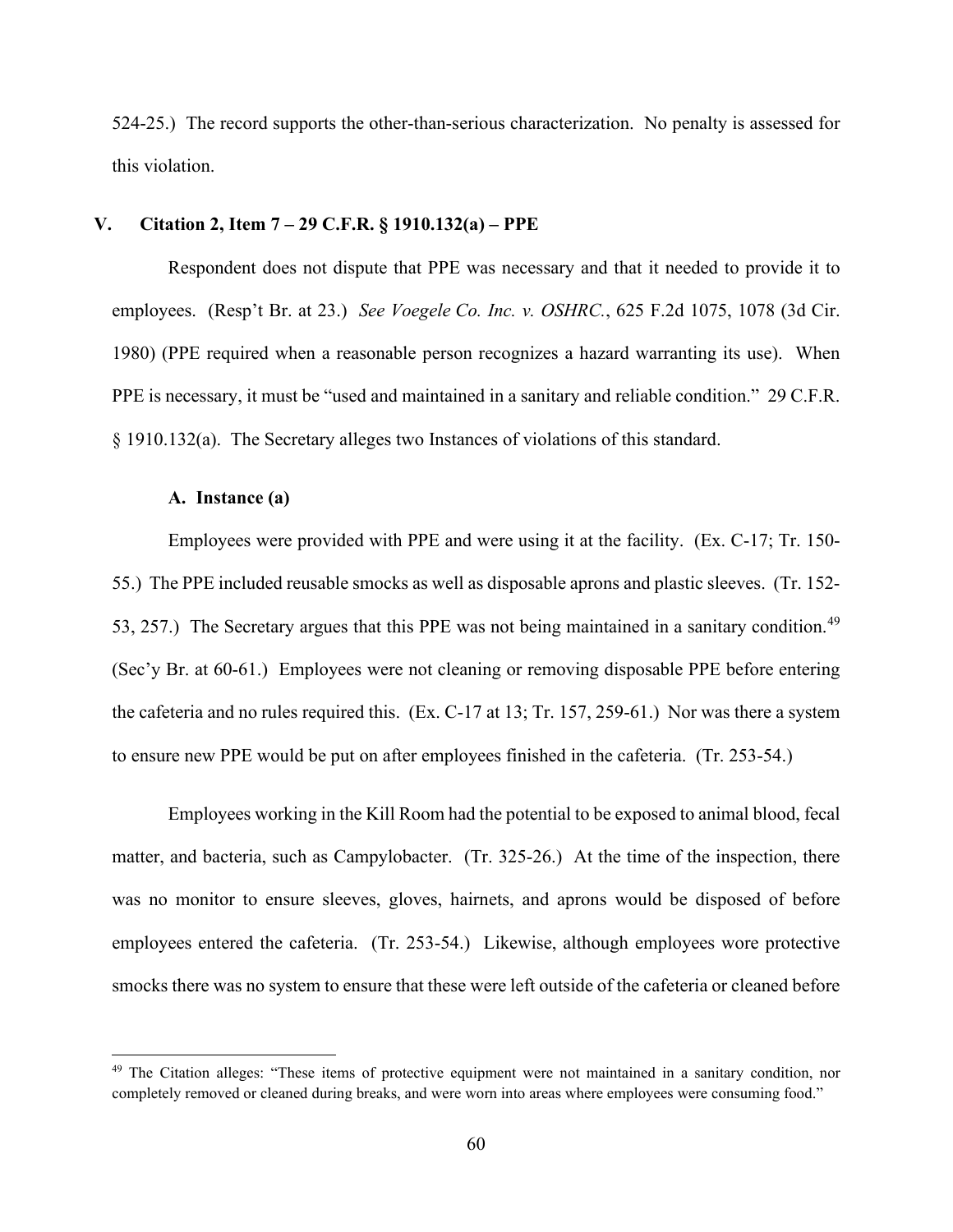524-25.) The record supports the other-than-serious characterization. No penalty is assessed for this violation.

## V. Citation 2, Item 7 – 29 C.F.R. § 1910.132(a) – PPE

Respondent does not dispute that PPE was necessary and that it needed to provide it to employees. (Resp't Br. at 23.) *See Voegele Co. Inc. v. OSHRC.*, 625 F.2d 1075, 1078 (3d Cir. 1980) (PPE required when a reasonable person recognizes a hazard warranting its use). When PPE is necessary, it must be "used and maintained in a sanitary and reliable condition." 29 C.F.R. § 1910.132(a). The Secretary alleges two Instances of violations of this standard.

### A. Instance (a)

Employees were provided with PPE and were using it at the facility. (Ex. C-17; Tr. 150-55.) The PPE included reusable smocks as well as disposable aprons and plastic sleeves. (Tr. 152-53, 257.) The Secretary argues that this PPE was not being maintained in a sanitary condition.[49] (Sec'y Br. at 60-61.) Employees were not cleaning or removing disposable PPE before entering the cafeteria and no rules required this. (Ex. C-17 at 13; Tr. 157, 259-61.) Nor was there a system to ensure new PPE would be put on after employees finished in the cafeteria. (Tr. 253-54.)

Employees working in the Kill Room had the potential to be exposed to animal blood, fecal matter, and bacteria, such as Campylobacter. (Tr. 325-26.) At the time of the inspection, there was no monitor to ensure sleeves, gloves, hairnets, and aprons would be disposed of before employees entered the cafeteria. (Tr. 253-54.) Likewise, although employees wore protective smocks there was no system to ensure that these were left outside of the cafeteria or cleaned before

---

[49] The Citation alleges: "These items of protective equipment were not maintained in a sanitary condition, nor completely removed or cleaned during breaks, and were worn into areas where employees were consuming food."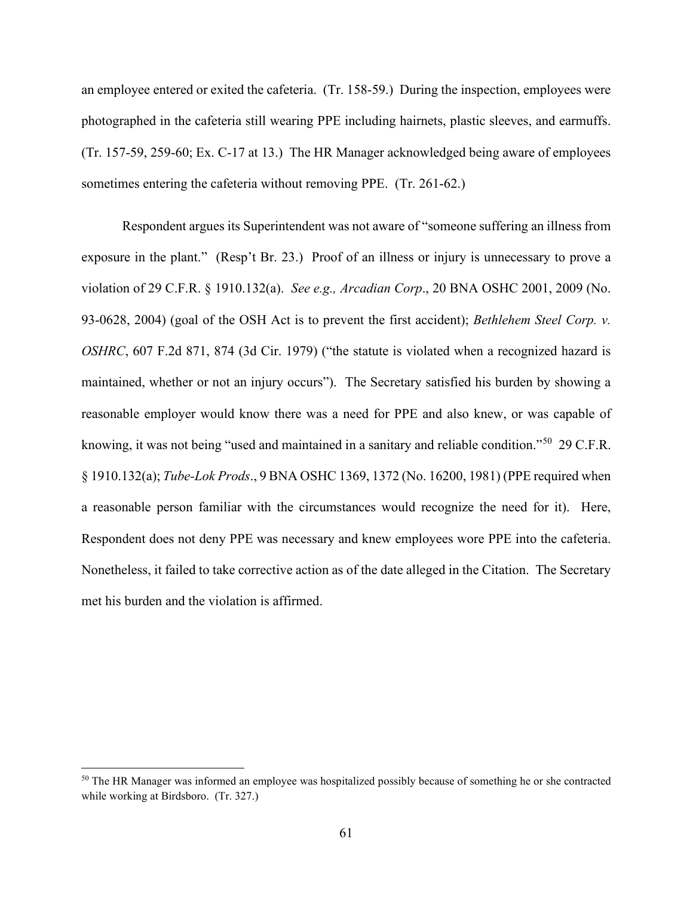an employee entered or exited the cafeteria. (Tr. 158-59.) During the inspection, employees were photographed in the cafeteria still wearing PPE including hairnets, plastic sleeves, and earmuffs. (Tr. 157-59, 259-60; Ex. C-17 at 13.) The HR Manager acknowledged being aware of employees sometimes entering the cafeteria without removing PPE. (Tr. 261-62.)

Respondent argues its Superintendent was not aware of "someone suffering an illness from exposure in the plant." (Resp't Br. 23.) Proof of an illness or injury is unnecessary to prove a violation of 29 C.F.R. § 1910.132(a). *See e.g., Arcadian Corp*., 20 BNA OSHC 2001, 2009 (No. 93-0628, 2004) (goal of the OSH Act is to prevent the first accident); *Bethlehem Steel Corp. v. OSHRC*, 607 F.2d 871, 874 (3d Cir. 1979) ("the statute is violated when a recognized hazard is maintained, whether or not an injury occurs"). The Secretary satisfied his burden by showing a reasonable employer would know there was a need for PPE and also knew, or was capable of knowing, it was not being "used and maintained in a sanitary and reliable condition."[50] 29 C.F.R. § 1910.132(a); *Tube-Lok Prods*., 9 BNA OSHC 1369, 1372 (No. 16200, 1981) (PPE required when a reasonable person familiar with the circumstances would recognize the need for it). Here, Respondent does not deny PPE was necessary and knew employees wore PPE into the cafeteria. Nonetheless, it failed to take corrective action as of the date alleged in the Citation. The Secretary met his burden and the violation is affirmed.

---

[50] The HR Manager was informed an employee was hospitalized possibly because of something he or she contracted while working at Birdsboro. (Tr. 327.)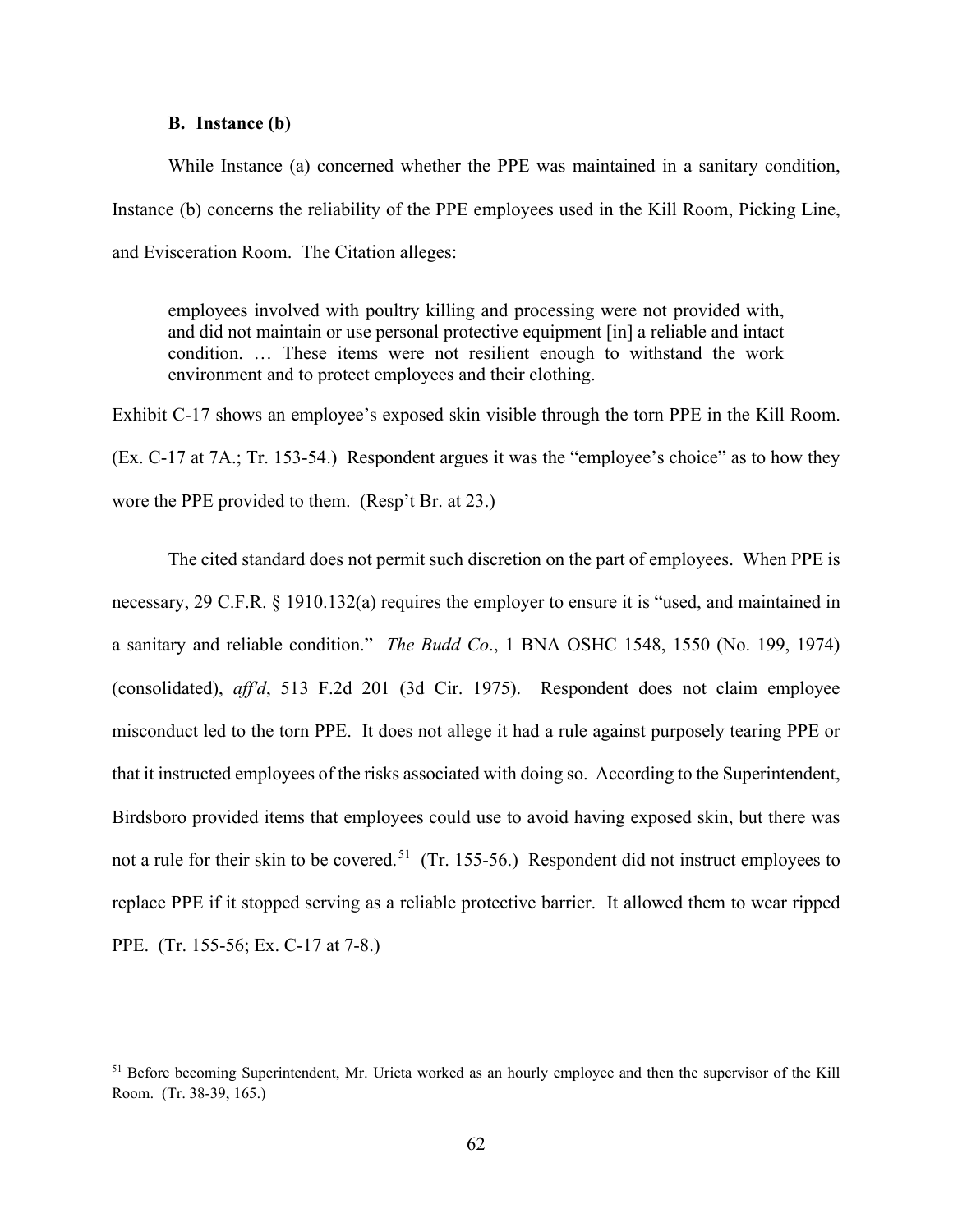### B. Instance (b)

While Instance (a) concerned whether the PPE was maintained in a sanitary condition, Instance (b) concerns the reliability of the PPE employees used in the Kill Room, Picking Line, and Evisceration Room. The Citation alleges:

> employees involved with poultry killing and processing were not provided with, and did not maintain or use personal protective equipment [in] a reliable and intact condition. … These items were not resilient enough to withstand the work environment and to protect employees and their clothing.

Exhibit C-17 shows an employee's exposed skin visible through the torn PPE in the Kill Room. (Ex. C-17 at 7A.; Tr. 153-54.) Respondent argues it was the "employee's choice" as to how they wore the PPE provided to them. (Resp't Br. at 23.)

The cited standard does not permit such discretion on the part of employees. When PPE is necessary, 29 C.F.R. § 1910.132(a) requires the employer to ensure it is "used, and maintained in a sanitary and reliable condition." *The Budd Co*., 1 BNA OSHC 1548, 1550 (No. 199, 1974) (consolidated), *aff'd*, 513 F.2d 201 (3d Cir. 1975). Respondent does not claim employee misconduct led to the torn PPE. It does not allege it had a rule against purposely tearing PPE or that it instructed employees of the risks associated with doing so. According to the Superintendent, Birdsboro provided items that employees could use to avoid having exposed skin, but there was not a rule for their skin to be covered.[51] (Tr. 155-56.) Respondent did not instruct employees to replace PPE if it stopped serving as a reliable protective barrier. It allowed them to wear ripped PPE. (Tr. 155-56; Ex. C-17 at 7-8.)

---

[51] Before becoming Superintendent, Mr. Urieta worked as an hourly employee and then the supervisor of the Kill Room. (Tr. 38-39, 165.)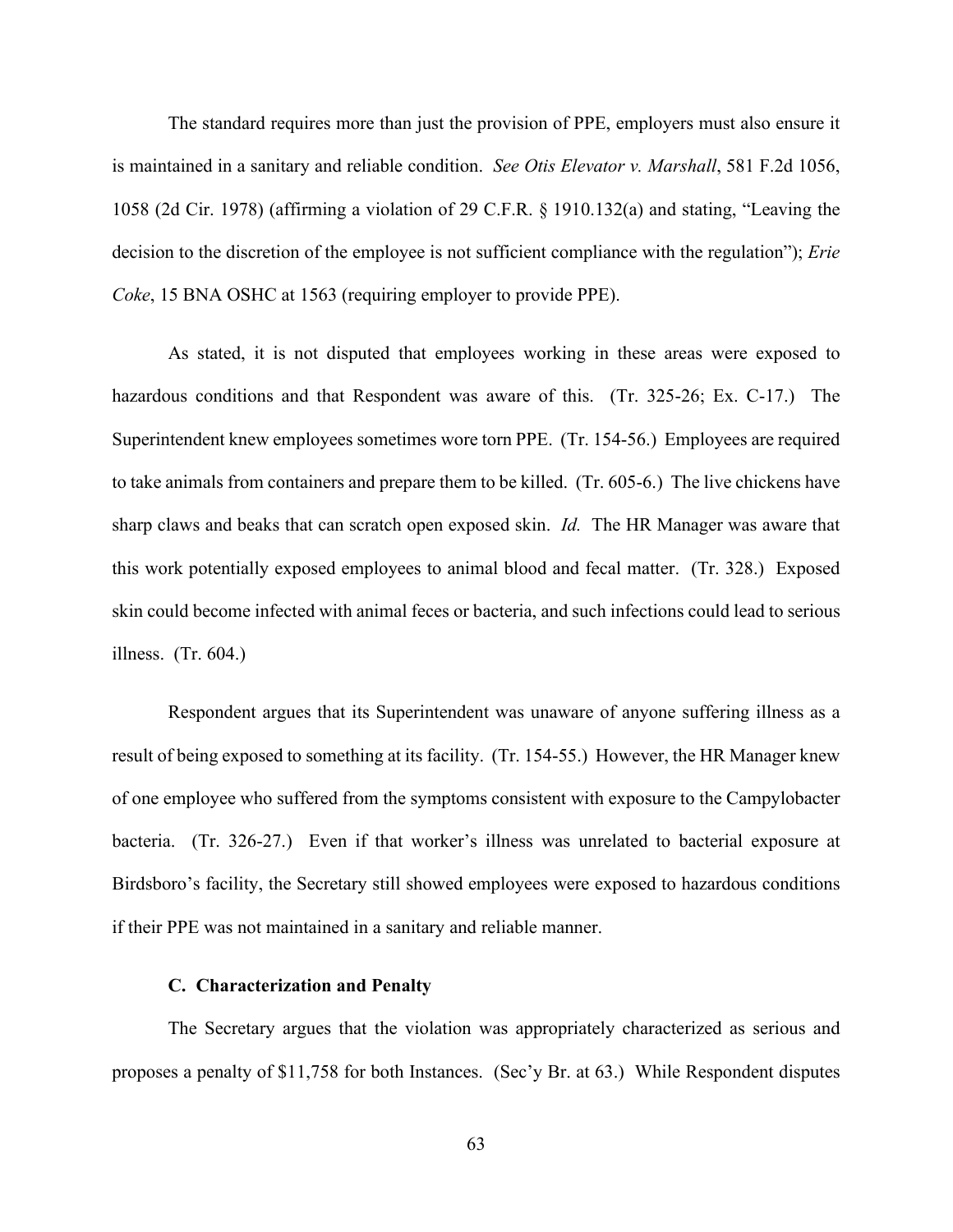The standard requires more than just the provision of PPE, employers must also ensure it is maintained in a sanitary and reliable condition. *See Otis Elevator v. Marshall*, 581 F.2d 1056, 1058 (2d Cir. 1978) (affirming a violation of 29 C.F.R. § 1910.132(a) and stating, "Leaving the decision to the discretion of the employee is not sufficient compliance with the regulation"); *Erie Coke*, 15 BNA OSHC at 1563 (requiring employer to provide PPE).

As stated, it is not disputed that employees working in these areas were exposed to hazardous conditions and that Respondent was aware of this. (Tr. 325-26; Ex. C-17.) The Superintendent knew employees sometimes wore torn PPE. (Tr. 154-56.) Employees are required to take animals from containers and prepare them to be killed. (Tr. 605-6.) The live chickens have sharp claws and beaks that can scratch open exposed skin. *Id.* The HR Manager was aware that this work potentially exposed employees to animal blood and fecal matter. (Tr. 328.) Exposed skin could become infected with animal feces or bacteria, and such infections could lead to serious illness. (Tr. 604.)

Respondent argues that its Superintendent was unaware of anyone suffering illness as a result of being exposed to something at its facility. (Tr. 154-55.) However, the HR Manager knew of one employee who suffered from the symptoms consistent with exposure to the Campylobacter bacteria. (Tr. 326-27.) Even if that worker's illness was unrelated to bacterial exposure at Birdsboro's facility, the Secretary still showed employees were exposed to hazardous conditions if their PPE was not maintained in a sanitary and reliable manner.

### C. Characterization and Penalty

The Secretary argues that the violation was appropriately characterized as serious and proposes a penalty of $11,758 for both Instances. (Sec'y Br. at 63.) While Respondent disputes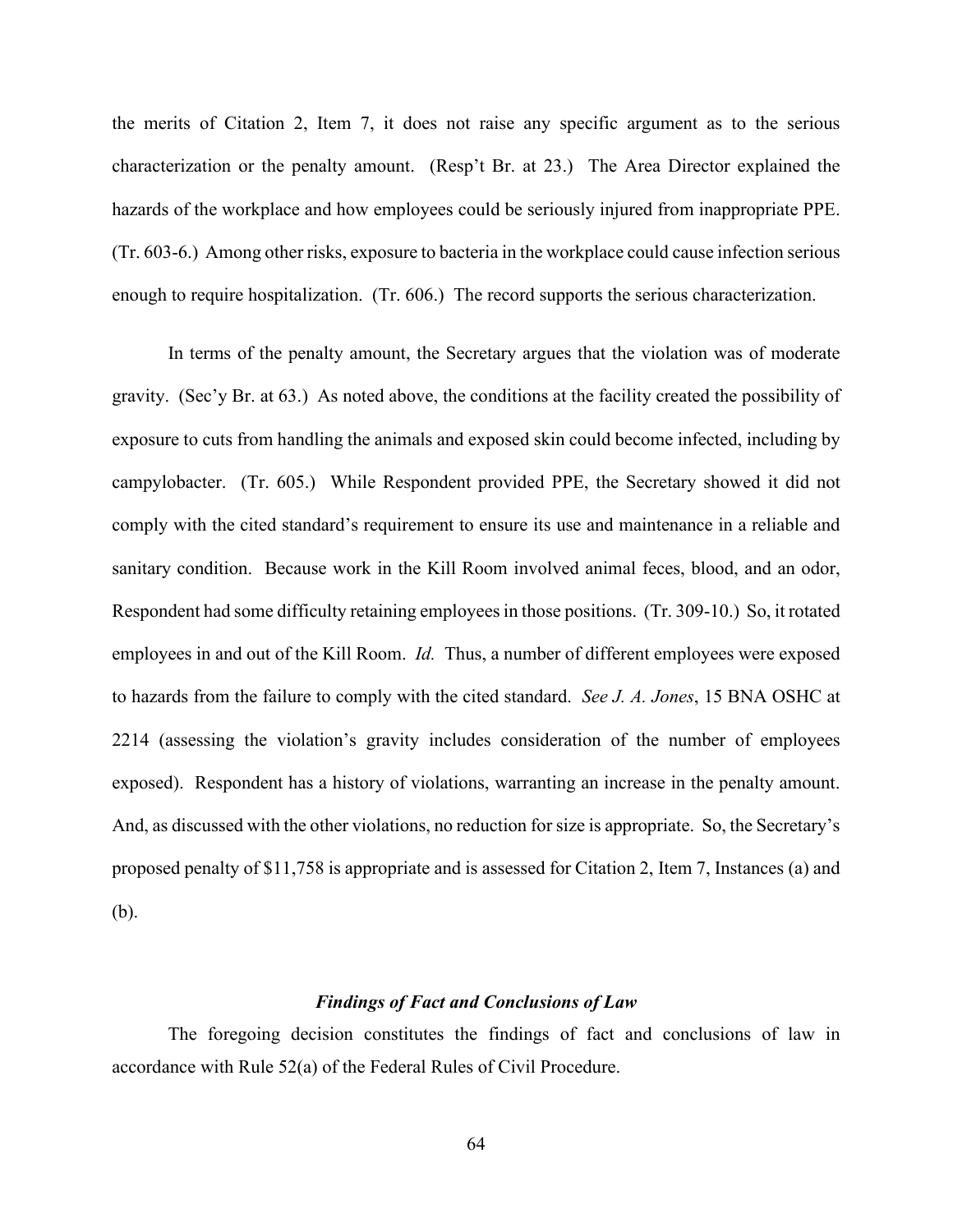the merits of Citation 2, Item 7, it does not raise any specific argument as to the serious characterization or the penalty amount. (Resp't Br. at 23.) The Area Director explained the hazards of the workplace and how employees could be seriously injured from inappropriate PPE. (Tr. 603-6.) Among other risks, exposure to bacteria in the workplace could cause infection serious enough to require hospitalization. (Tr. 606.) The record supports the serious characterization.

In terms of the penalty amount, the Secretary argues that the violation was of moderate gravity. (Sec'y Br. at 63.) As noted above, the conditions at the facility created the possibility of exposure to cuts from handling the animals and exposed skin could become infected, including by campylobacter. (Tr. 605.) While Respondent provided PPE, the Secretary showed it did not comply with the cited standard's requirement to ensure its use and maintenance in a reliable and sanitary condition. Because work in the Kill Room involved animal feces, blood, and an odor, Respondent had some difficulty retaining employees in those positions. (Tr. 309-10.) So, it rotated employees in and out of the Kill Room. *Id.* Thus, a number of different employees were exposed to hazards from the failure to comply with the cited standard. *See J. A. Jones*, 15 BNA OSHC at 2214 (assessing the violation's gravity includes consideration of the number of employees exposed). Respondent has a history of violations, warranting an increase in the penalty amount. And, as discussed with the other violations, no reduction for size is appropriate. So, the Secretary's proposed penalty of $11,758 is appropriate and is assessed for Citation 2, Item 7, Instances (a) and (b).

### *Findings of Fact and Conclusions of Law*

The foregoing decision constitutes the findings of fact and conclusions of law in accordance with Rule 52(a) of the Federal Rules of Civil Procedure.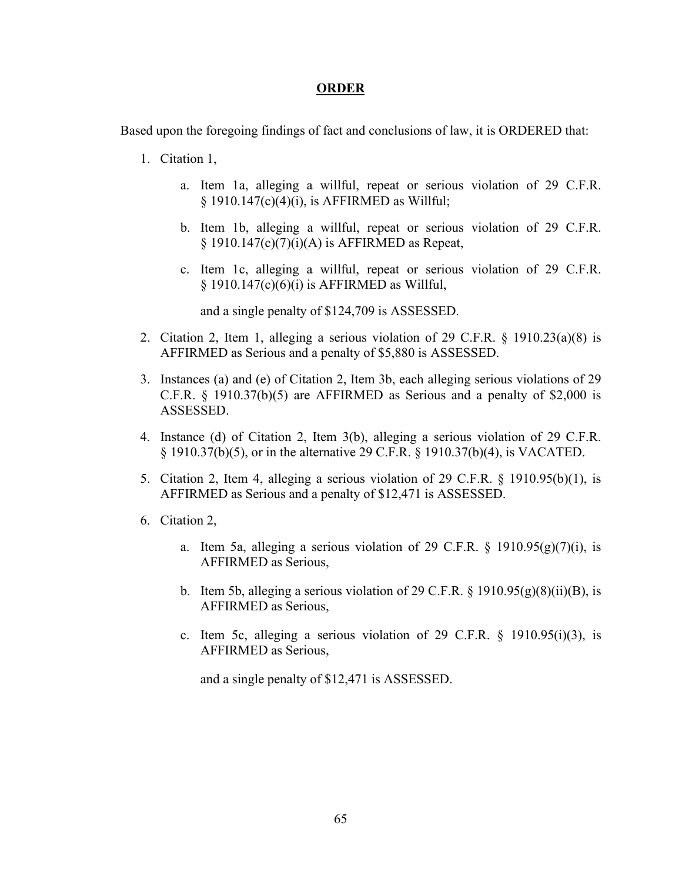## ORDER

Based upon the foregoing findings of fact and conclusions of law, it is ORDERED that:

1. Citation 1,

    a. Item 1a, alleging a willful, repeat or serious violation of 29 C.F.R. § 1910.147(c)(4)(i), is AFFIRMED as Willful;

    b. Item 1b, alleging a willful, repeat or serious violation of 29 C.F.R. § 1910.147(c)(7)(i)(A) is AFFIRMED as Repeat,

    c. Item 1c, alleging a willful, repeat or serious violation of 29 C.F.R. § 1910.147(c)(6)(i) is AFFIRMED as Willful,

    and a single penalty of $124,709 is ASSESSED.

2. Citation 2, Item 1, alleging a serious violation of 29 C.F.R. § 1910.23(a)(8) is AFFIRMED as Serious and a penalty of $5,880 is ASSESSED.

3. Instances (a) and (e) of Citation 2, Item 3b, each alleging serious violations of 29 C.F.R. § 1910.37(b)(5) are AFFIRMED as Serious and a penalty of $2,000 is ASSESSED.

4. Instance (d) of Citation 2, Item 3(b), alleging a serious violation of 29 C.F.R. § 1910.37(b)(5), or in the alternative 29 C.F.R. § 1910.37(b)(4), is VACATED.

5. Citation 2, Item 4, alleging a serious violation of 29 C.F.R. § 1910.95(b)(1), is AFFIRMED as Serious and a penalty of $12,471 is ASSESSED.

6. Citation 2,

    a. Item 5a, alleging a serious violation of 29 C.F.R. § 1910.95(g)(7)(i), is AFFIRMED as Serious,

    b. Item 5b, alleging a serious violation of 29 C.F.R. § 1910.95(g)(8)(ii)(B), is AFFIRMED as Serious,

    c. Item 5c, alleging a serious violation of 29 C.F.R. § 1910.95(i)(3), is AFFIRMED as Serious,

    and a single penalty of $12,471 is ASSESSED.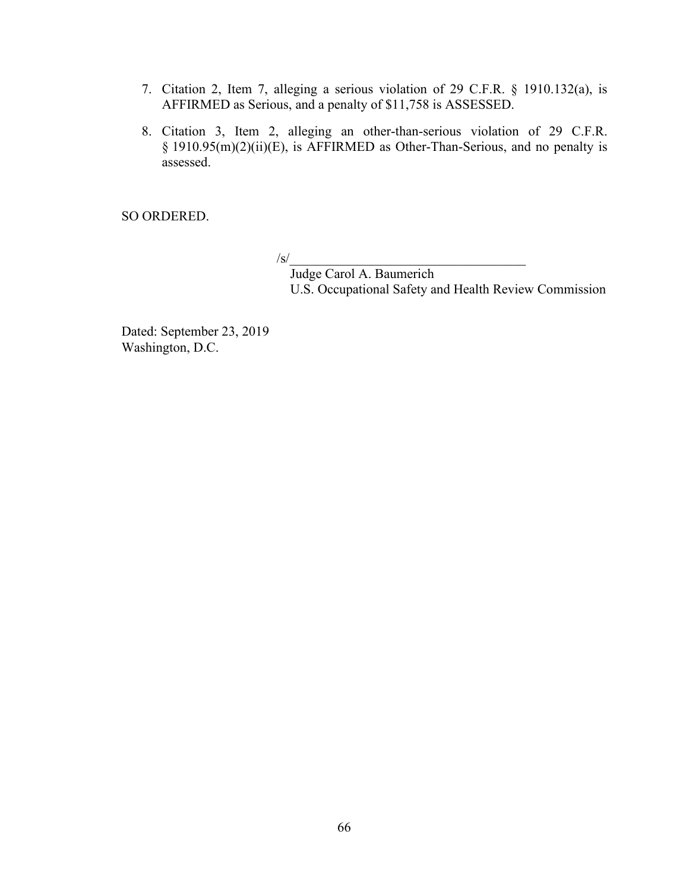7. Citation 2, Item 7, alleging a serious violation of 29 C.F.R. § 1910.132(a), is AFFIRMED as Serious, and a penalty of $11,758 is ASSESSED.

8. Citation 3, Item 2, alleging an other-than-serious violation of 29 C.F.R. § 1910.95(m)(2)(ii)(E), is AFFIRMED as Other-Than-Serious, and no penalty is assessed.

SO ORDERED.

/s/____________________________________
Judge Carol A. Baumerich
U.S. Occupational Safety and Health Review Commission

Dated: September 23, 2019
Washington, D.C.